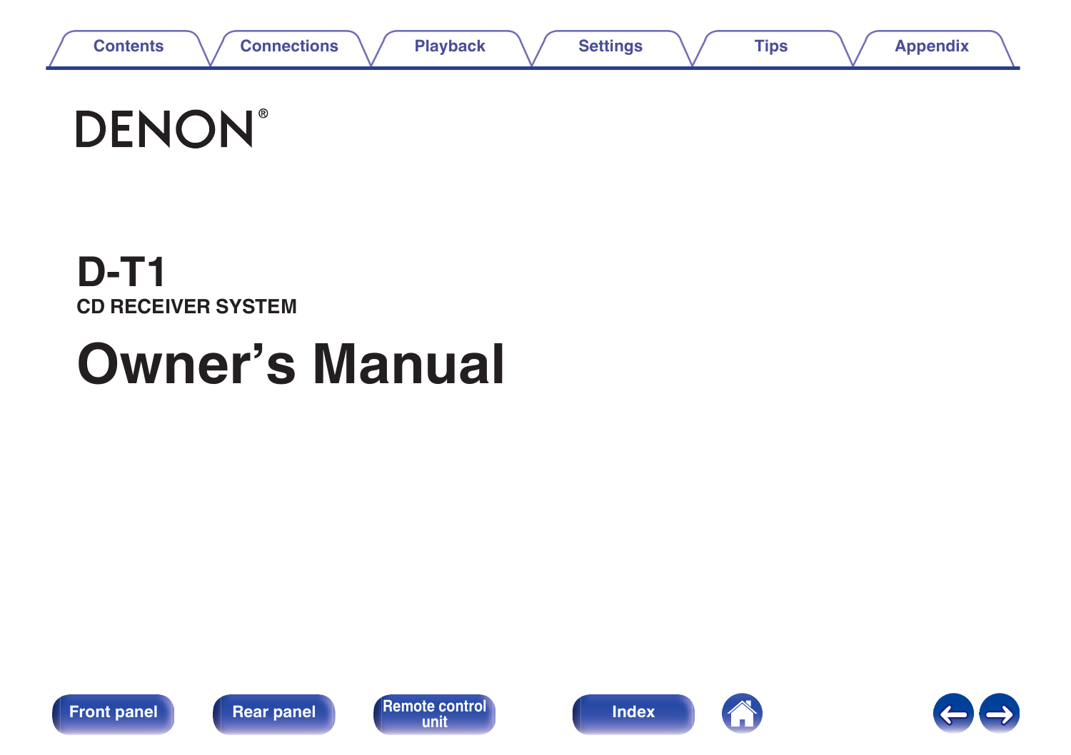# DENON®

## D-T1

CD RECEIVER SYSTEM

# Owner's Manual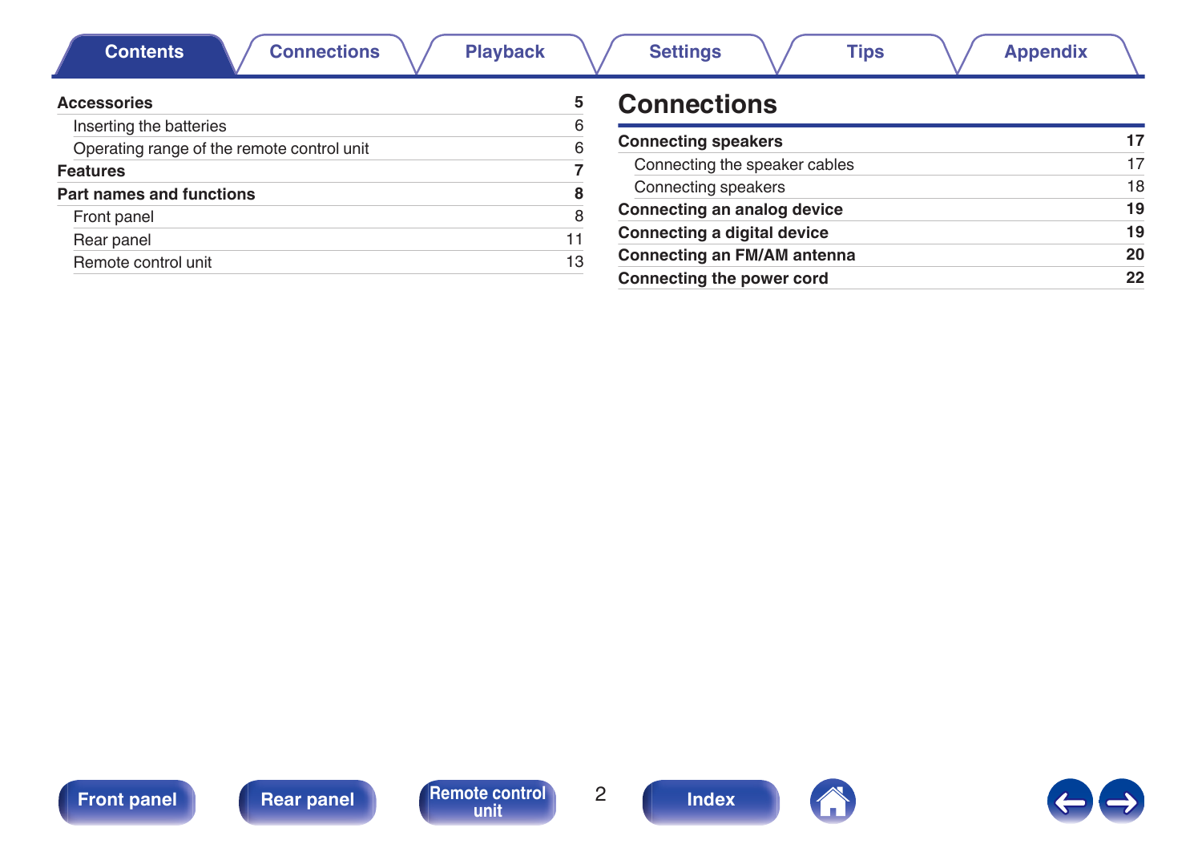| Accessories | 5 |
|---|---|
| Inserting the batteries | 6 |
| Operating range of the remote control unit | 6 |
| **Features** | **7** |
| **Part names and functions** | **8** |
| Front panel | 8 |
| Rear panel | 11 |
| Remote control unit | 13 |

## Connections

| Connecting speakers | 17 |
|---|---|
| Connecting the speaker cables | 17 |
| Connecting speakers | 18 |
| **Connecting an analog device** | **19** |
| **Connecting a digital device** | **19** |
| **Connecting an FM/AM antenna** | **20** |
| **Connecting the power cord** | **22** |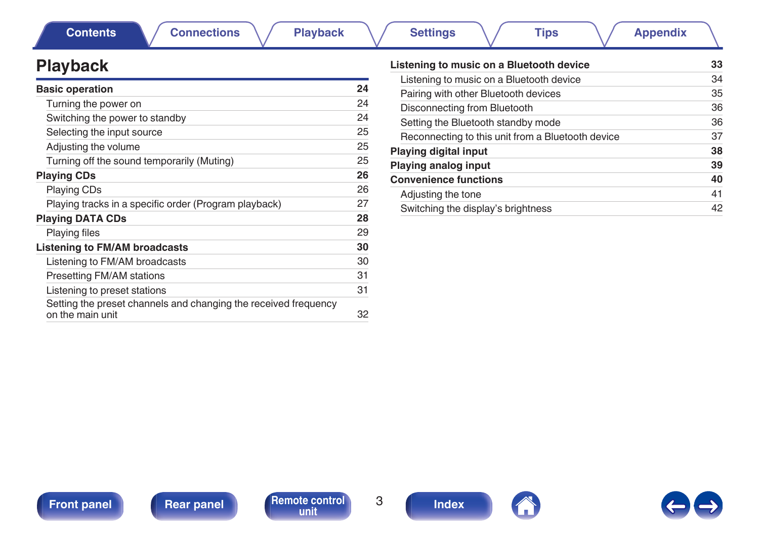# Playback

| | |
|---|---|
| **Basic operation** | **24** |
| Turning the power on | 24 |
| Switching the power to standby | 24 |
| Selecting the input source | 25 |
| Adjusting the volume | 25 |
| Turning off the sound temporarily (Muting) | 25 |
| **Playing CDs** | **26** |
| Playing CDs | 26 |
| Playing tracks in a specific order (Program playback) | 27 |
| **Playing DATA CDs** | **28** |
| Playing files | 29 |
| **Listening to FM/AM broadcasts** | **30** |
| Listening to FM/AM broadcasts | 30 |
| Presetting FM/AM stations | 31 |
| Listening to preset stations | 31 |
| Setting the preset channels and changing the received frequency on the main unit | 32 |
| **Listening to music on a Bluetooth device** | **33** |
| Listening to music on a Bluetooth device | 34 |
| Pairing with other Bluetooth devices | 35 |
| Disconnecting from Bluetooth | 36 |
| Setting the Bluetooth standby mode | 36 |
| Reconnecting to this unit from a Bluetooth device | 37 |
| **Playing digital input** | **38** |
| **Playing analog input** | **39** |
| **Convenience functions** | **40** |
| Adjusting the tone | 41 |
| Switching the display’s brightness | 42 |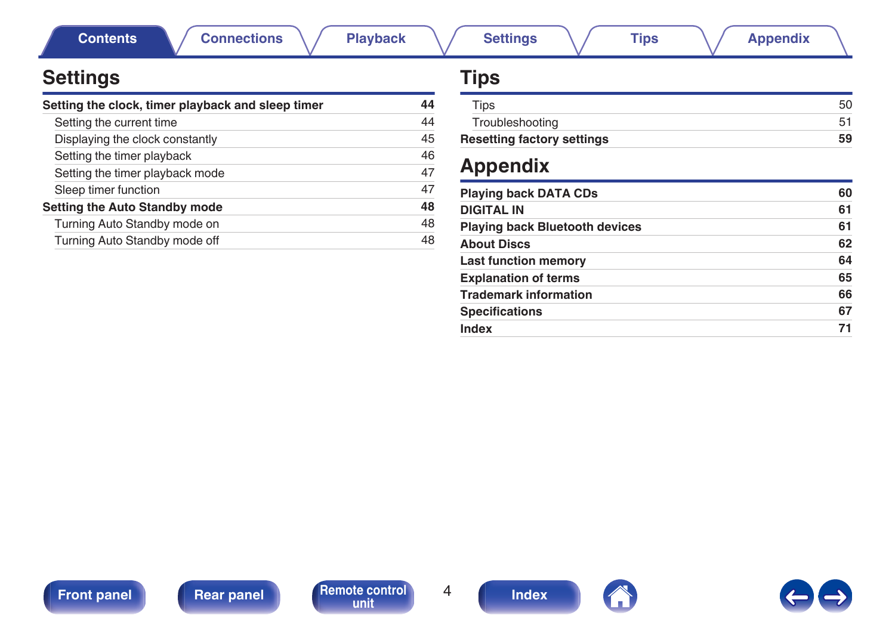## Settings

| | |
|---|---|
| **Setting the clock, timer playback and sleep timer** | **44** |
| Setting the current time | 44 |
| Displaying the clock constantly | 45 |
| Setting the timer playback | 46 |
| Setting the timer playback mode | 47 |
| Sleep timer function | 47 |
| **Setting the Auto Standby mode** | **48** |
| Turning Auto Standby mode on | 48 |
| Turning Auto Standby mode off | 48 |

## Tips

| | |
|---|---|
| Tips | 50 |
| Troubleshooting | 51 |
| **Resetting factory settings** | **59** |

## Appendix

| | |
|---|---|
| **Playing back DATA CDs** | **60** |
| **DIGITAL IN** | **61** |
| **Playing back Bluetooth devices** | **61** |
| **About Discs** | **62** |
| **Last function memory** | **64** |
| **Explanation of terms** | **65** |
| **Trademark information** | **66** |
| **Specifications** | **67** |
| **Index** | **71** |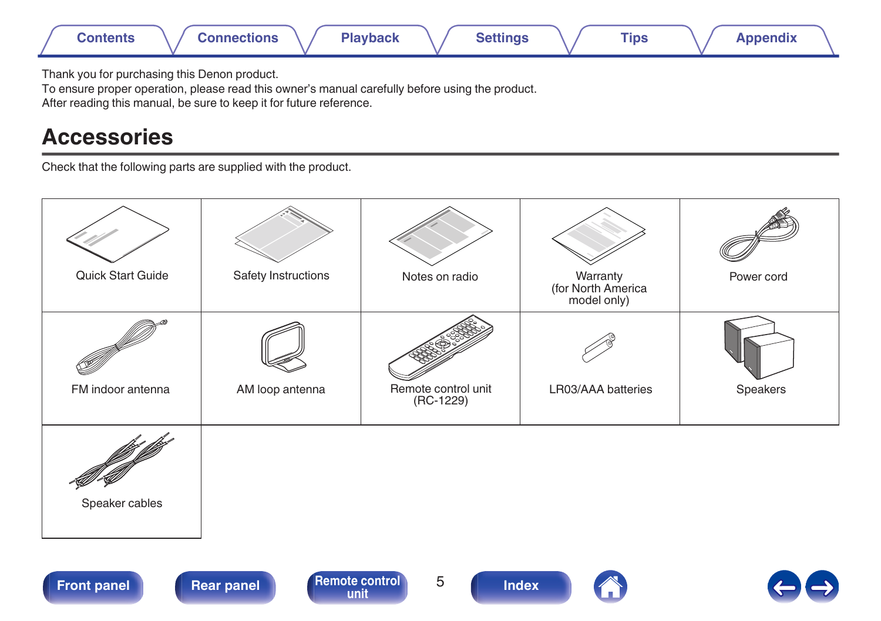Thank you for purchasing this Denon product.
To ensure proper operation, please read this owner's manual carefully before using the product.
After reading this manual, be sure to keep it for future reference.

# Accessories

Check that the following parts are supplied with the product.

| | | | | |
|---|---|---|---|---|
| Quick Start Guide | Safety Instructions | Notes on radio | Warranty (for North America model only) | Power cord |
| FM indoor antenna | AM loop antenna | Remote control unit (RC-1229) | LR03/AAA batteries | Speakers |
| Speaker cables | | | | |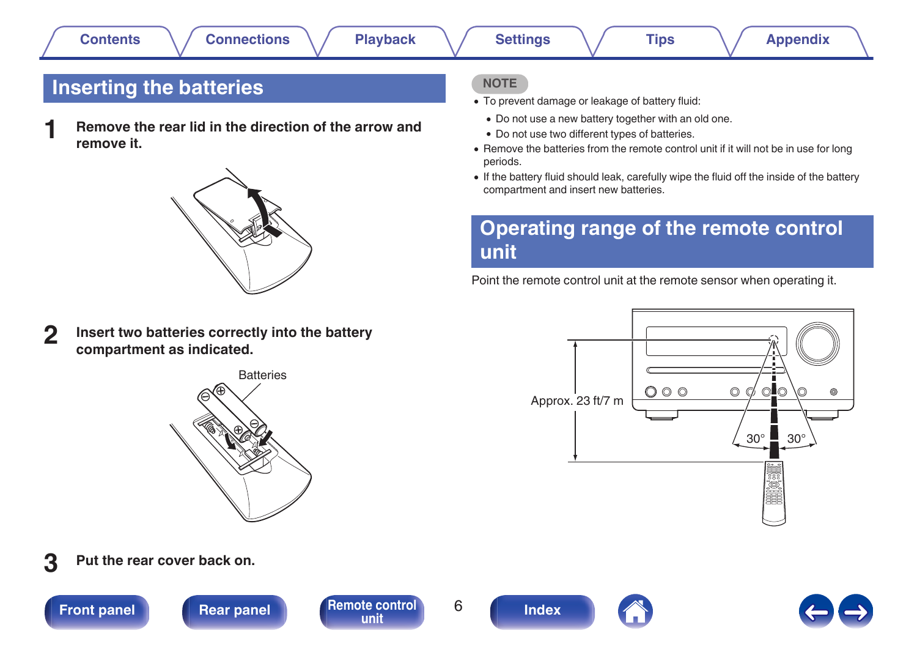## Inserting the batteries

**1** **Remove the rear lid in the direction of the arrow and remove it.**

**2** **Insert two batteries correctly into the battery compartment as indicated.**

Batteries

**3** **Put the rear cover back on.**

NOTE

- To prevent damage or leakage of battery fluid:
  - Do not use a new battery together with an old one.
  - Do not use two different types of batteries.
- Remove the batteries from the remote control unit if it will not be in use for long periods.
- If the battery fluid should leak, carefully wipe the fluid off the inside of the battery compartment and insert new batteries.

## Operating range of the remote control unit

Point the remote control unit at the remote sensor when operating it.

Approx. 23 ft/7 m

30° 30°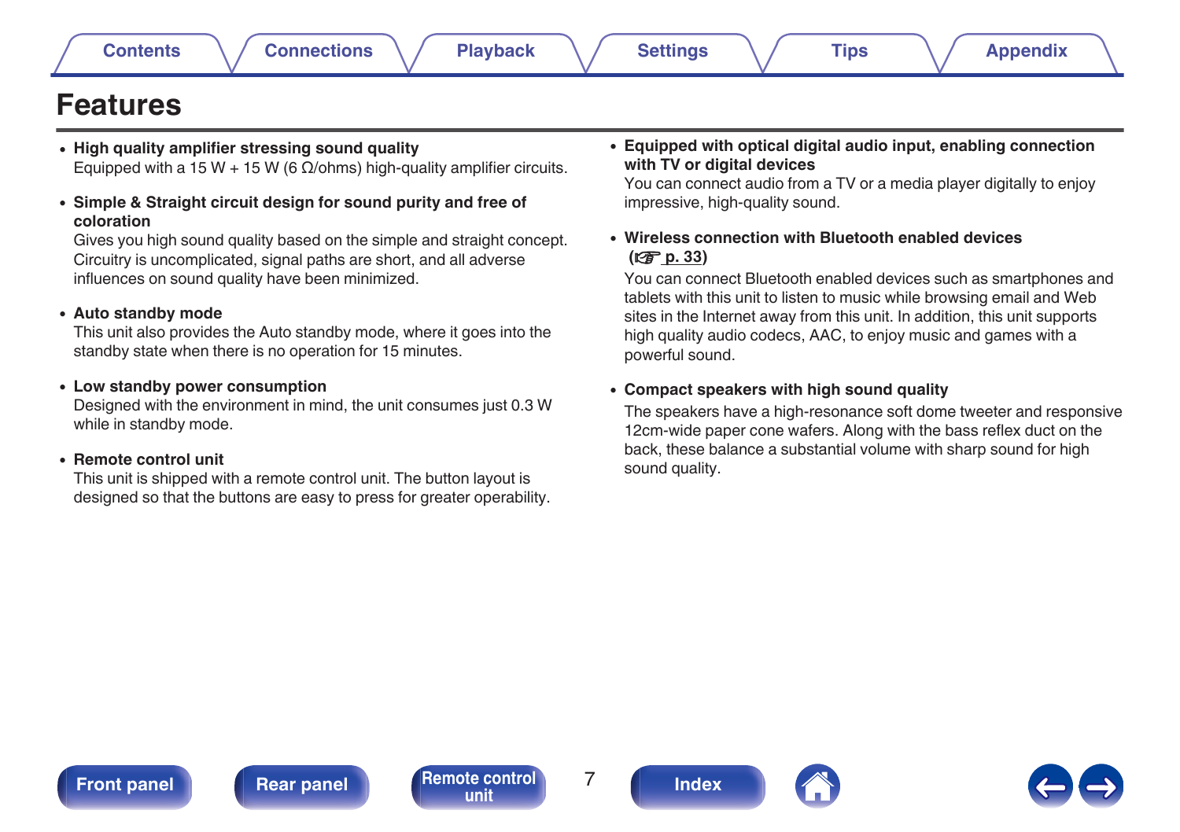# Features

- **High quality amplifier stressing sound quality**
  Equipped with a 15 W + 15 W (6 Ω/ohms) high-quality amplifier circuits.

- **Simple & Straight circuit design for sound purity and free of coloration**
  Gives you high sound quality based on the simple and straight concept. Circuitry is uncomplicated, signal paths are short, and all adverse influences on sound quality have been minimized.

- **Auto standby mode**
  This unit also provides the Auto standby mode, where it goes into the standby state when there is no operation for 15 minutes.

- **Low standby power consumption**
  Designed with the environment in mind, the unit consumes just 0.3 W while in standby mode.

- **Remote control unit**
  This unit is shipped with a remote control unit. The button layout is designed so that the buttons are easy to press for greater operability.

- **Equipped with optical digital audio input, enabling connection with TV or digital devices**
  You can connect audio from a TV or a media player digitally to enjoy impressive, high-quality sound.

- **Wireless connection with Bluetooth enabled devices (☞ p. 33)**
  You can connect Bluetooth enabled devices such as smartphones and tablets with this unit to listen to music while browsing email and Web sites in the Internet away from this unit. In addition, this unit supports high quality audio codecs, AAC, to enjoy music and games with a powerful sound.

- **Compact speakers with high sound quality**
  The speakers have a high-resonance soft dome tweeter and responsive 12cm-wide paper cone wafers. Along with the bass reflex duct on the back, these balance a substantial volume with sharp sound for high sound quality.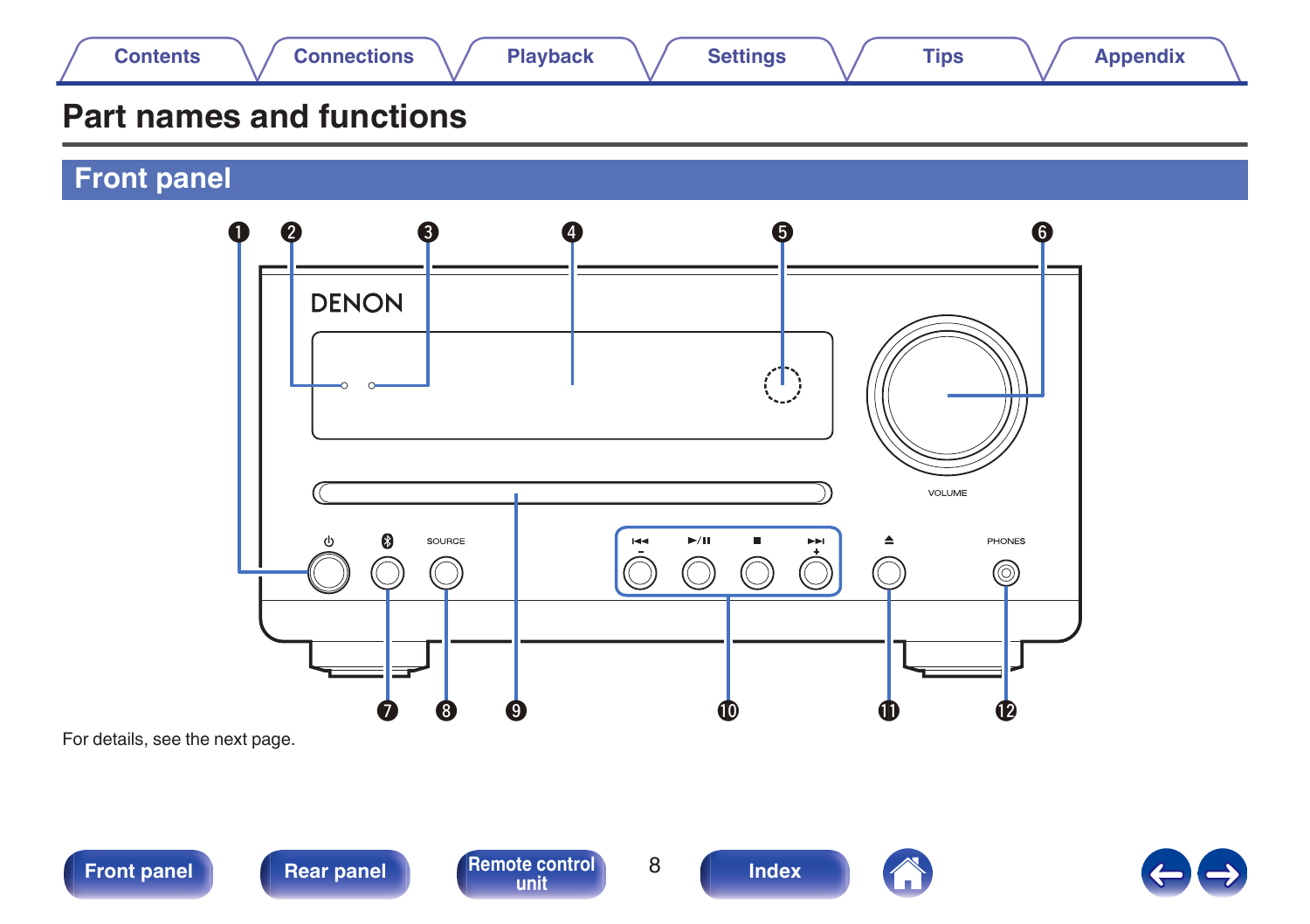# Part names and functions

## Front panel

For details, see the next page.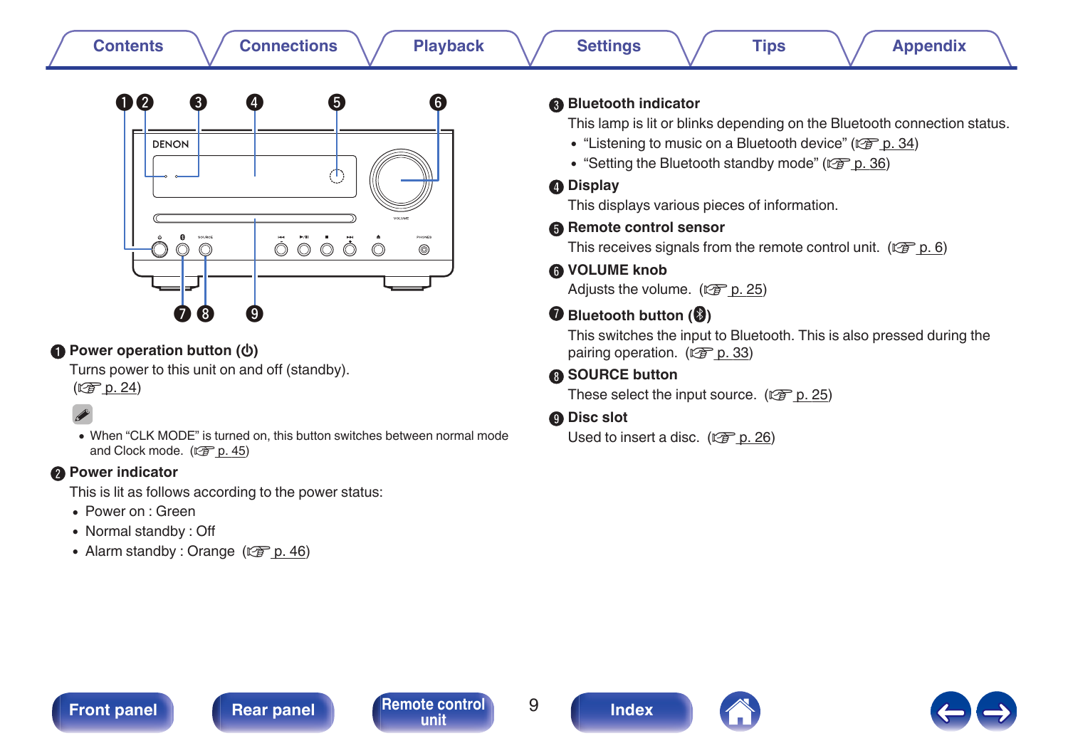**❶ Power operation button (⏻)**

Turns power to this unit on and off (standby).
(☞ p. 24)

- When “CLK MODE” is turned on, this button switches between normal mode and Clock mode. (☞ p. 45)

**❷ Power indicator**

This is lit as follows according to the power status:

- Power on : Green
- Normal standby : Off
- Alarm standby : Orange (☞ p. 46)

**❸ Bluetooth indicator**

This lamp is lit or blinks depending on the Bluetooth connection status.

- “Listening to music on a Bluetooth device” (☞ p. 34)
- “Setting the Bluetooth standby mode” (☞ p. 36)

**❹ Display**

This displays various pieces of information.

**❺ Remote control sensor**

This receives signals from the remote control unit. (☞ p. 6)

**❻ VOLUME knob**

Adjusts the volume. (☞ p. 25)

**❼ Bluetooth button (ʙ)**

This switches the input to Bluetooth. This is also pressed during the pairing operation. (☞ p. 33)

**❽ SOURCE button**

These select the input source. (☞ p. 25)

**❾ Disc slot**

Used to insert a disc. (☞ p. 26)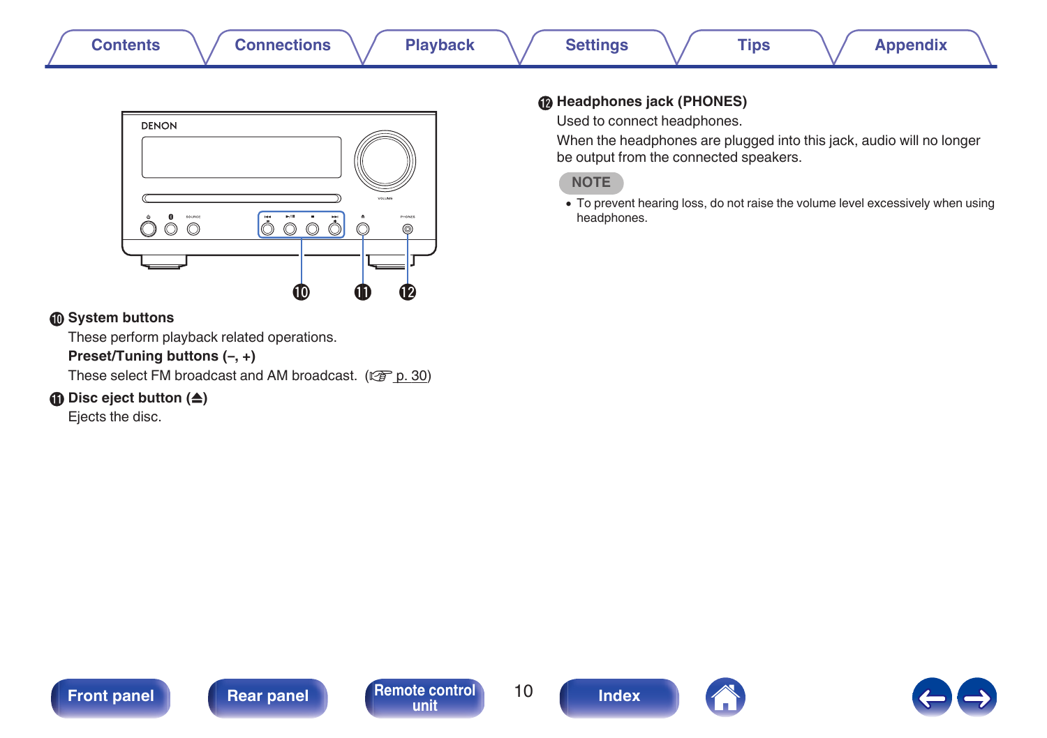**⑩ System buttons**

These perform playback related operations.

**Preset/Tuning buttons (–, +)**

These select FM broadcast and AM broadcast. (☞ p. 30)

**⑪ Disc eject button (⏏)**

Ejects the disc.

**⑫ Headphones jack (PHONES)**

Used to connect headphones.

When the headphones are plugged into this jack, audio will no longer be output from the connected speakers.

**NOTE**

- To prevent hearing loss, do not raise the volume level excessively when using headphones.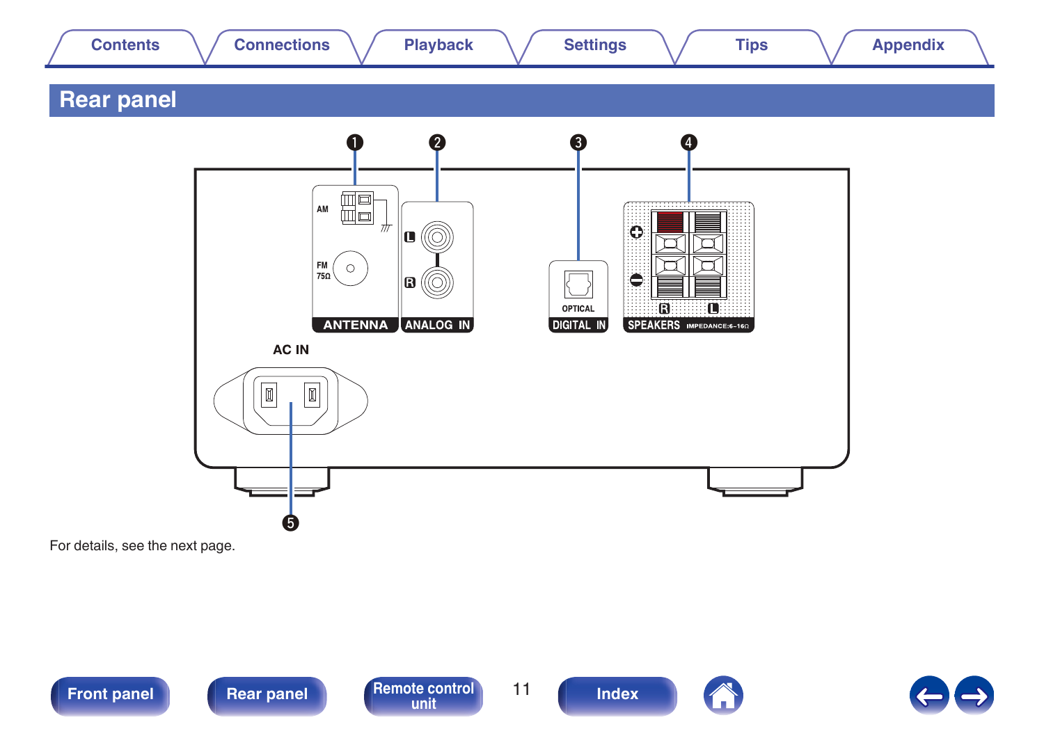# Rear panel

For details, see the next page.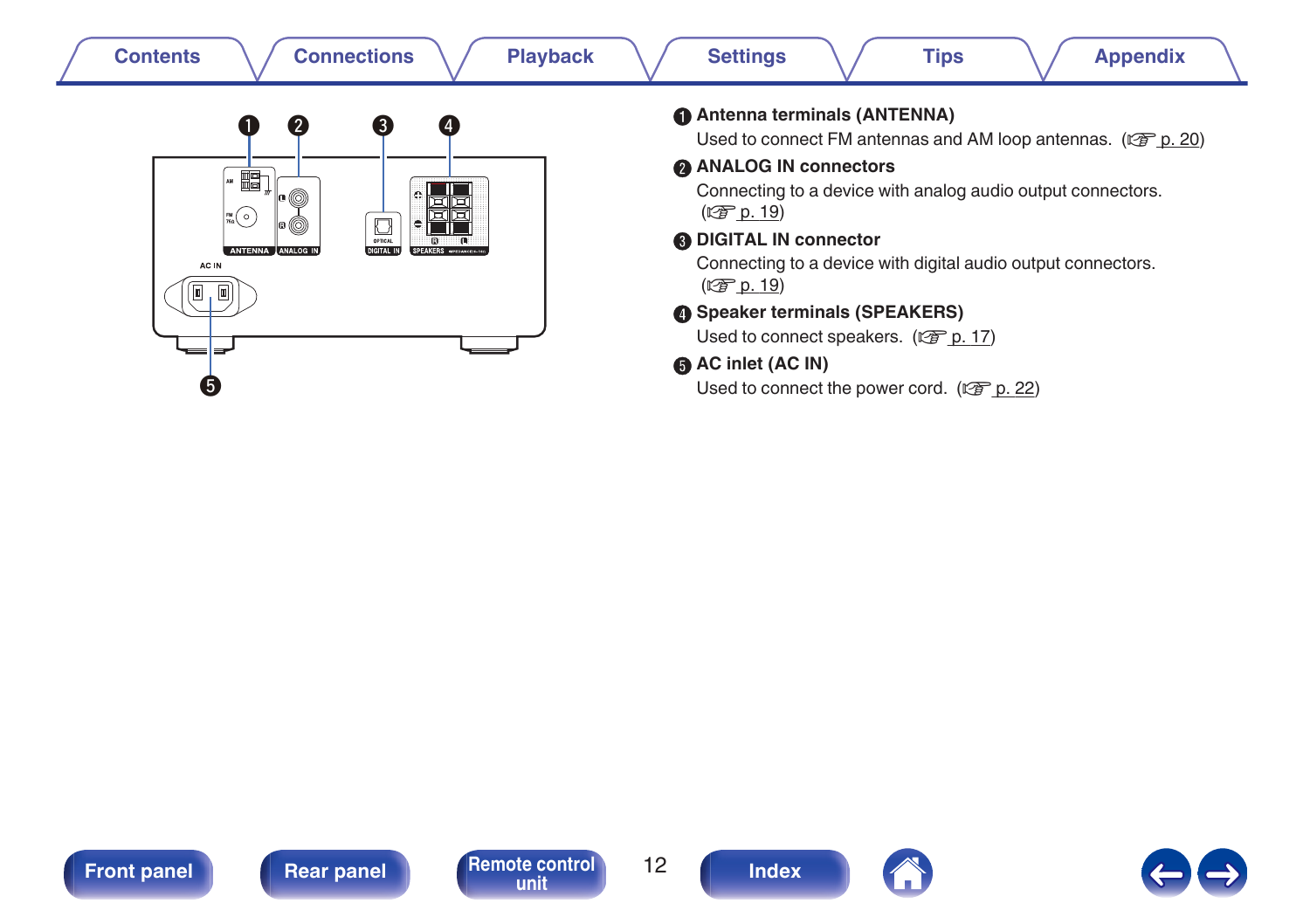**❶ Antenna terminals (ANTENNA)**

Used to connect FM antennas and AM loop antennas. (☞ p. 20)

**❷ ANALOG IN connectors**

Connecting to a device with analog audio output connectors. (☞ p. 19)

**❸ DIGITAL IN connector**

Connecting to a device with digital audio output connectors. (☞ p. 19)

**❹ Speaker terminals (SPEAKERS)**

Used to connect speakers. (☞ p. 17)

**❺ AC inlet (AC IN)**

Used to connect the power cord. (☞ p. 22)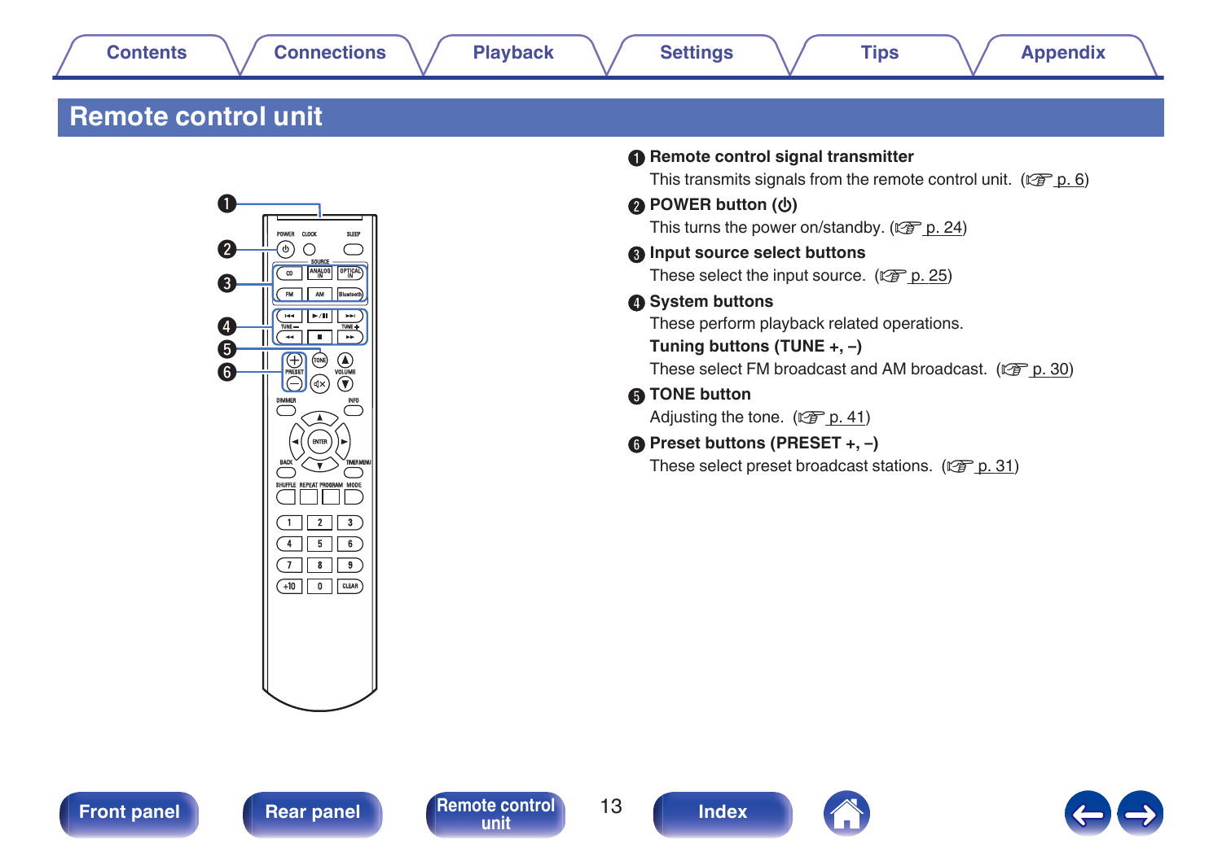# Remote control unit

**❶ Remote control signal transmitter**
This transmits signals from the remote control unit. (☞ p. 6)

**❷ POWER button (⏻)**
This turns the power on/standby. (☞ p. 24)

**❸ Input source select buttons**
These select the input source. (☞ p. 25)

**❹ System buttons**
These perform playback related operations.

**Tuning buttons (TUNE +, –)**
These select FM broadcast and AM broadcast. (☞ p. 30)

**❺ TONE button**
Adjusting the tone. (☞ p. 41)

**❻ Preset buttons (PRESET +, –)**
These select preset broadcast stations. (☞ p. 31)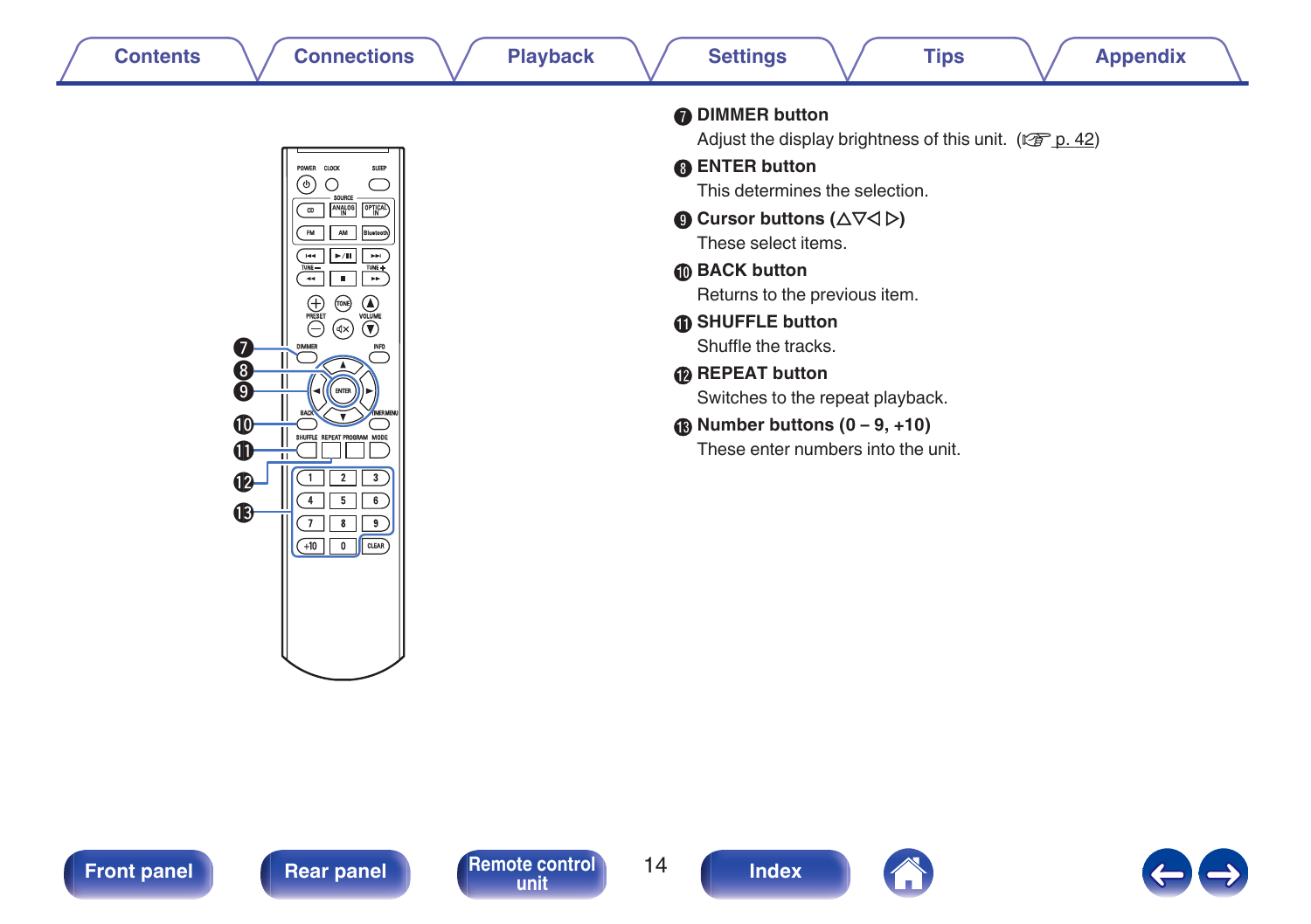**7 DIMMER button**

Adjust the display brightness of this unit. (☞ p. 42)

**8 ENTER button**

This determines the selection.

**9 Cursor buttons (△▽◁ ▷)**

These select items.

**10 BACK button**

Returns to the previous item.

**11 SHUFFLE button**

Shuffle the tracks.

**12 REPEAT button**

Switches to the repeat playback.

**13 Number buttons (0 – 9, +10)**

These enter numbers into the unit.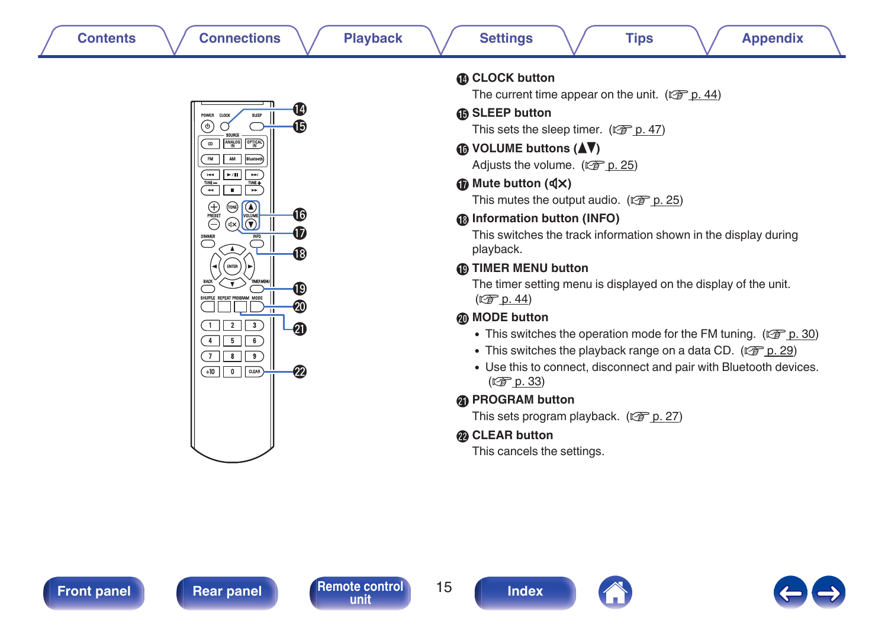### ⓮ CLOCK button

The current time appear on the unit. (☞ p. 44)

### ⓯ SLEEP button

This sets the sleep timer. (☞ p. 47)

### ⓰ VOLUME buttons (▲▼)

Adjusts the volume. (☞ p. 25)

### ⓱ Mute button (🔇)

This mutes the output audio. (☞ p. 25)

### ⓲ Information button (INFO)

This switches the track information shown in the display during playback.

### ⓳ TIMER MENU button

The timer setting menu is displayed on the display of the unit. (☞ p. 44)

### ⓴ MODE button

- This switches the operation mode for the FM tuning. (☞ p. 30)
- This switches the playback range on a data CD. (☞ p. 29)
- Use this to connect, disconnect and pair with Bluetooth devices. (☞ p. 33)

### ㉑ PROGRAM button

This sets program playback. (☞ p. 27)

### ㉒ CLEAR button

This cancels the settings.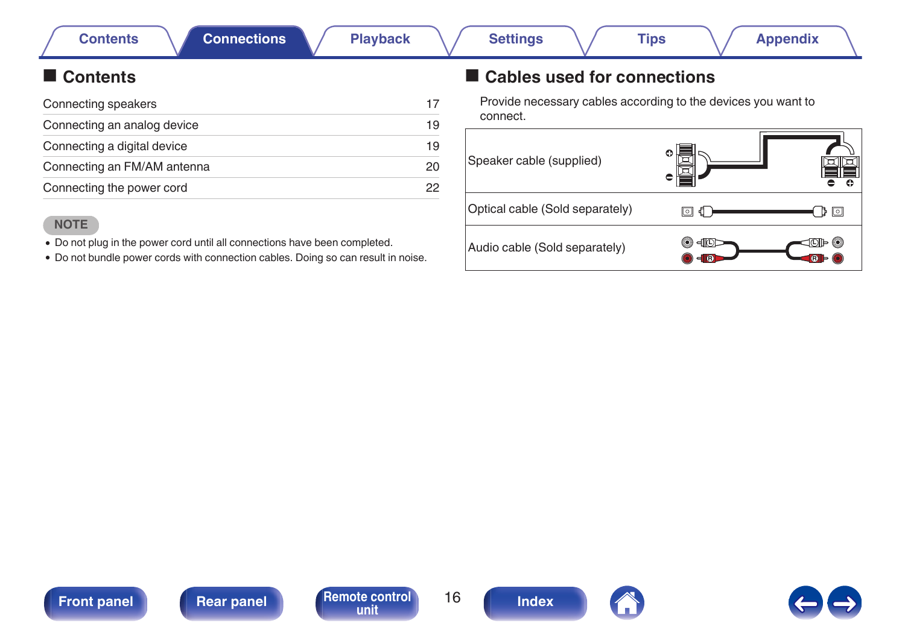## Contents

| | |
|---|---|
| Connecting speakers | 17 |
| Connecting an analog device | 19 |
| Connecting a digital device | 19 |
| Connecting an FM/AM antenna | 20 |
| Connecting the power cord | 22 |

**NOTE**

- Do not plug in the power cord until all connections have been completed.
- Do not bundle power cords with connection cables. Doing so can result in noise.

## Cables used for connections

Provide necessary cables according to the devices you want to connect.

| | |
|---|---|
| Speaker cable (supplied) | |
| Optical cable (Sold separately) | |
| Audio cable (Sold separately) | |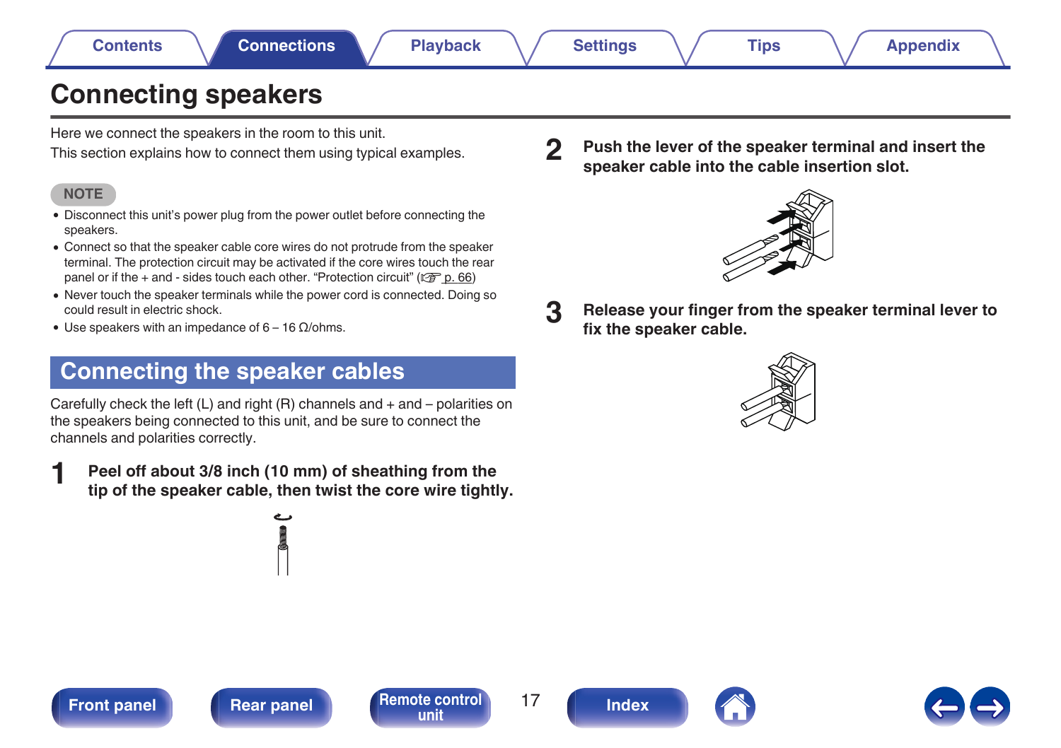# Connecting speakers

Here we connect the speakers in the room to this unit.
This section explains how to connect them using typical examples.

NOTE

- Disconnect this unit's power plug from the power outlet before connecting the speakers.
- Connect so that the speaker cable core wires do not protrude from the speaker terminal. The protection circuit may be activated if the core wires touch the rear panel or if the + and - sides touch each other. "Protection circuit" (☞ p. 66)
- Never touch the speaker terminals while the power cord is connected. Doing so could result in electric shock.
- Use speakers with an impedance of 6 – 16 Ω/ohms.

## Connecting the speaker cables

Carefully check the left (L) and right (R) channels and + and – polarities on the speakers being connected to this unit, and be sure to connect the channels and polarities correctly.

**1 Peel off about 3/8 inch (10 mm) of sheathing from the tip of the speaker cable, then twist the core wire tightly.**

**2 Push the lever of the speaker terminal and insert the speaker cable into the cable insertion slot.**

**3 Release your finger from the speaker terminal lever to fix the speaker cable.**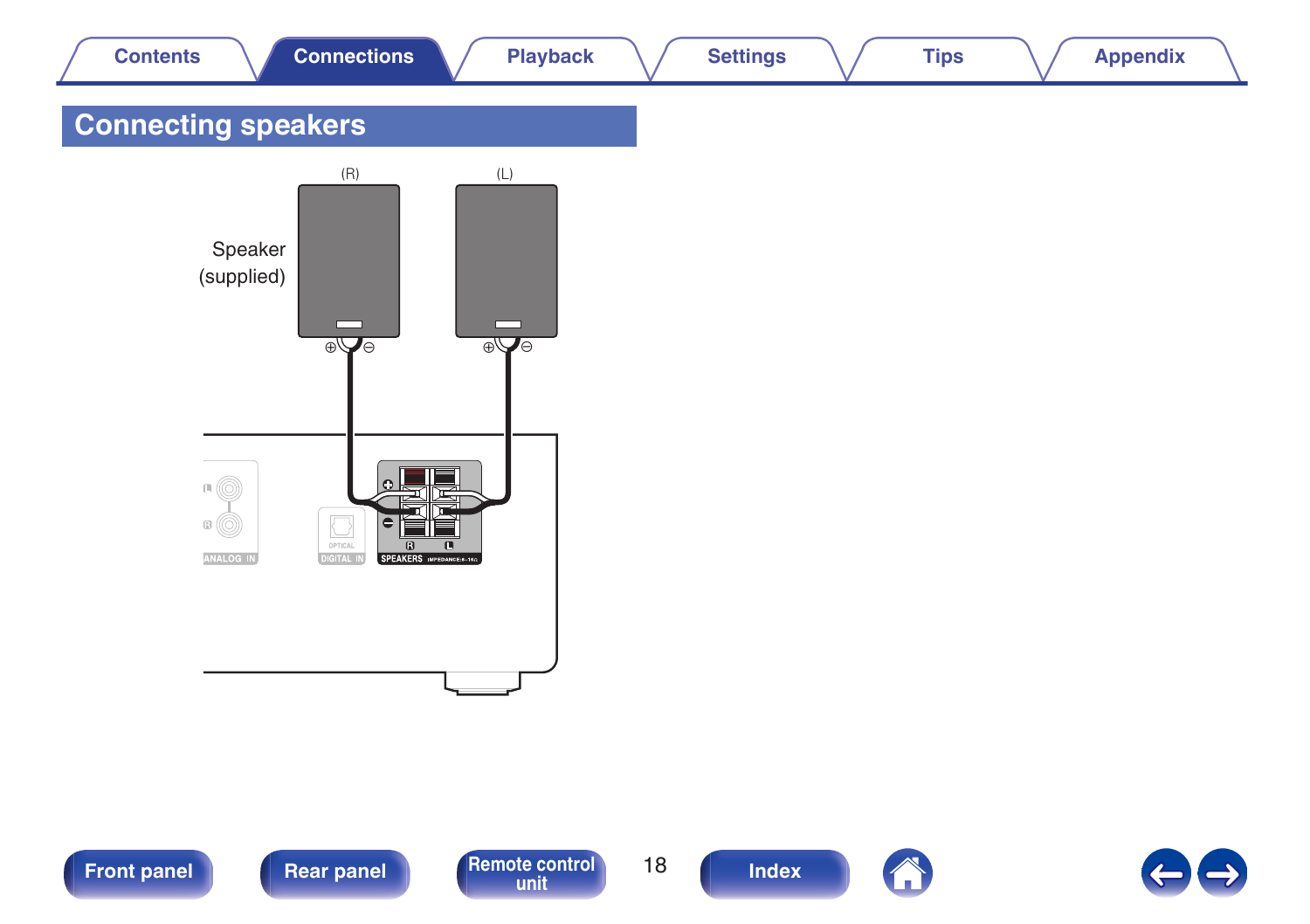# Connecting speakers

(R) (L)

Speaker (supplied)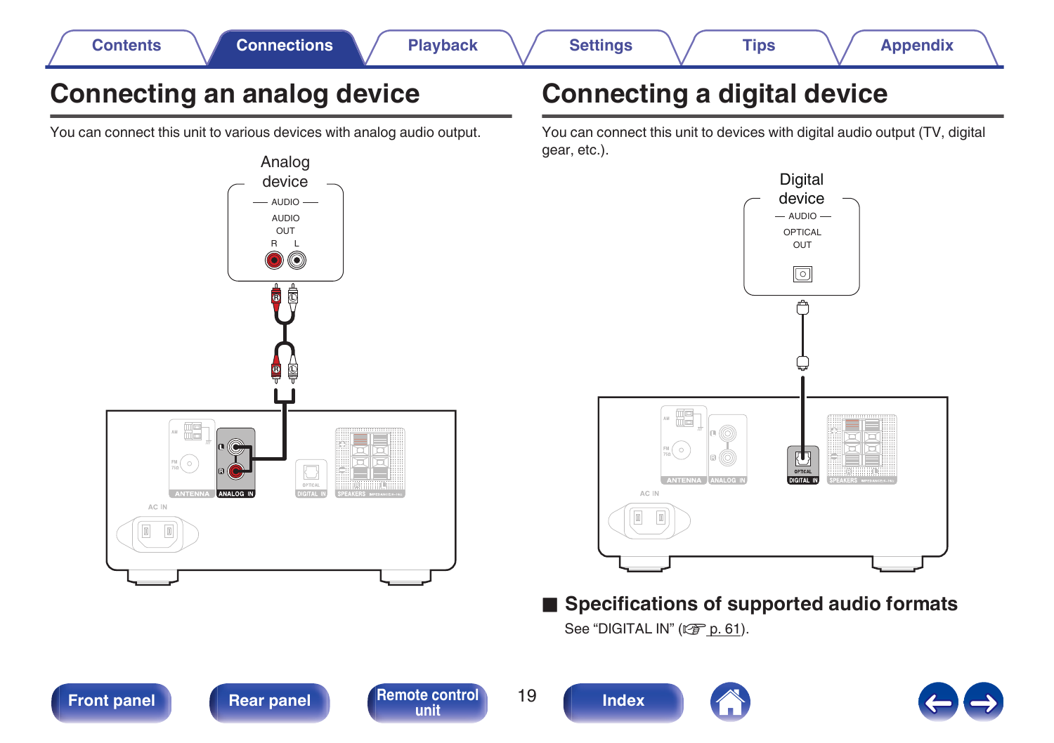# Connecting an analog device

You can connect this unit to various devices with analog audio output.

# Connecting a digital device

You can connect this unit to devices with digital audio output (TV, digital gear, etc.).

## ■ Specifications of supported audio formats

See “DIGITAL IN” (☞ p. 61).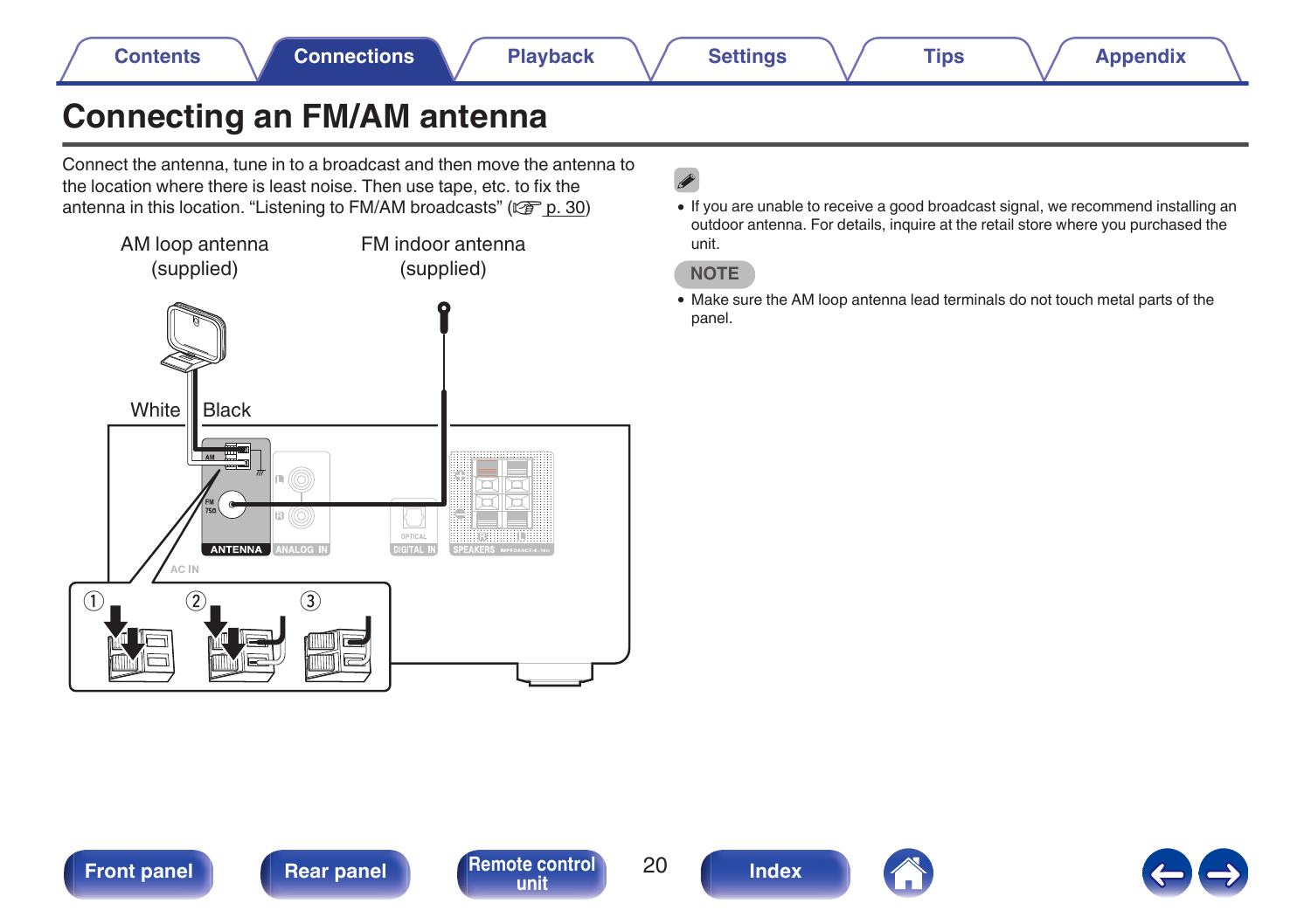# Connecting an FM/AM antenna

Connect the antenna, tune in to a broadcast and then move the antenna to the location where there is least noise. Then use tape, etc. to fix the antenna in this location. “Listening to FM/AM broadcasts” (☞ p. 30)

AM loop antenna (supplied)

FM indoor antenna (supplied)

White

Black

- If you are unable to receive a good broadcast signal, we recommend installing an outdoor antenna. For details, inquire at the retail store where you purchased the unit.

**NOTE**

- Make sure the AM loop antenna lead terminals do not touch metal parts of the panel.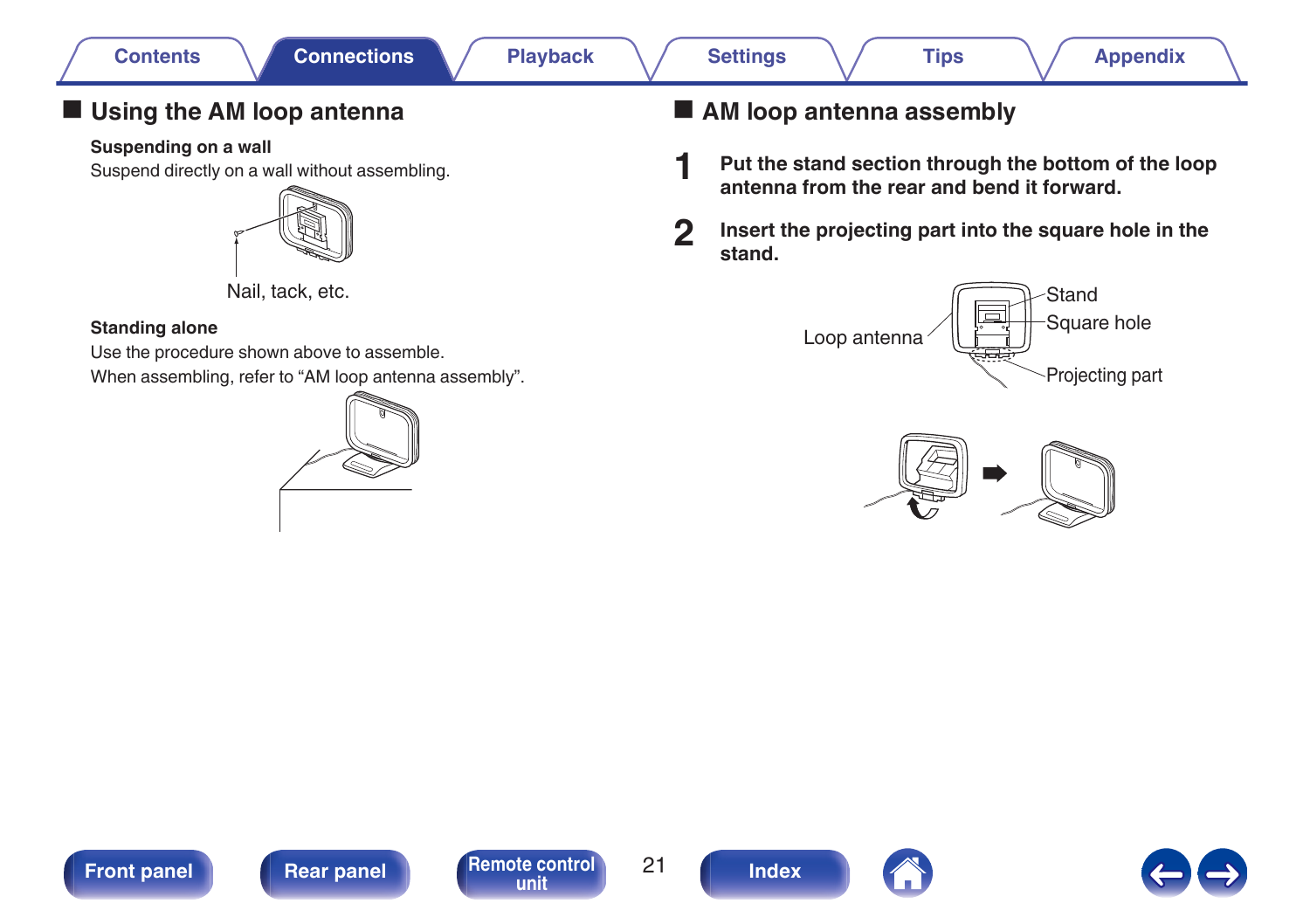## Using the AM loop antenna

### Suspending on a wall

Suspend directly on a wall without assembling.

Nail, tack, etc.

### Standing alone

Use the procedure shown above to assemble.
When assembling, refer to “AM loop antenna assembly”.

## AM loop antenna assembly

1. **Put the stand section through the bottom of the loop antenna from the rear and bend it forward.**
2. **Insert the projecting part into the square hole in the stand.**

Loop antenna

Stand

Square hole

Projecting part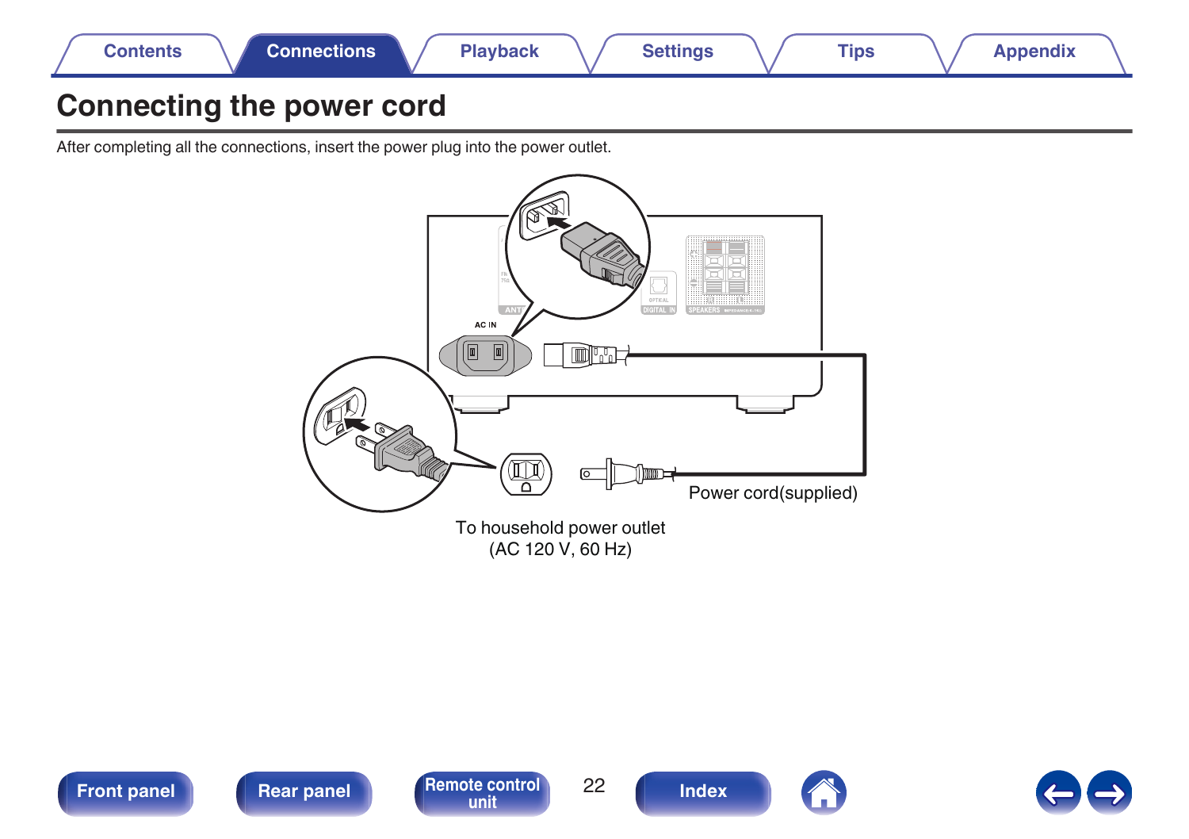# Connecting the power cord

After completing all the connections, insert the power plug into the power outlet.

AC IN

Power cord(supplied)

To household power outlet
(AC 120 V, 60 Hz)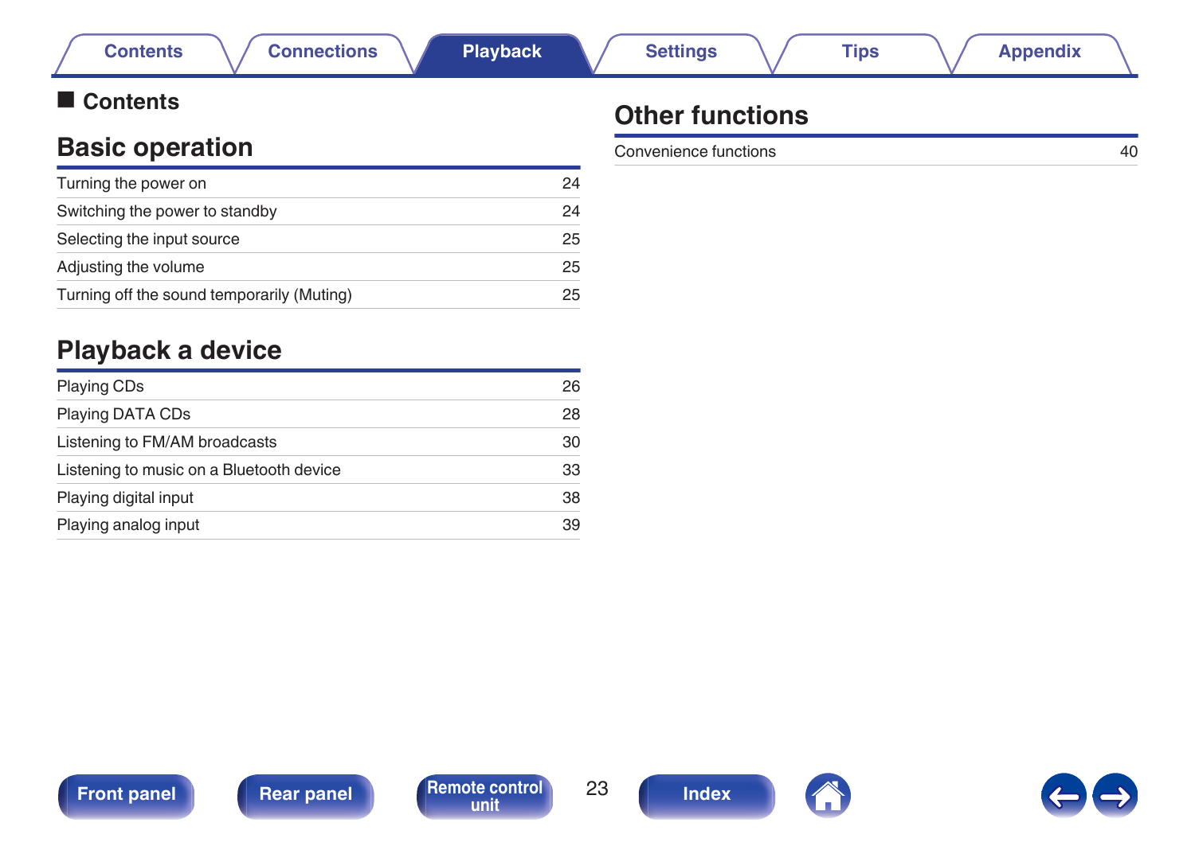## ■ Contents

## Basic operation

| | |
|---|---|
| Turning the power on | 24 |
| Switching the power to standby | 24 |
| Selecting the input source | 25 |
| Adjusting the volume | 25 |
| Turning off the sound temporarily (Muting) | 25 |

## Playback a device

| | |
|---|---|
| Playing CDs | 26 |
| Playing DATA CDs | 28 |
| Listening to FM/AM broadcasts | 30 |
| Listening to music on a Bluetooth device | 33 |
| Playing digital input | 38 |
| Playing analog input | 39 |

## Other functions

| | |
|---|---|
| Convenience functions | 40 |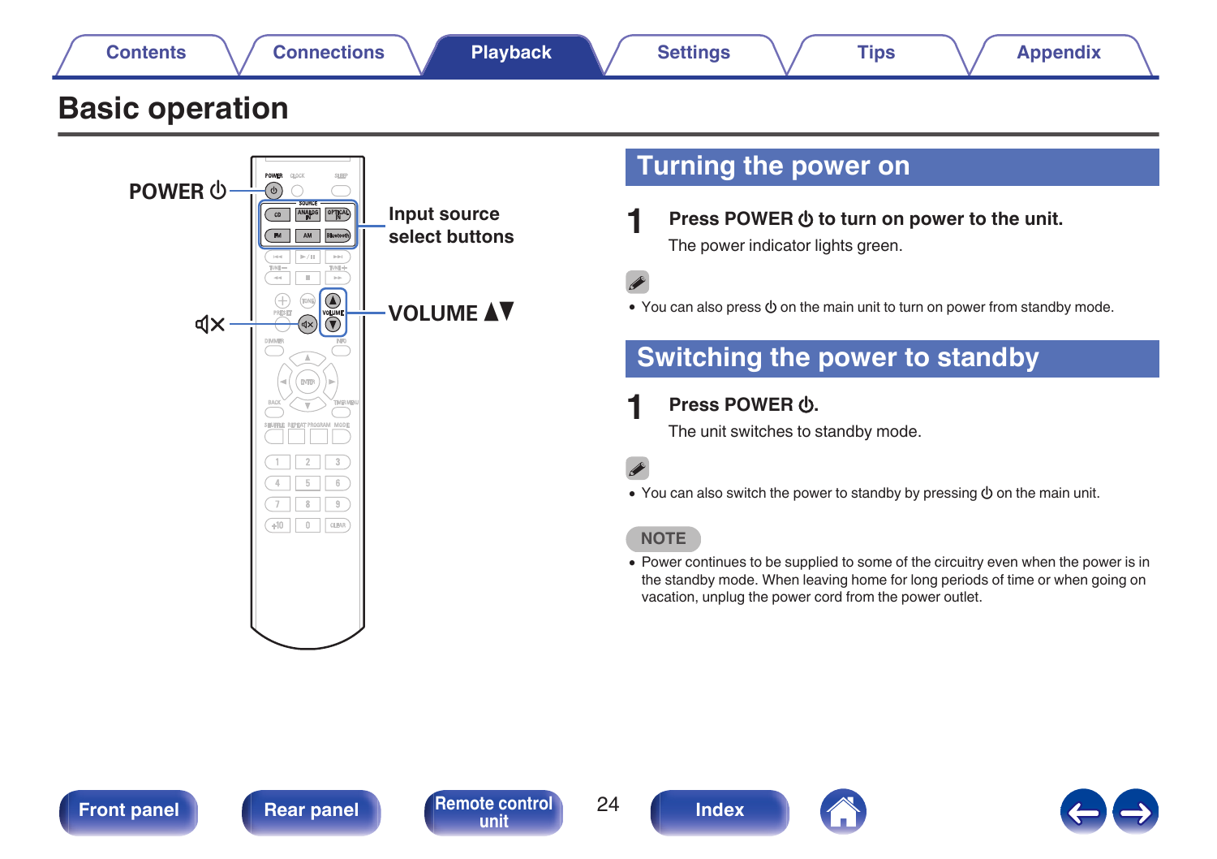# Basic operation

POWER ⏻

Input source select buttons

VOLUME ▲▼

🔇

## Turning the power on

**1 Press POWER ⏻ to turn on power to the unit.**

The power indicator lights green.

- You can also press ⏻ on the main unit to turn on power from standby mode.

## Switching the power to standby

**1 Press POWER ⏻.**

The unit switches to standby mode.

- You can also switch the power to standby by pressing ⏻ on the main unit.

**NOTE**

- Power continues to be supplied to some of the circuitry even when the power is in the standby mode. When leaving home for long periods of time or when going on vacation, unplug the power cord from the power outlet.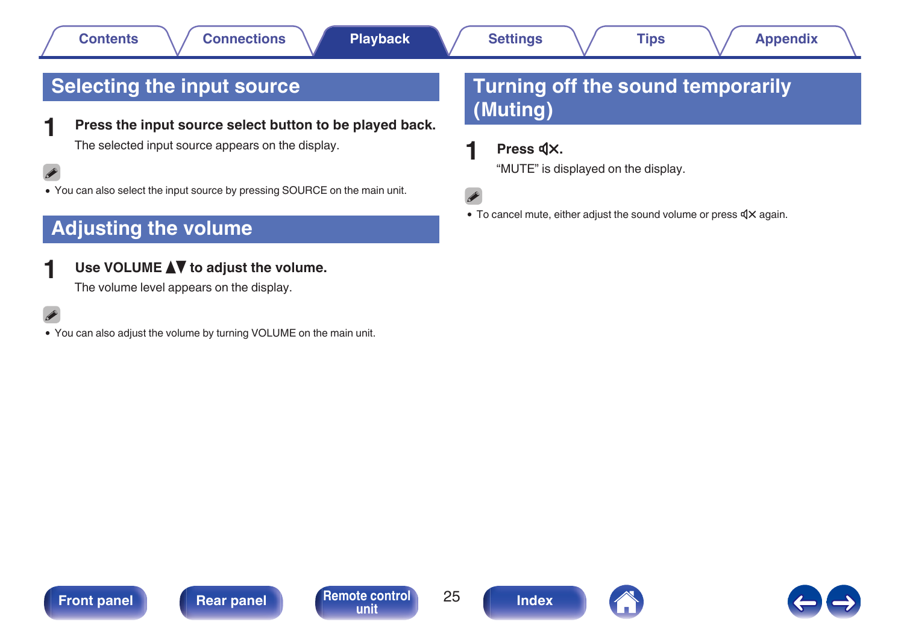## Selecting the input source

**1 Press the input source select button to be played back.**

The selected input source appears on the display.

- You can also select the input source by pressing SOURCE on the main unit.

## Adjusting the volume

**1 Use VOLUME ▲▼ to adjust the volume.**

The volume level appears on the display.

- You can also adjust the volume by turning VOLUME on the main unit.

## Turning off the sound temporarily (Muting)

**1 Press 🔇.**

"MUTE" is displayed on the display.

- To cancel mute, either adjust the sound volume or press 🔇 again.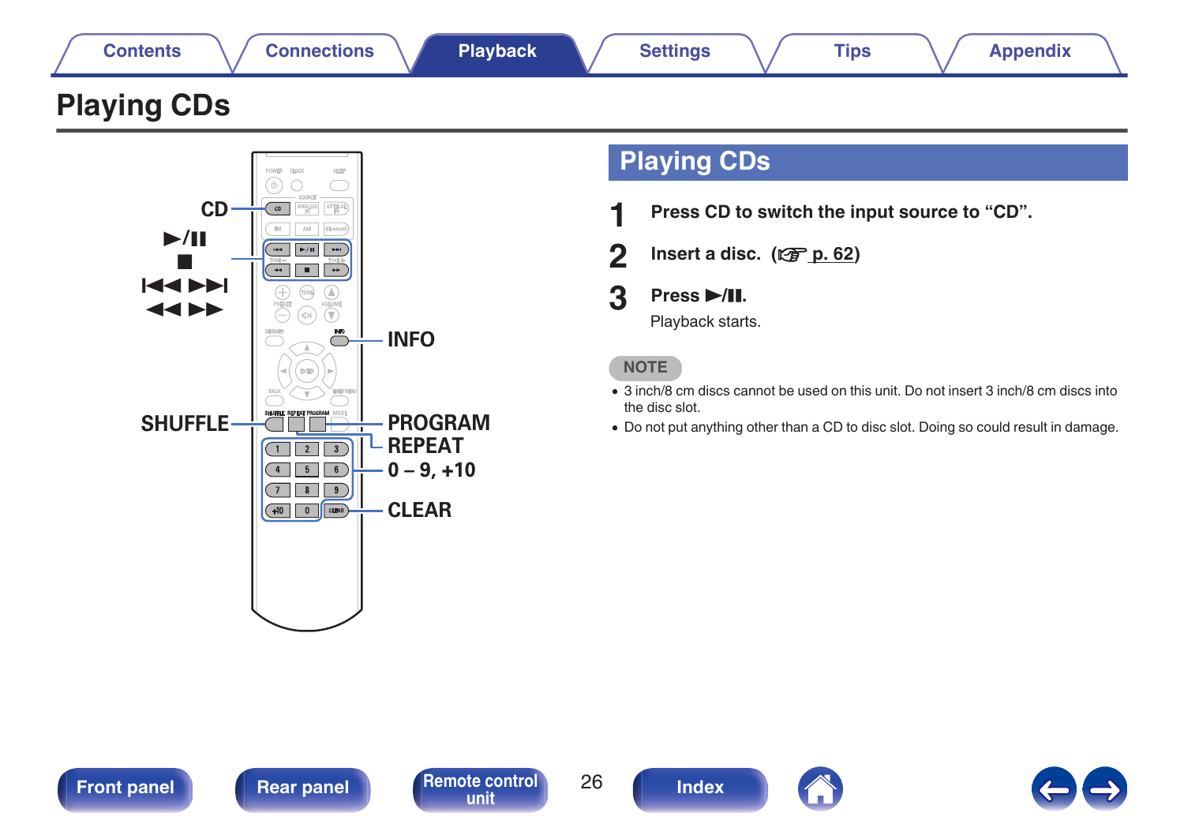# Playing CDs

CD

►/II

■

I◄◄ ►►I

◄◄ ►►

INFO

SHUFFLE

PROGRAM

REPEAT

0 – 9, +10

CLEAR

## Playing CDs

**1** **Press CD to switch the input source to “CD”.**

**2** **Insert a disc. (☞ p. 62)**

**3** **Press ►/II.**

Playback starts.

**NOTE**

- 3 inch/8 cm discs cannot be used on this unit. Do not insert 3 inch/8 cm discs into the disc slot.
- Do not put anything other than a CD to disc slot. Doing so could result in damage.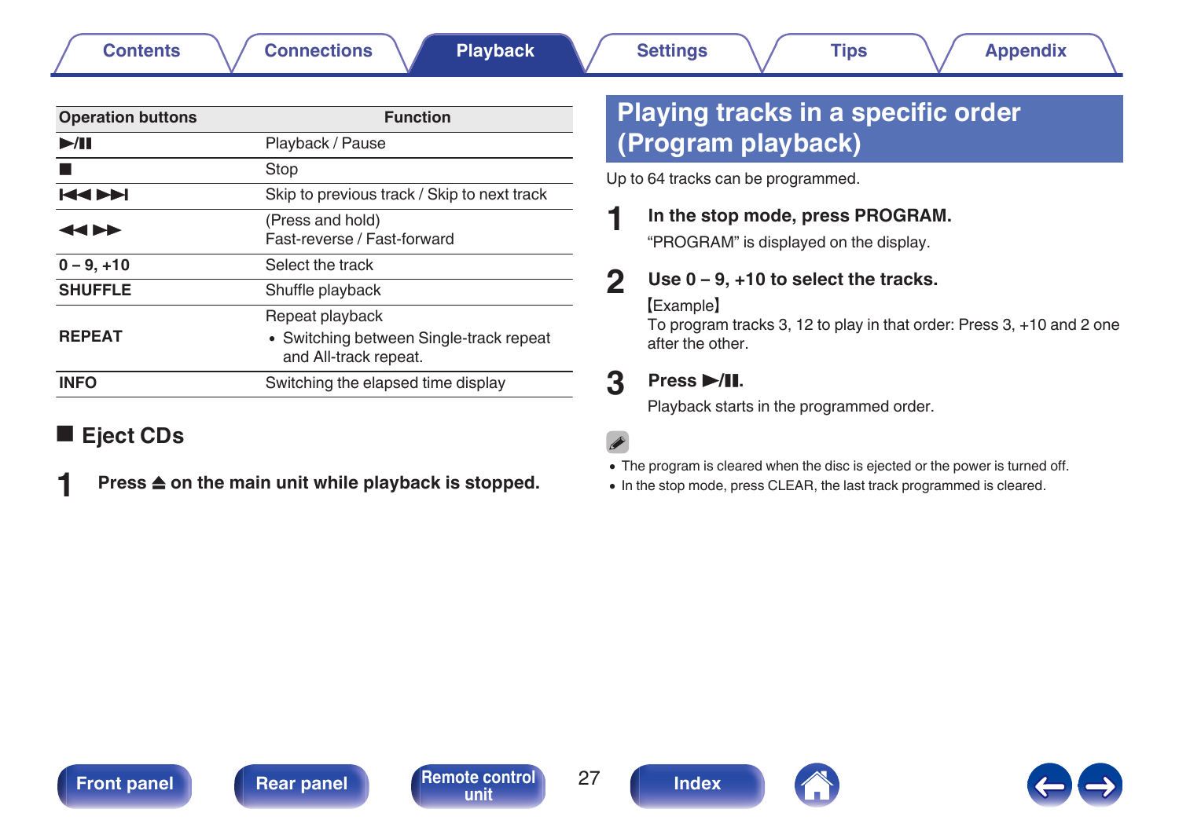| Operation buttons | Function |
|---|---|
| ▶/❚❚ | Playback / Pause |
| ■ | Stop |
| ⏮ ⏭ | Skip to previous track / Skip to next track |
| ◀◀ ▶▶ | (Press and hold)<br>Fast-reverse / Fast-forward |
| **0 – 9, +10** | Select the track |
| **SHUFFLE** | Shuffle playback |
| **REPEAT** | Repeat playback<br>• Switching between Single-track repeat and All-track repeat. |
| **INFO** | Switching the elapsed time display |

## ■ Eject CDs

**1 Press ⏏ on the main unit while playback is stopped.**

# Playing tracks in a specific order (Program playback)

Up to 64 tracks can be programmed.

**1 In the stop mode, press PROGRAM.**

"PROGRAM" is displayed on the display.

**2 Use 0 – 9, +10 to select the tracks.**

【Example】

To program tracks 3, 12 to play in that order: Press 3, +10 and 2 one after the other.

**3 Press ▶/❚❚.**

Playback starts in the programmed order.

- The program is cleared when the disc is ejected or the power is turned off.
- In the stop mode, press CLEAR, the last track programmed is cleared.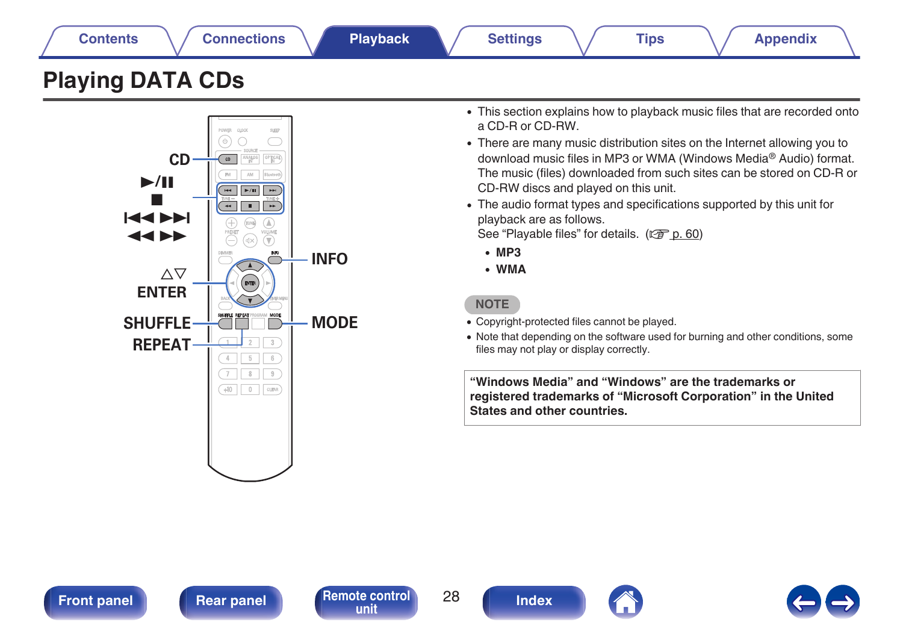# Playing DATA CDs

CD
►/❚❚
■
❙◄◄ ►►❙
◄◄ ►►
△▽
ENTER
SHUFFLE
REPEAT
INFO
MODE

- This section explains how to playback music files that are recorded onto a CD-R or CD-RW.
- There are many music distribution sites on the Internet allowing you to download music files in MP3 or WMA (Windows Media® Audio) format. The music (files) downloaded from such sites can be stored on CD-R or CD-RW discs and played on this unit.
- The audio format types and specifications supported by this unit for playback are as follows.
  See "Playable files" for details. (☞ p. 60)
  - **MP3**
  - **WMA**

**NOTE**

- Copyright-protected files cannot be played.
- Note that depending on the software used for burning and other conditions, some files may not play or display correctly.

**"Windows Media" and "Windows" are the trademarks or registered trademarks of "Microsoft Corporation" in the United States and other countries.**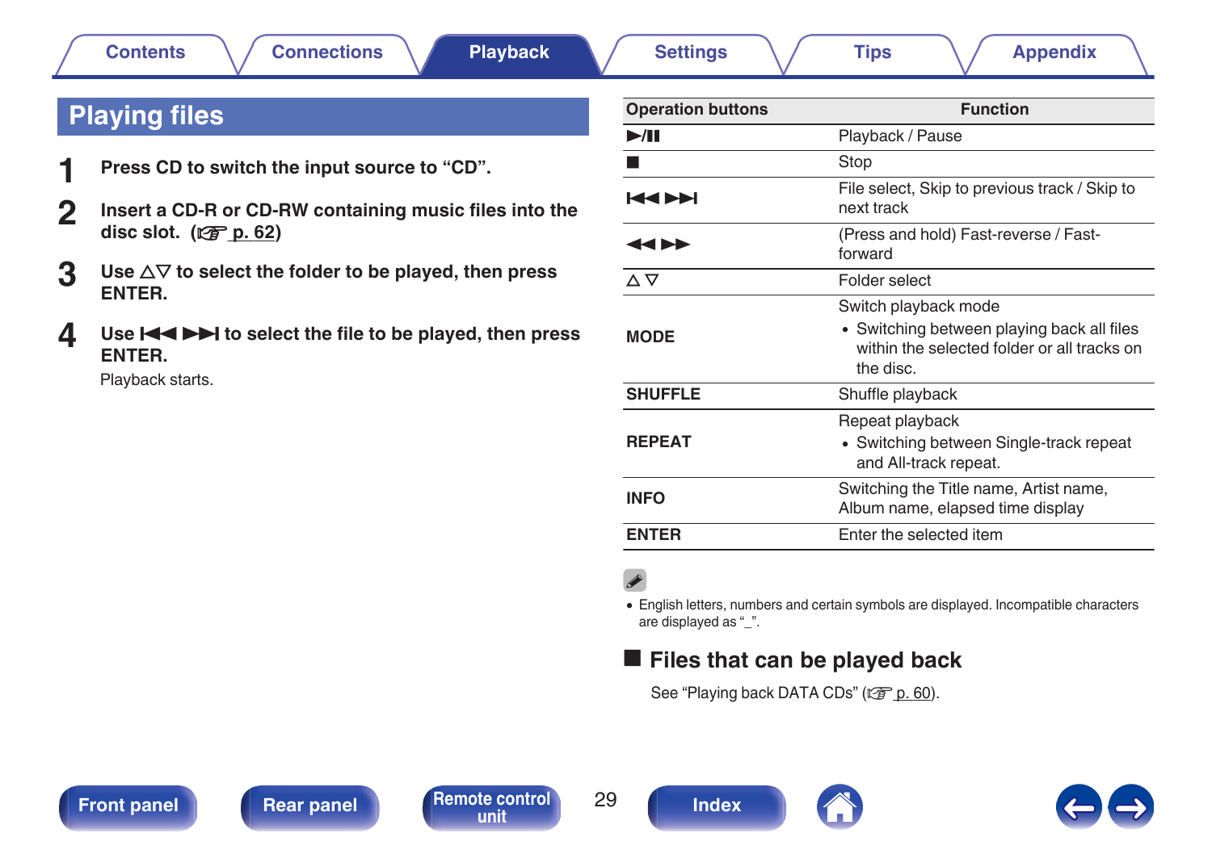# Playing files

1. **Press CD to switch the input source to “CD”.**
2. **Insert a CD-R or CD-RW containing music files into the disc slot.** (☞ p. 62)
3. **Use △▽ to select the folder to be played, then press ENTER.**
4. **Use ⏮ ⏭ to select the file to be played, then press ENTER.**

   Playback starts.

| Operation buttons | Function |
| --- | --- |
| ▶/❚❚ | Playback / Pause |
| ■ | Stop |
| ⏮ ⏭ | File select, Skip to previous track / Skip to next track |
| ◀◀ ▶▶ | (Press and hold) Fast-reverse / Fast-forward |
| △ ▽ | Folder select |
| **MODE** | Switch playback mode<br>• Switching between playing back all files within the selected folder or all tracks on the disc. |
| **SHUFFLE** | Shuffle playback |
| **REPEAT** | Repeat playback<br>• Switching between Single-track repeat and All-track repeat. |
| **INFO** | Switching the Title name, Artist name, Album name, elapsed time display |
| **ENTER** | Enter the selected item |

- English letters, numbers and certain symbols are displayed. Incompatible characters are displayed as “_”.

## ■ Files that can be played back

See “Playing back DATA CDs” (☞ p. 60).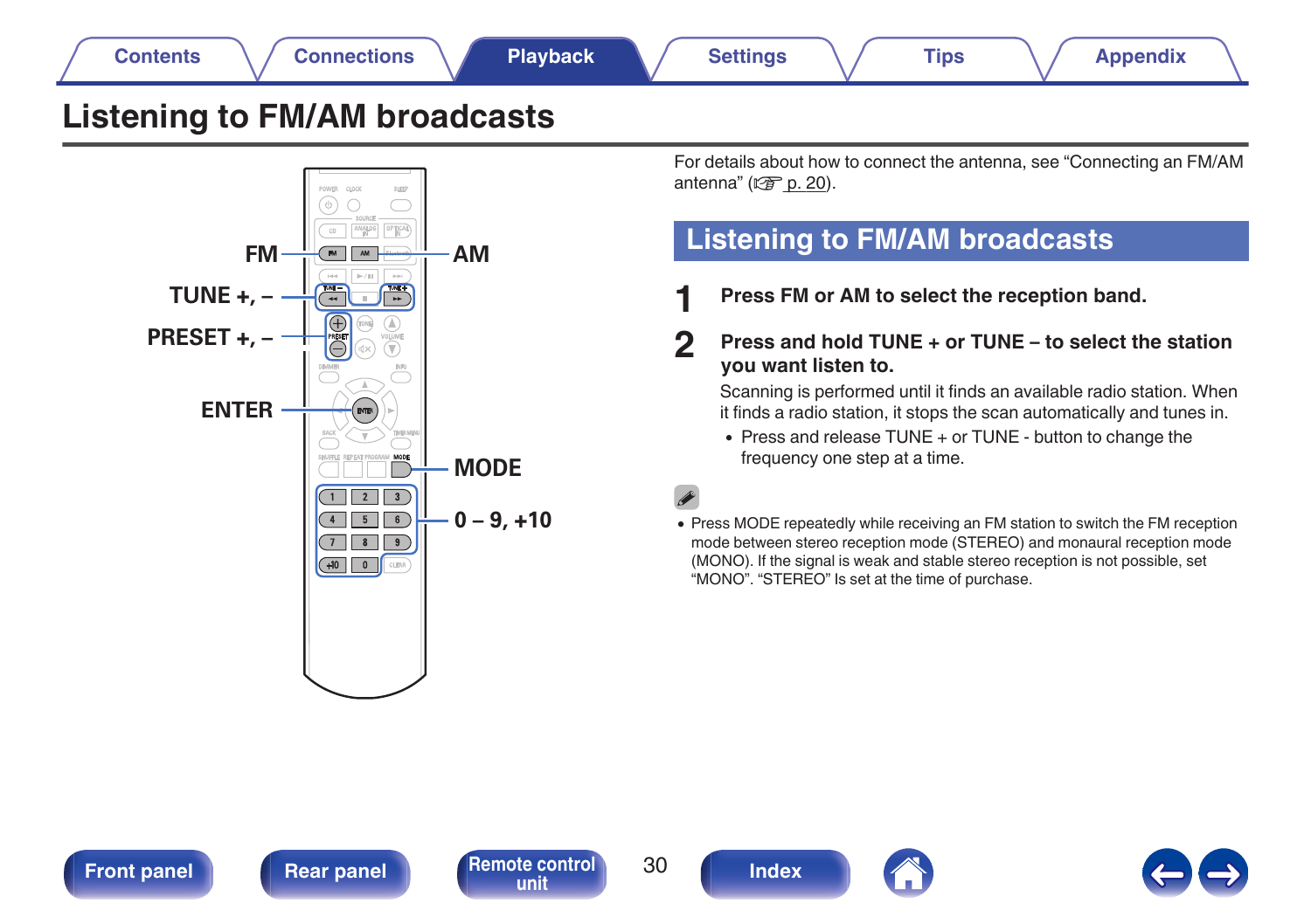# Listening to FM/AM broadcasts

FM

TUNE +, –

PRESET +, –

ENTER

AM

MODE

0 – 9, +10

For details about how to connect the antenna, see “Connecting an FM/AM antenna” (☞ p. 20).

## Listening to FM/AM broadcasts

**1 Press FM or AM to select the reception band.**

**2 Press and hold TUNE + or TUNE – to select the station you want listen to.**

Scanning is performed until it finds an available radio station. When it finds a radio station, it stops the scan automatically and tunes in.

- Press and release TUNE + or TUNE - button to change the frequency one step at a time.

- Press MODE repeatedly while receiving an FM station to switch the FM reception mode between stereo reception mode (STEREO) and monaural reception mode (MONO). If the signal is weak and stable stereo reception is not possible, set “MONO”. “STEREO” Is set at the time of purchase.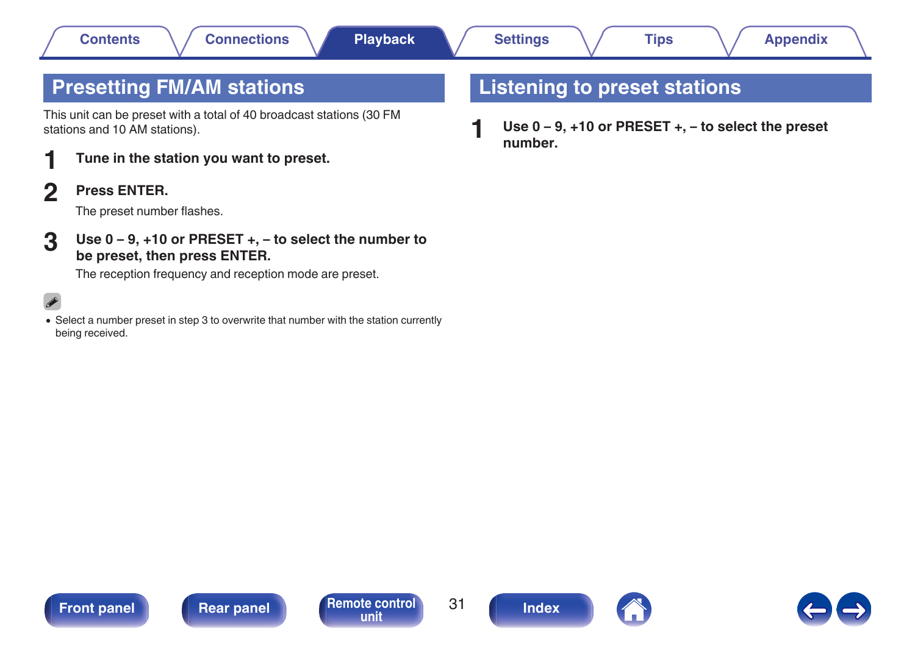## Presetting FM/AM stations

This unit can be preset with a total of 40 broadcast stations (30 FM stations and 10 AM stations).

**1 Tune in the station you want to preset.**

**2 Press ENTER.**

The preset number flashes.

**3 Use 0 – 9, +10 or PRESET +, – to select the number to be preset, then press ENTER.**

The reception frequency and reception mode are preset.

- Select a number preset in step 3 to overwrite that number with the station currently being received.

## Listening to preset stations

**1 Use 0 – 9, +10 or PRESET +, – to select the preset number.**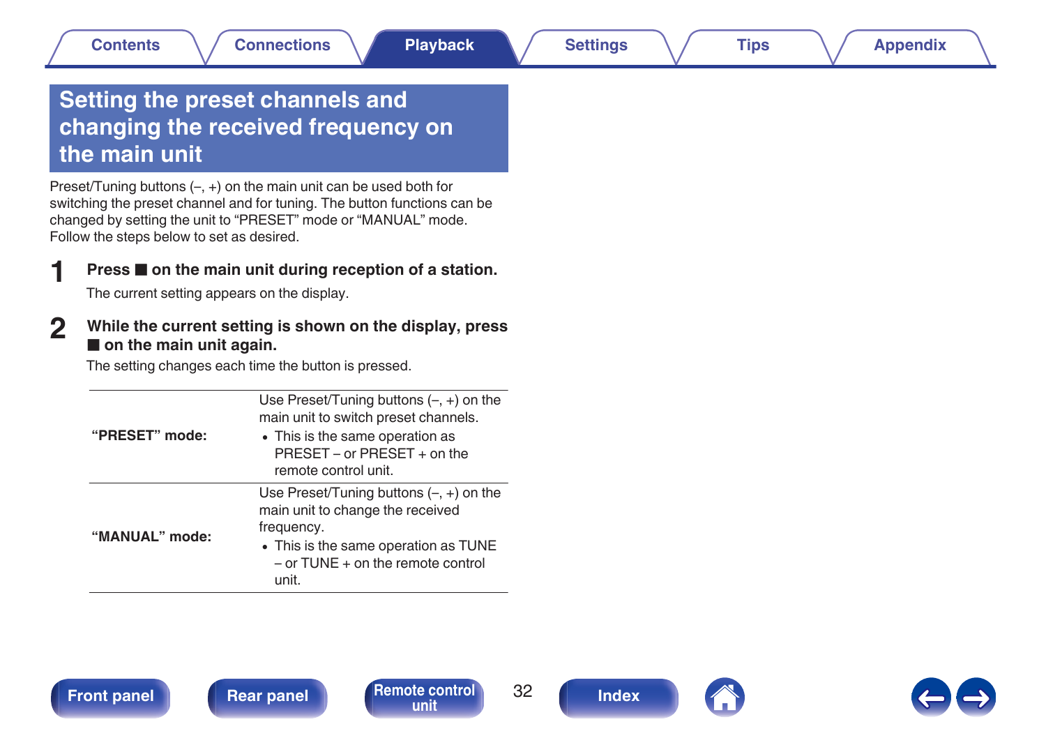# Setting the preset channels and changing the received frequency on the main unit

Preset/Tuning buttons (–, +) on the main unit can be used both for switching the preset channel and for tuning. The button functions can be changed by setting the unit to “PRESET” mode or “MANUAL” mode.
Follow the steps below to set as desired.

**1 Press ■ on the main unit during reception of a station.**

The current setting appears on the display.

**2 While the current setting is shown on the display, press ■ on the main unit again.**

The setting changes each time the button is pressed.

| | |
|---|---|
| **“PRESET” mode:** | Use Preset/Tuning buttons (–, +) on the main unit to switch preset channels.<br>• This is the same operation as PRESET – or PRESET + on the remote control unit. |
| **“MANUAL” mode:** | Use Preset/Tuning buttons (–, +) on the main unit to change the received frequency.<br>• This is the same operation as TUNE – or TUNE + on the remote control unit. |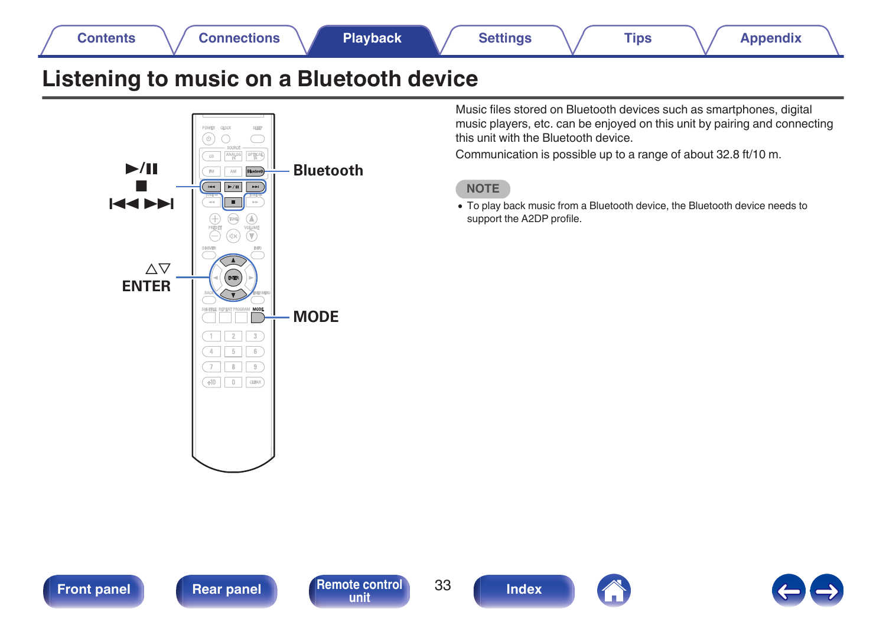# Listening to music on a Bluetooth device

Music files stored on Bluetooth devices such as smartphones, digital music players, etc. can be enjoyed on this unit by pairing and connecting this unit with the Bluetooth device.

Communication is possible up to a range of about 32.8 ft/10 m.

**NOTE**

- To play back music from a Bluetooth device, the Bluetooth device needs to support the A2DP profile.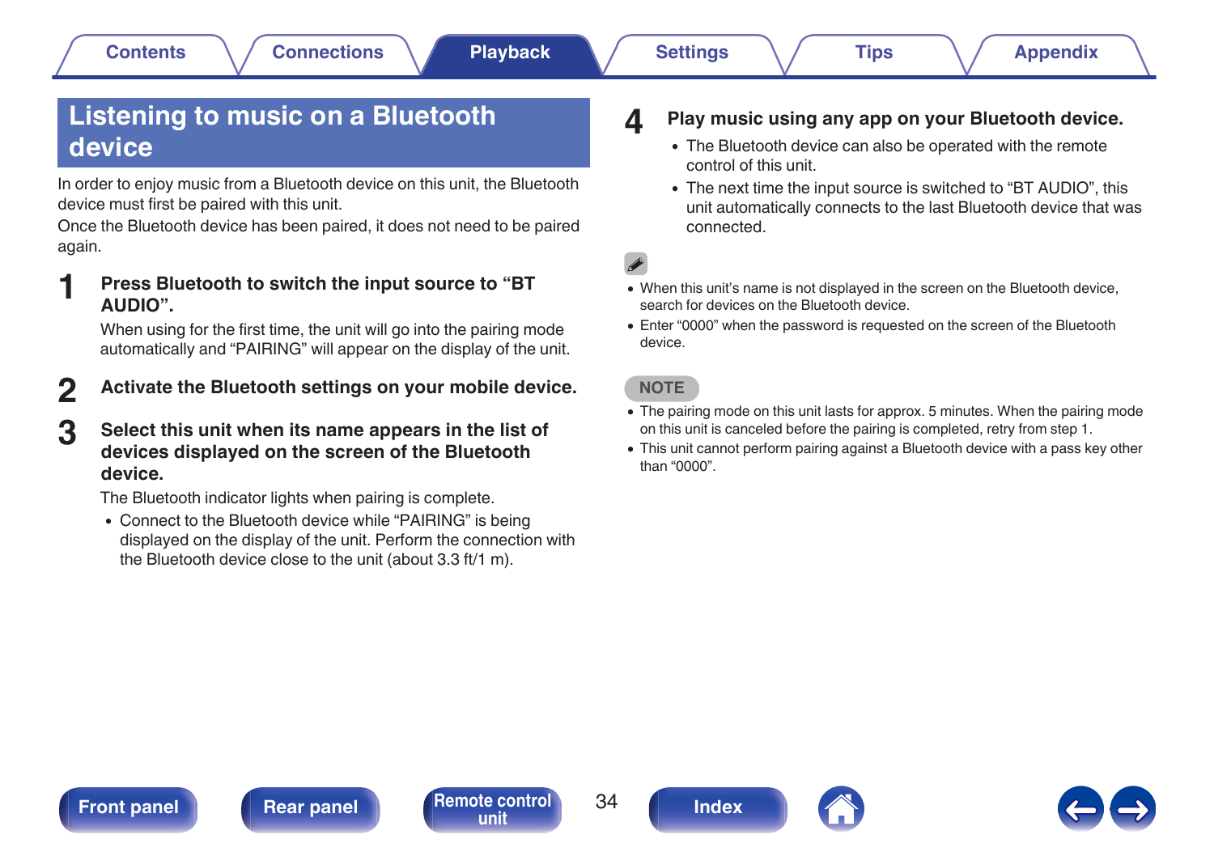# Listening to music on a Bluetooth device

In order to enjoy music from a Bluetooth device on this unit, the Bluetooth device must first be paired with this unit.

Once the Bluetooth device has been paired, it does not need to be paired again.

**1 Press Bluetooth to switch the input source to “BT AUDIO”.**

When using for the first time, the unit will go into the pairing mode automatically and “PAIRING” will appear on the display of the unit.

**2 Activate the Bluetooth settings on your mobile device.**

**3 Select this unit when its name appears in the list of devices displayed on the screen of the Bluetooth device.**

The Bluetooth indicator lights when pairing is complete.

- Connect to the Bluetooth device while “PAIRING” is being displayed on the display of the unit. Perform the connection with the Bluetooth device close to the unit (about 3.3 ft/1 m).

**4 Play music using any app on your Bluetooth device.**

- The Bluetooth device can also be operated with the remote control of this unit.
- The next time the input source is switched to “BT AUDIO”, this unit automatically connects to the last Bluetooth device that was connected.

- When this unit’s name is not displayed in the screen on the Bluetooth device, search for devices on the Bluetooth device.
- Enter “0000” when the password is requested on the screen of the Bluetooth device.

**NOTE**

- The pairing mode on this unit lasts for approx. 5 minutes. When the pairing mode on this unit is canceled before the pairing is completed, retry from step 1.
- This unit cannot perform pairing against a Bluetooth device with a pass key other than “0000”.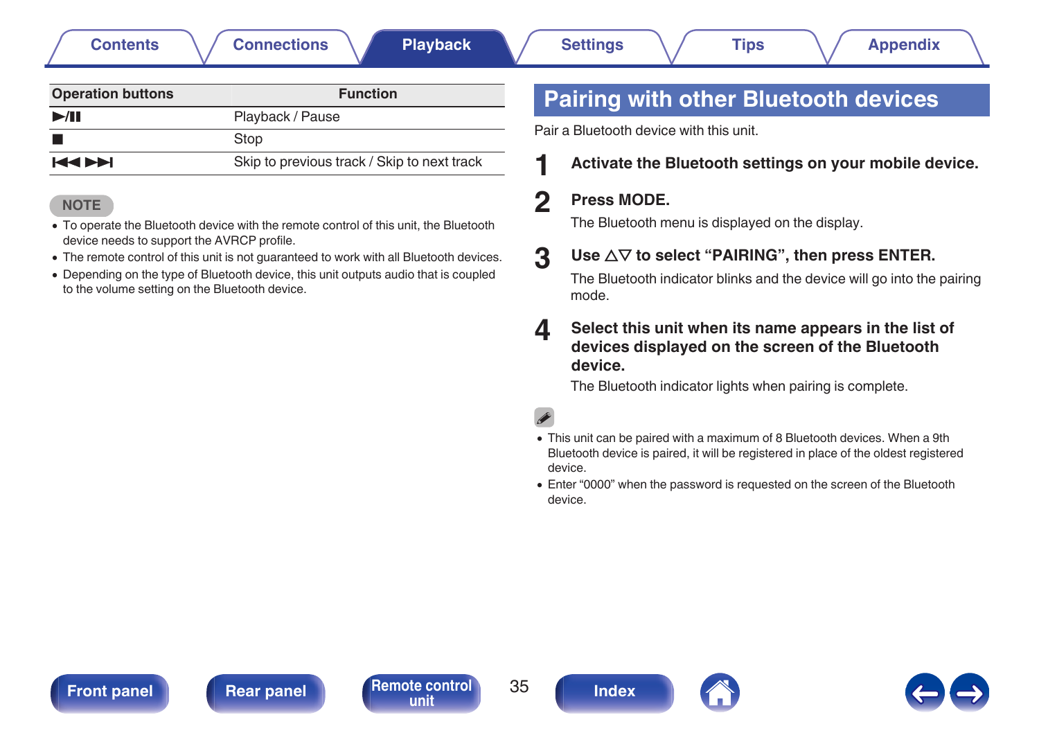| Operation buttons | Function |
| --- | --- |
| ►/❚❚ | Playback / Pause |
| ■ | Stop |
| ⏮ ⏭ | Skip to previous track / Skip to next track |

NOTE

- To operate the Bluetooth device with the remote control of this unit, the Bluetooth device needs to support the AVRCP profile.
- The remote control of this unit is not guaranteed to work with all Bluetooth devices.
- Depending on the type of Bluetooth device, this unit outputs audio that is coupled to the volume setting on the Bluetooth device.

## Pairing with other Bluetooth devices

Pair a Bluetooth device with this unit.

1. **Activate the Bluetooth settings on your mobile device.**

2. **Press MODE.**

   The Bluetooth menu is displayed on the display.

3. **Use △▽ to select “PAIRING”, then press ENTER.**

   The Bluetooth indicator blinks and the device will go into the pairing mode.

4. **Select this unit when its name appears in the list of devices displayed on the screen of the Bluetooth device.**

   The Bluetooth indicator lights when pairing is complete.

- This unit can be paired with a maximum of 8 Bluetooth devices. When a 9th Bluetooth device is paired, it will be registered in place of the oldest registered device.
- Enter “0000” when the password is requested on the screen of the Bluetooth device.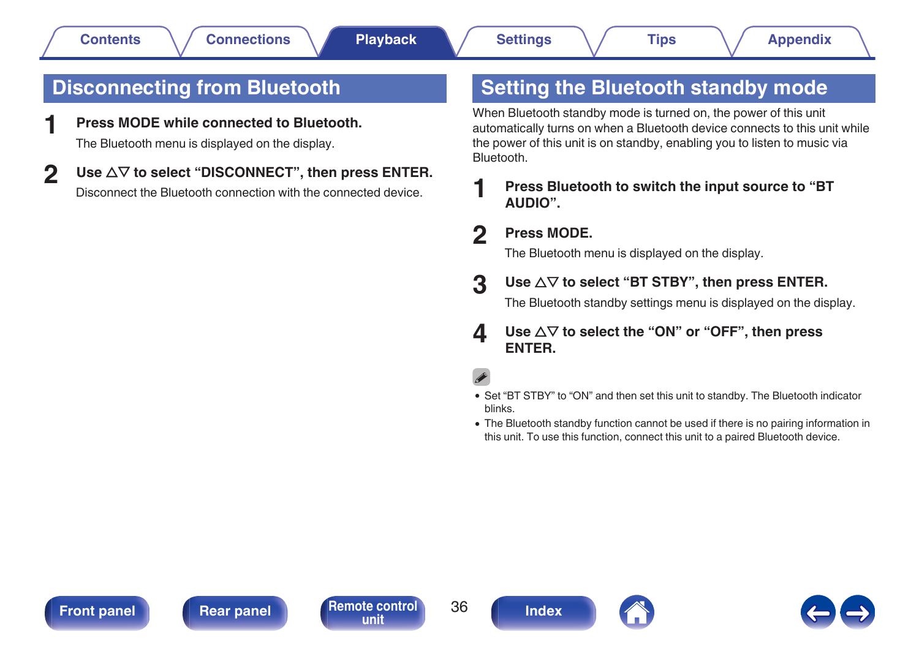## Disconnecting from Bluetooth

**1 Press MODE while connected to Bluetooth.**

The Bluetooth menu is displayed on the display.

**2 Use △▽ to select “DISCONNECT”, then press ENTER.**

Disconnect the Bluetooth connection with the connected device.

## Setting the Bluetooth standby mode

When Bluetooth standby mode is turned on, the power of this unit automatically turns on when a Bluetooth device connects to this unit while the power of this unit is on standby, enabling you to listen to music via Bluetooth.

**1 Press Bluetooth to switch the input source to “BT AUDIO”.**

**2 Press MODE.**

The Bluetooth menu is displayed on the display.

**3 Use △▽ to select “BT STBY”, then press ENTER.**

The Bluetooth standby settings menu is displayed on the display.

**4 Use △▽ to select the “ON” or “OFF”, then press ENTER.**

- Set “BT STBY” to “ON” and then set this unit to standby. The Bluetooth indicator blinks.
- The Bluetooth standby function cannot be used if there is no pairing information in this unit. To use this function, connect this unit to a paired Bluetooth device.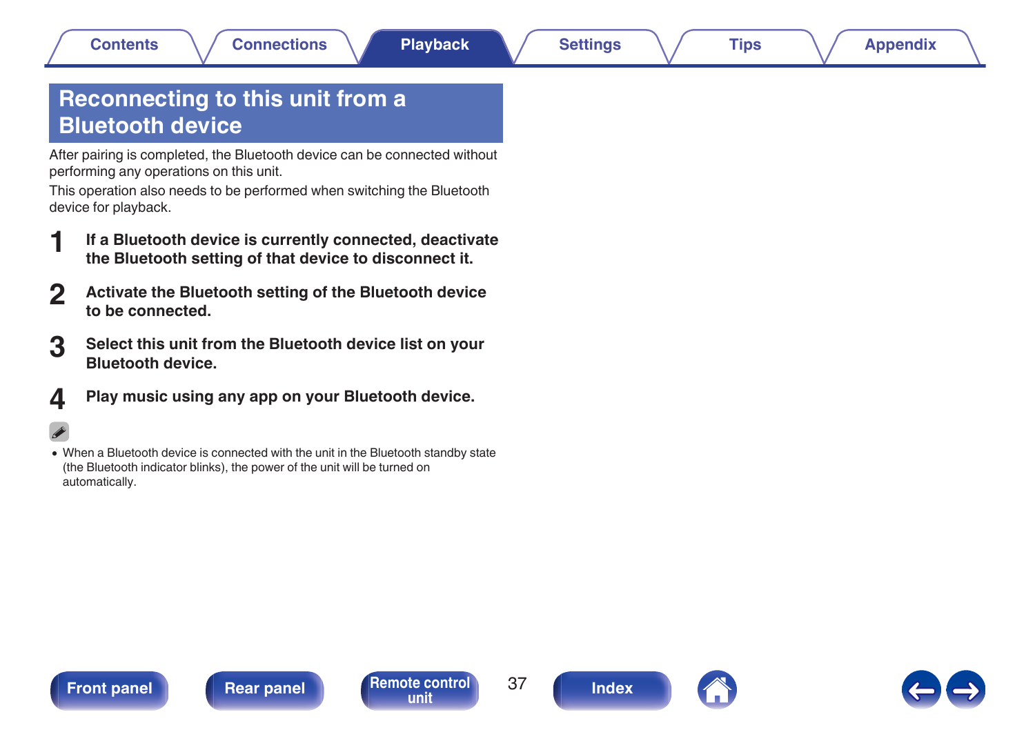# Reconnecting to this unit from a Bluetooth device

After pairing is completed, the Bluetooth device can be connected without performing any operations on this unit.

This operation also needs to be performed when switching the Bluetooth device for playback.

1. **If a Bluetooth device is currently connected, deactivate the Bluetooth setting of that device to disconnect it.**

2. **Activate the Bluetooth setting of the Bluetooth device to be connected.**

3. **Select this unit from the Bluetooth device list on your Bluetooth device.**

4. **Play music using any app on your Bluetooth device.**

- When a Bluetooth device is connected with the unit in the Bluetooth standby state (the Bluetooth indicator blinks), the power of the unit will be turned on automatically.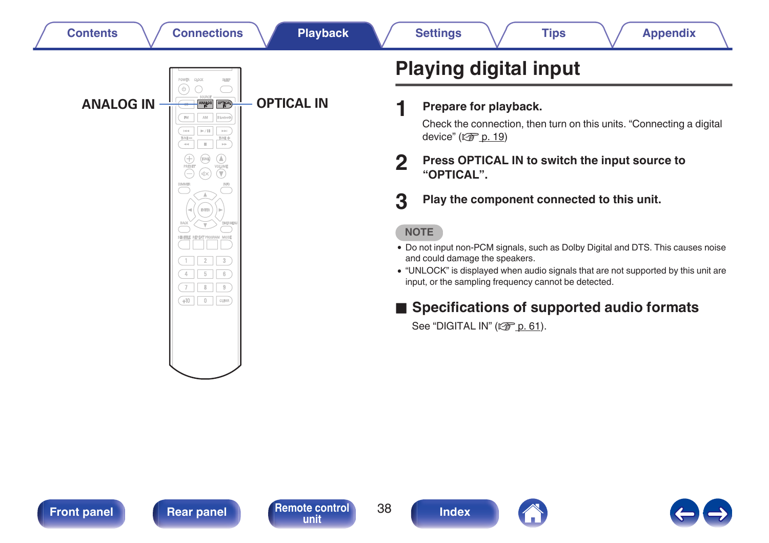ANALOG IN

OPTICAL IN

# Playing digital input

**1 Prepare for playback.**

Check the connection, then turn on this units. “Connecting a digital device” (☞ p. 19)

**2 Press OPTICAL IN to switch the input source to “OPTICAL”.**

**3 Play the component connected to this unit.**

**NOTE**

- Do not input non-PCM signals, such as Dolby Digital and DTS. This causes noise and could damage the speakers.
- “UNLOCK” is displayed when audio signals that are not supported by this unit are input, or the sampling frequency cannot be detected.

## ■ Specifications of supported audio formats

See “DIGITAL IN” (☞ p. 61).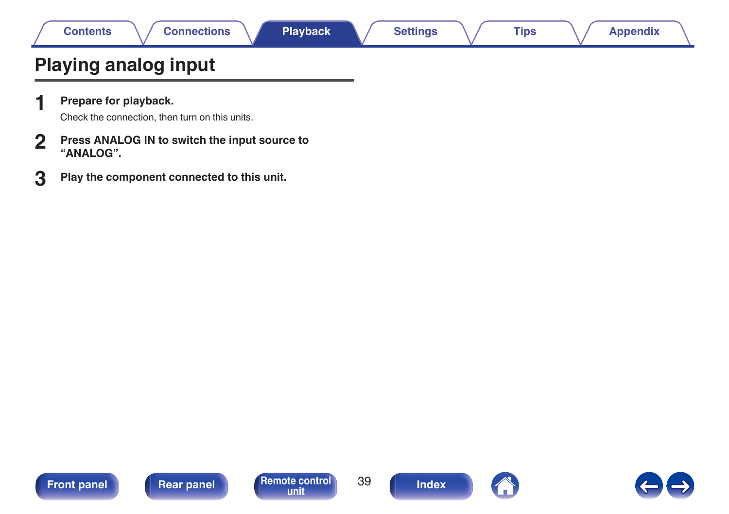# Playing analog input

**1 Prepare for playback.**

Check the connection, then turn on this units.

**2 Press ANALOG IN to switch the input source to “ANALOG”.**

**3 Play the component connected to this unit.**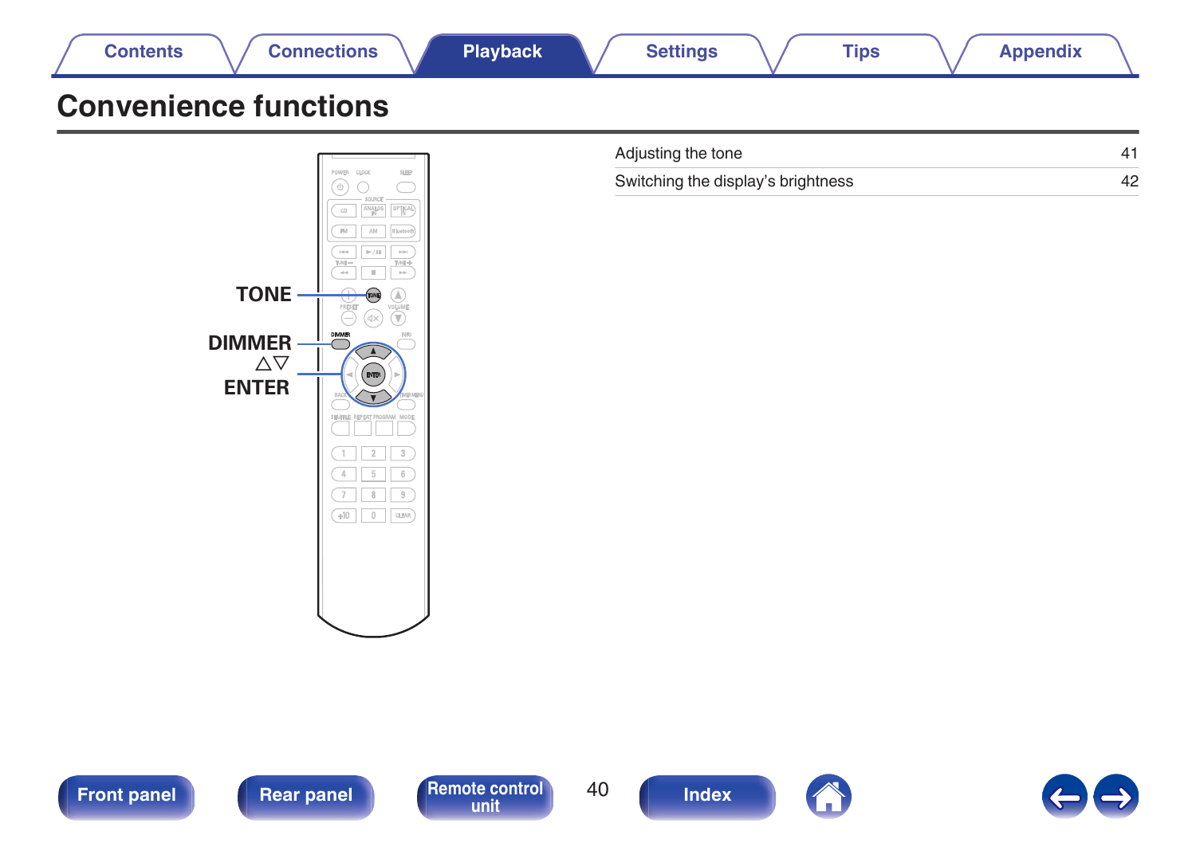# Convenience functions

TONE

DIMMER

△▽

ENTER

| | |
|---|---|
| Adjusting the tone | 41 |
| Switching the display's brightness | 42 |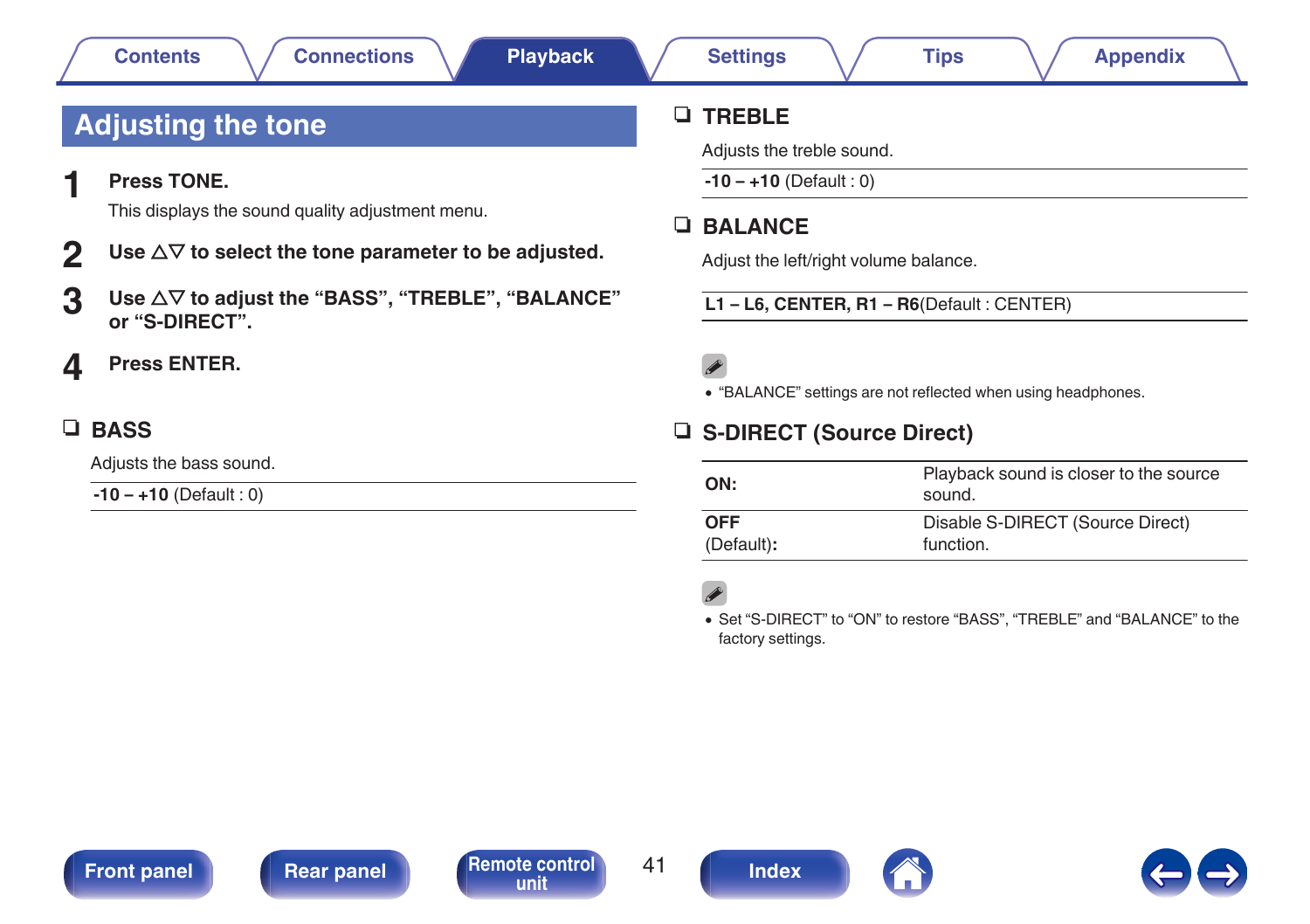# Adjusting the tone

**1** **Press TONE.**

This displays the sound quality adjustment menu.

**2** **Use △▽ to select the tone parameter to be adjusted.**

**3** **Use △▽ to adjust the “BASS”, “TREBLE”, “BALANCE” or “S-DIRECT”.**

**4** **Press ENTER.**

## ❑ BASS

Adjusts the bass sound.

**-10 – +10** (Default : 0)

## ❑ TREBLE

Adjusts the treble sound.

**-10 – +10** (Default : 0)

## ❑ BALANCE

Adjust the left/right volume balance.

**L1 – L6, CENTER, R1 – R6**(Default : CENTER)

- “BALANCE” settings are not reflected when using headphones.

## ❑ S-DIRECT (Source Direct)

| | |
|---|---|
| **ON:** | Playback sound is closer to the source sound. |
| **OFF** (Default)**:** | Disable S-DIRECT (Source Direct) function. |

- Set “S-DIRECT” to “ON” to restore “BASS”, “TREBLE” and “BALANCE” to the factory settings.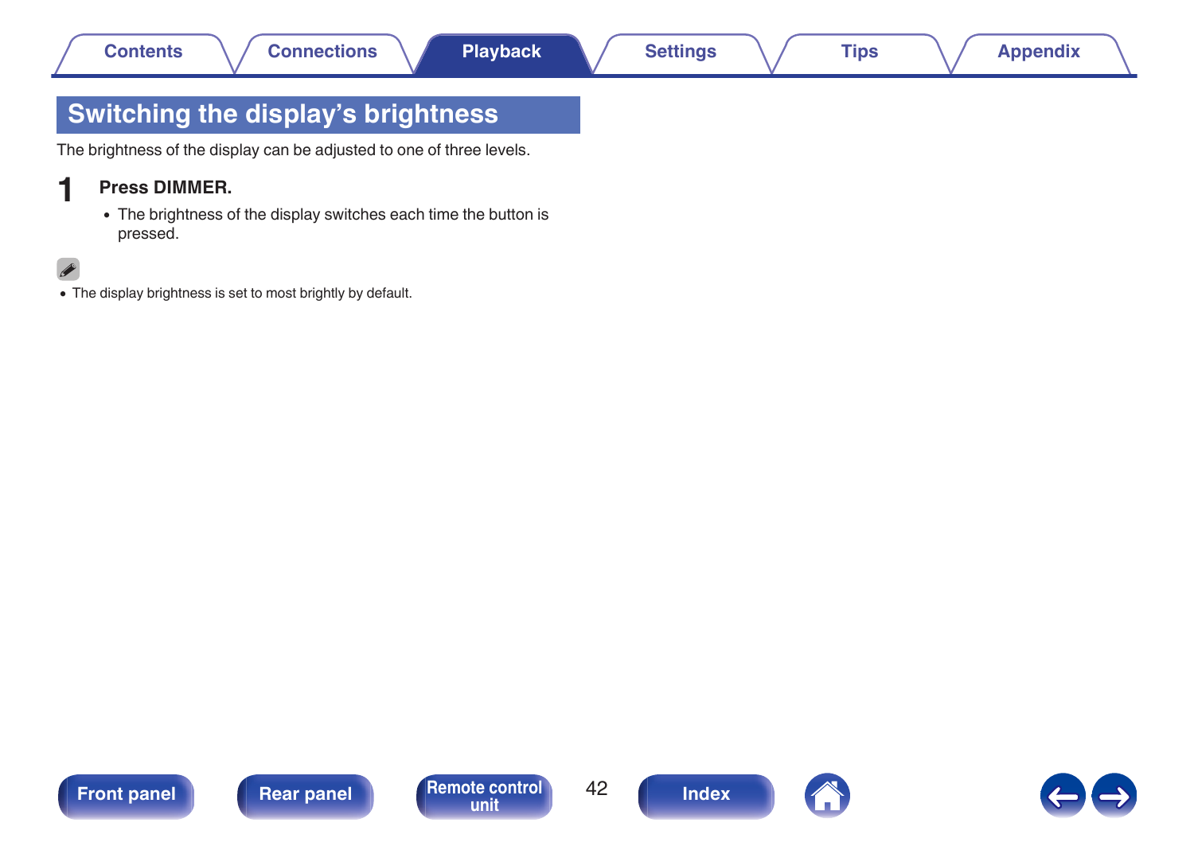# Switching the display's brightness

The brightness of the display can be adjusted to one of three levels.

**1** **Press DIMMER.**

- The brightness of the display switches each time the button is pressed.

- The display brightness is set to most brightly by default.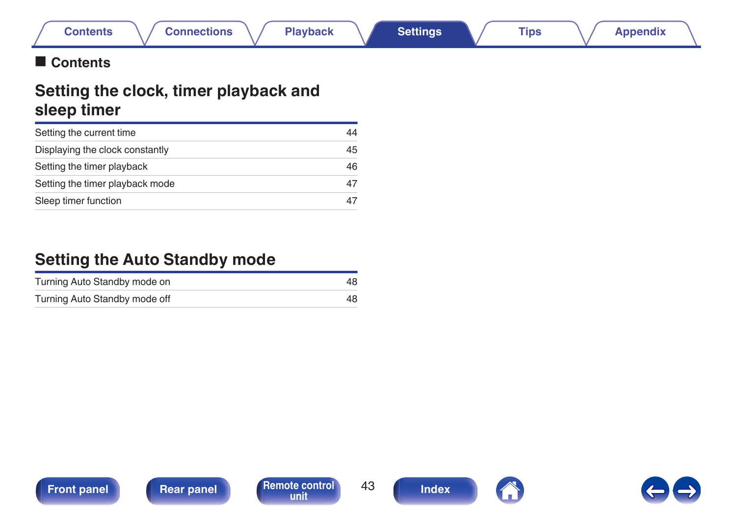## ■ Contents

# Setting the clock, timer playback and sleep timer

| | |
|---|---|
| Setting the current time | 44 |
| Displaying the clock constantly | 45 |
| Setting the timer playback | 46 |
| Setting the timer playback mode | 47 |
| Sleep timer function | 47 |

# Setting the Auto Standby mode

| | |
|---|---|
| Turning Auto Standby mode on | 48 |
| Turning Auto Standby mode off | 48 |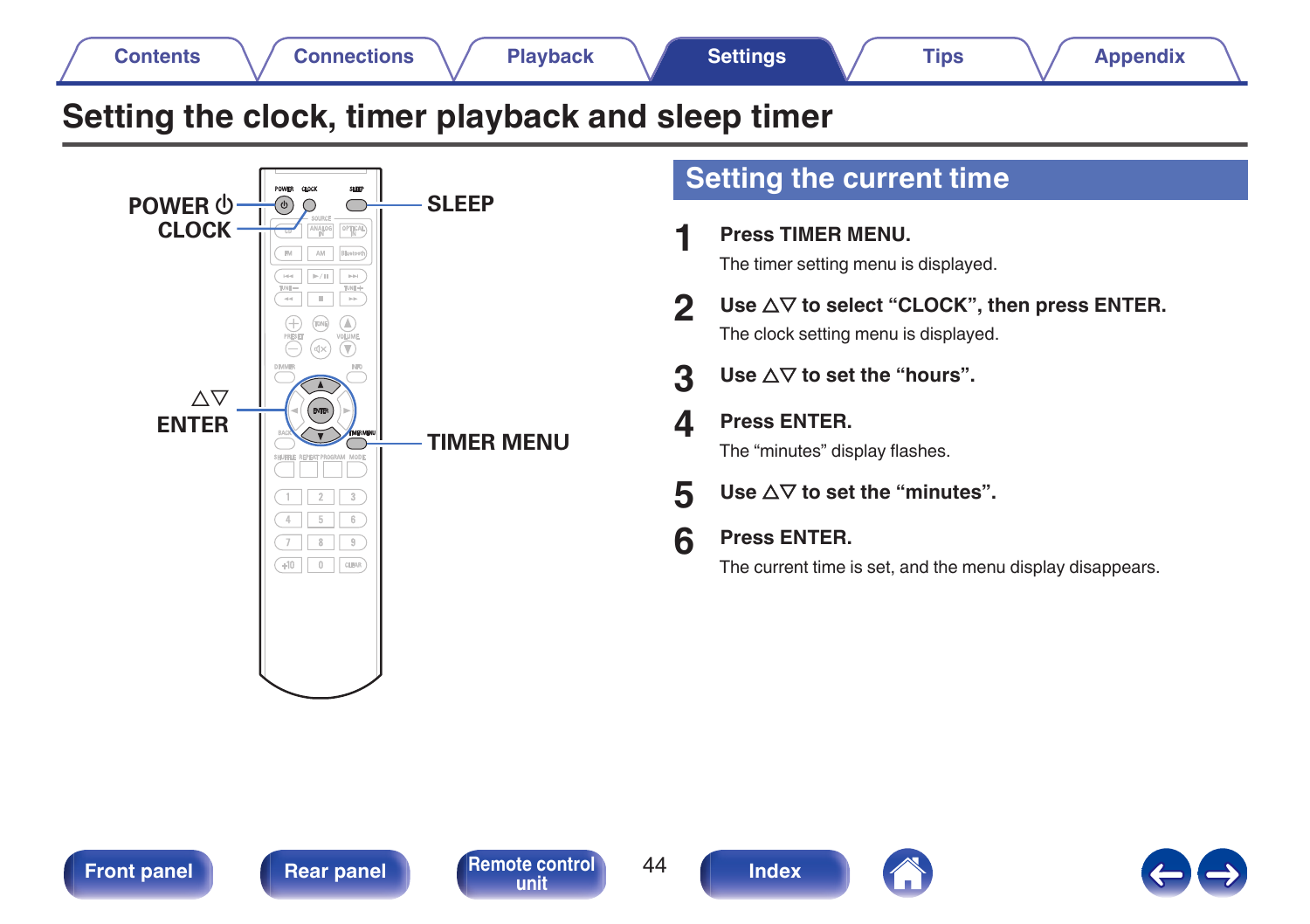# Setting the clock, timer playback and sleep timer

POWER ⏻
CLOCK
SLEEP
Δ∇
ENTER
TIMER MENU

## Setting the current time

**1** **Press TIMER MENU.**
The timer setting menu is displayed.

**2** **Use Δ∇ to select “CLOCK”, then press ENTER.**
The clock setting menu is displayed.

**3** **Use Δ∇ to set the “hours”.**

**4** **Press ENTER.**
The “minutes” display flashes.

**5** **Use Δ∇ to set the “minutes”.**

**6** **Press ENTER.**
The current time is set, and the menu display disappears.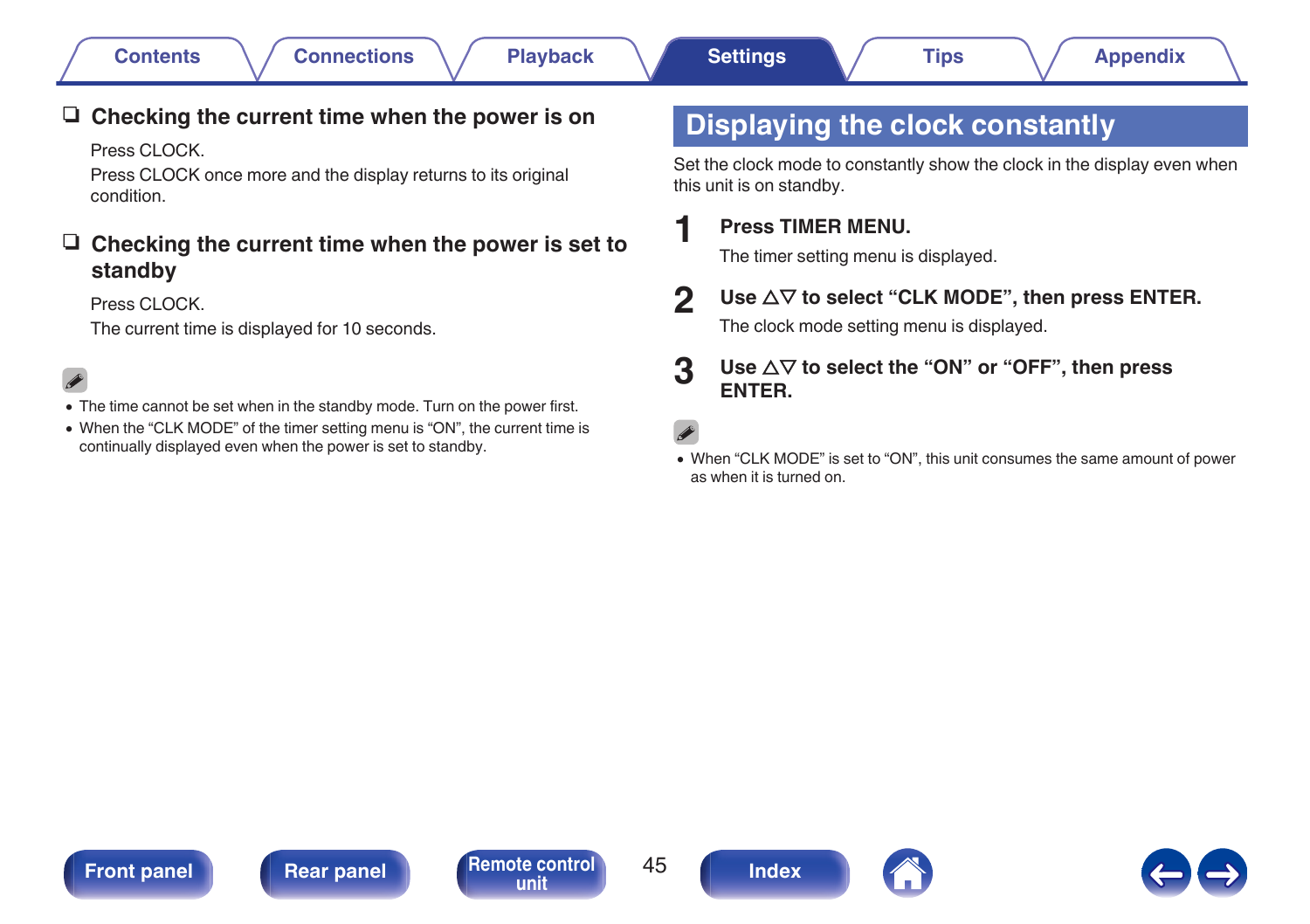### ❑ Checking the current time when the power is on

Press CLOCK.

Press CLOCK once more and the display returns to its original condition.

### ❑ Checking the current time when the power is set to standby

Press CLOCK.

The current time is displayed for 10 seconds.

- The time cannot be set when in the standby mode. Turn on the power first.
- When the “CLK MODE” of the timer setting menu is “ON”, the current time is continually displayed even when the power is set to standby.

## Displaying the clock constantly

Set the clock mode to constantly show the clock in the display even when this unit is on standby.

**1 Press TIMER MENU.**

The timer setting menu is displayed.

**2 Use △▽ to select “CLK MODE”, then press ENTER.**

The clock mode setting menu is displayed.

**3 Use △▽ to select the “ON” or “OFF”, then press ENTER.**

- When “CLK MODE” is set to “ON”, this unit consumes the same amount of power as when it is turned on.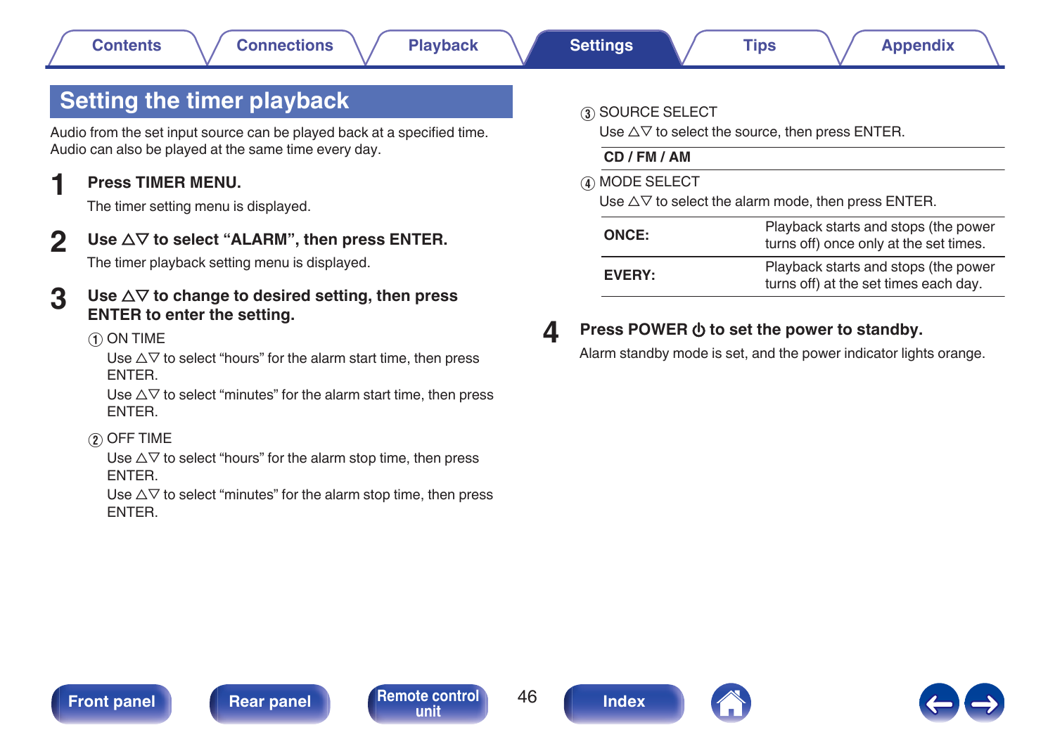# Setting the timer playback

Audio from the set input source can be played back at a specified time. Audio can also be played at the same time every day.

**1 Press TIMER MENU.**

The timer setting menu is displayed.

**2 Use △▽ to select “ALARM”, then press ENTER.**

The timer playback setting menu is displayed.

**3 Use △▽ to change to desired setting, then press ENTER to enter the setting.**

① ON TIME

Use △▽ to select “hours” for the alarm start time, then press ENTER.

Use △▽ to select “minutes” for the alarm start time, then press ENTER.

② OFF TIME

Use △▽ to select “hours” for the alarm stop time, then press ENTER.

Use △▽ to select “minutes” for the alarm stop time, then press ENTER.

③ SOURCE SELECT

Use △▽ to select the source, then press ENTER.

| CD / FM / AM |
|---|

④ MODE SELECT

Use △▽ to select the alarm mode, then press ENTER.

| | |
|---|---|
| **ONCE:** | Playback starts and stops (the power turns off) once only at the set times. |
| **EVERY:** | Playback starts and stops (the power turns off) at the set times each day. |

**4 Press POWER ⏻ to set the power to standby.**

Alarm standby mode is set, and the power indicator lights orange.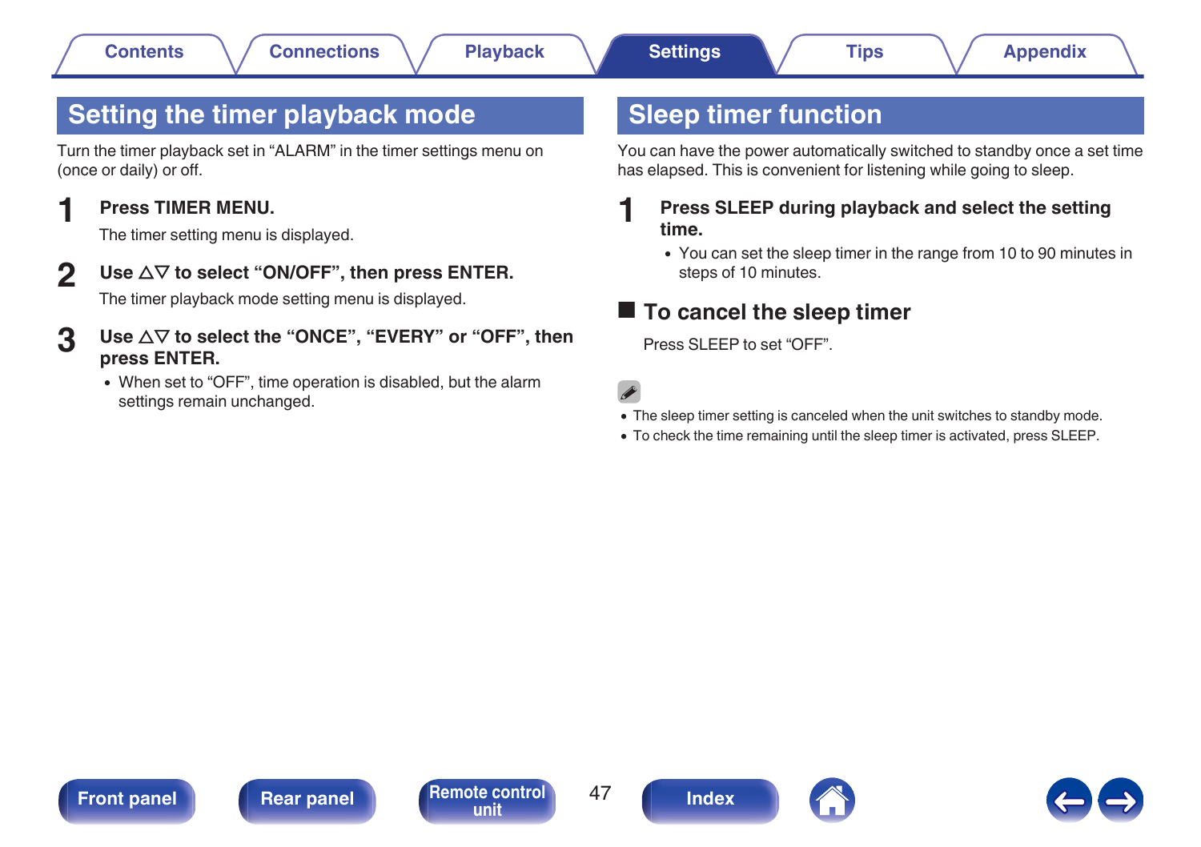## Setting the timer playback mode

Turn the timer playback set in “ALARM” in the timer settings menu on (once or daily) or off.

**1** **Press TIMER MENU.**

The timer setting menu is displayed.

**2** **Use △▽ to select “ON/OFF”, then press ENTER.**

The timer playback mode setting menu is displayed.

**3** **Use △▽ to select the “ONCE”, “EVERY” or “OFF”, then press ENTER.**

- When set to “OFF”, time operation is disabled, but the alarm settings remain unchanged.

## Sleep timer function

You can have the power automatically switched to standby once a set time has elapsed. This is convenient for listening while going to sleep.

**1** **Press SLEEP during playback and select the setting time.**

- You can set the sleep timer in the range from 10 to 90 minutes in steps of 10 minutes.

### ■ To cancel the sleep timer

Press SLEEP to set “OFF”.

- The sleep timer setting is canceled when the unit switches to standby mode.
- To check the time remaining until the sleep timer is activated, press SLEEP.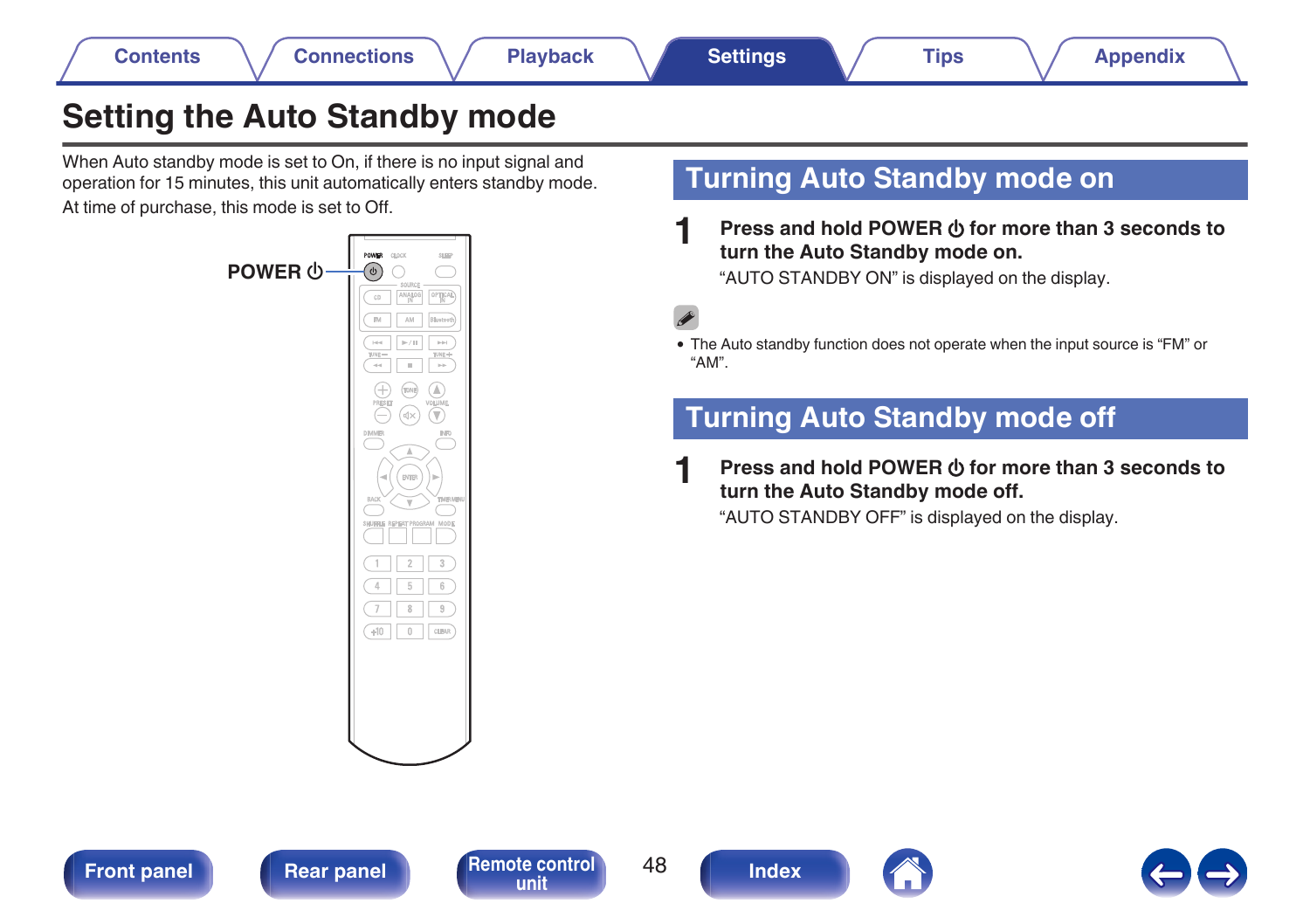# Setting the Auto Standby mode

When Auto standby mode is set to On, if there is no input signal and operation for 15 minutes, this unit automatically enters standby mode.

At time of purchase, this mode is set to Off.

POWER ⏻

## Turning Auto Standby mode on

**1 Press and hold POWER ⏻ for more than 3 seconds to turn the Auto Standby mode on.**

"AUTO STANDBY ON" is displayed on the display.

- The Auto standby function does not operate when the input source is "FM" or "AM".

## Turning Auto Standby mode off

**1 Press and hold POWER ⏻ for more than 3 seconds to turn the Auto Standby mode off.**

"AUTO STANDBY OFF" is displayed on the display.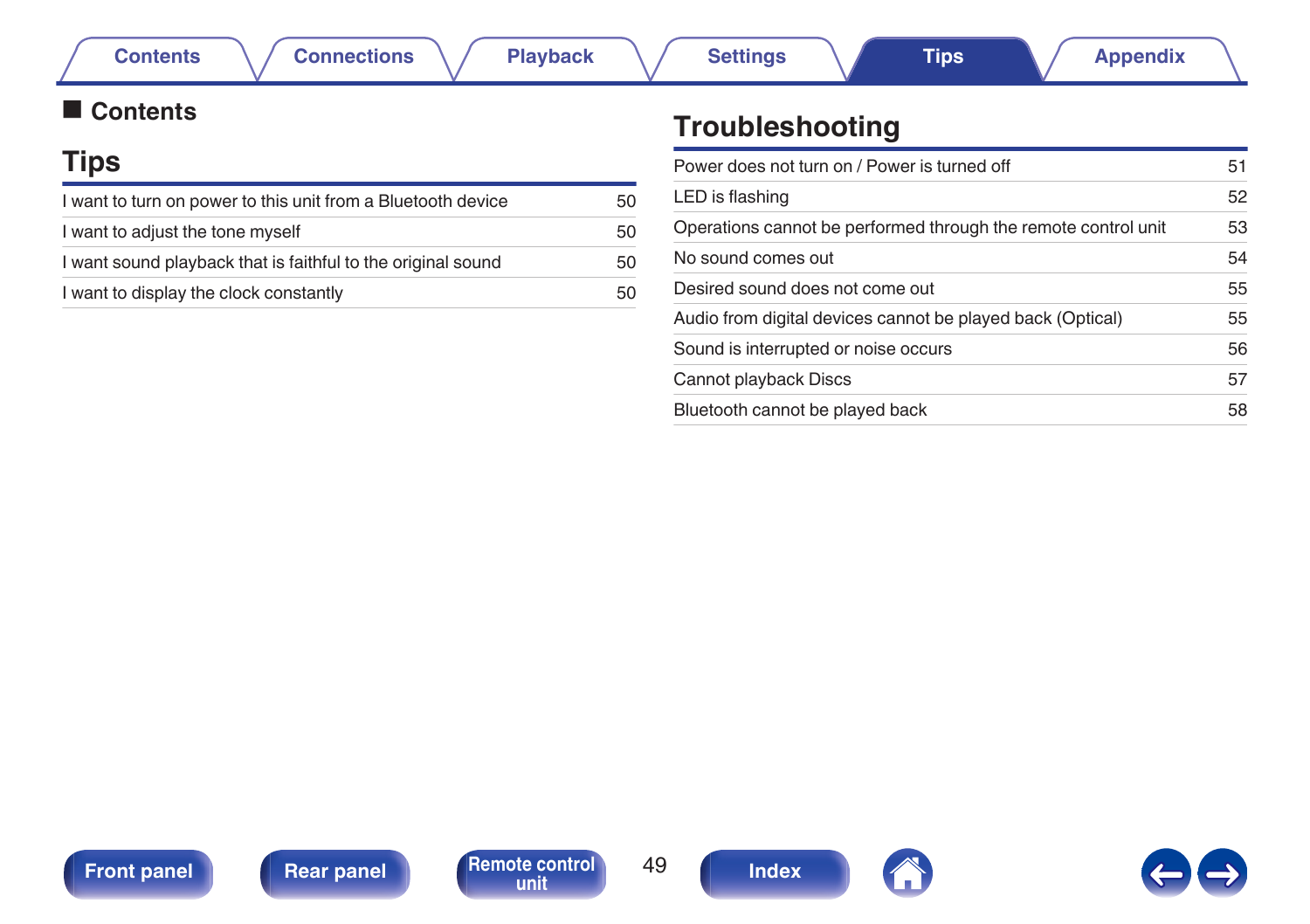## Contents

### Tips

| | |
|---|---|
| I want to turn on power to this unit from a Bluetooth device | 50 |
| I want to adjust the tone myself | 50 |
| I want sound playback that is faithful to the original sound | 50 |
| I want to display the clock constantly | 50 |

### Troubleshooting

| | |
|---|---|
| Power does not turn on / Power is turned off | 51 |
| LED is flashing | 52 |
| Operations cannot be performed through the remote control unit | 53 |
| No sound comes out | 54 |
| Desired sound does not come out | 55 |
| Audio from digital devices cannot be played back (Optical) | 55 |
| Sound is interrupted or noise occurs | 56 |
| Cannot playback Discs | 57 |
| Bluetooth cannot be played back | 58 |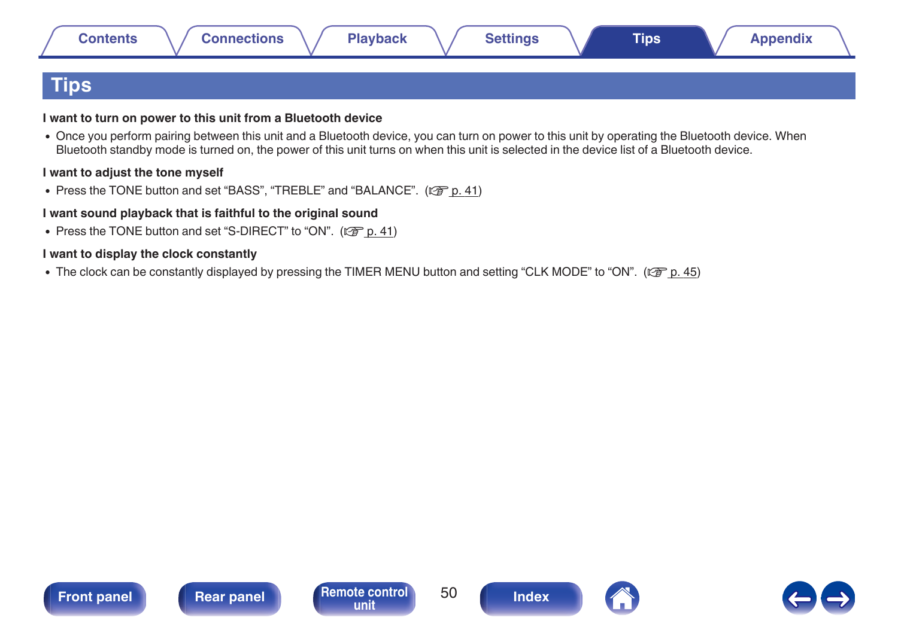# Tips

### I want to turn on power to this unit from a Bluetooth device

- Once you perform pairing between this unit and a Bluetooth device, you can turn on power to this unit by operating the Bluetooth device. When Bluetooth standby mode is turned on, the power of this unit turns on when this unit is selected in the device list of a Bluetooth device.

### I want to adjust the tone myself

- Press the TONE button and set “BASS”, “TREBLE” and “BALANCE”. (☞ p. 41)

### I want sound playback that is faithful to the original sound

- Press the TONE button and set “S-DIRECT” to “ON”. (☞ p. 41)

### I want to display the clock constantly

- The clock can be constantly displayed by pressing the TIMER MENU button and setting “CLK MODE” to “ON”. (☞ p. 45)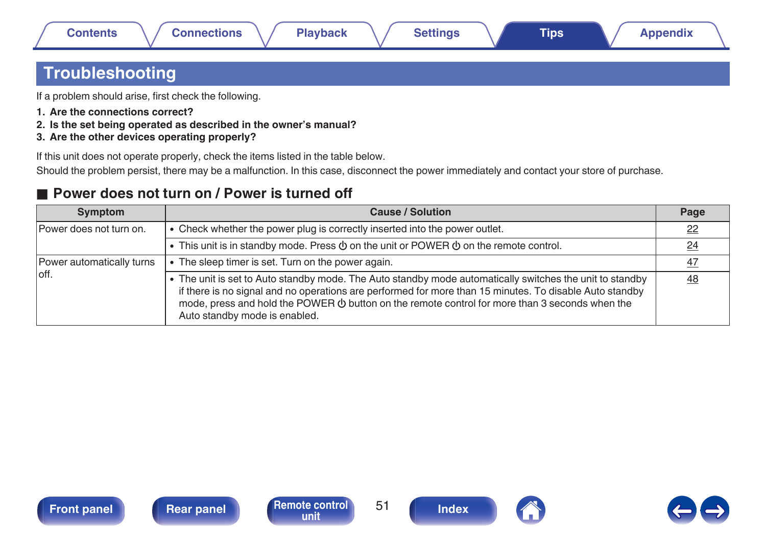# Troubleshooting

If a problem should arise, first check the following.

1. **Are the connections correct?**
2. **Is the set being operated as described in the owner's manual?**
3. **Are the other devices operating properly?**

If this unit does not operate properly, check the items listed in the table below.
Should the problem persist, there may be a malfunction. In this case, disconnect the power immediately and contact your store of purchase.

## ■ Power does not turn on / Power is turned off

| Symptom | Cause / Solution | Page |
|---|---|---|
| Power does not turn on. | • Check whether the power plug is correctly inserted into the power outlet. | 22 |
| | • This unit is in standby mode. Press ⏻ on the unit or POWER ⏻ on the remote control. | 24 |
| Power automatically turns off. | • The sleep timer is set. Turn on the power again. | 47 |
| | • The unit is set to Auto standby mode. The Auto standby mode automatically switches the unit to standby if there is no signal and no operations are performed for more than 15 minutes. To disable Auto standby mode, press and hold the POWER ⏻ button on the remote control for more than 3 seconds when the Auto standby mode is enabled. | 48 |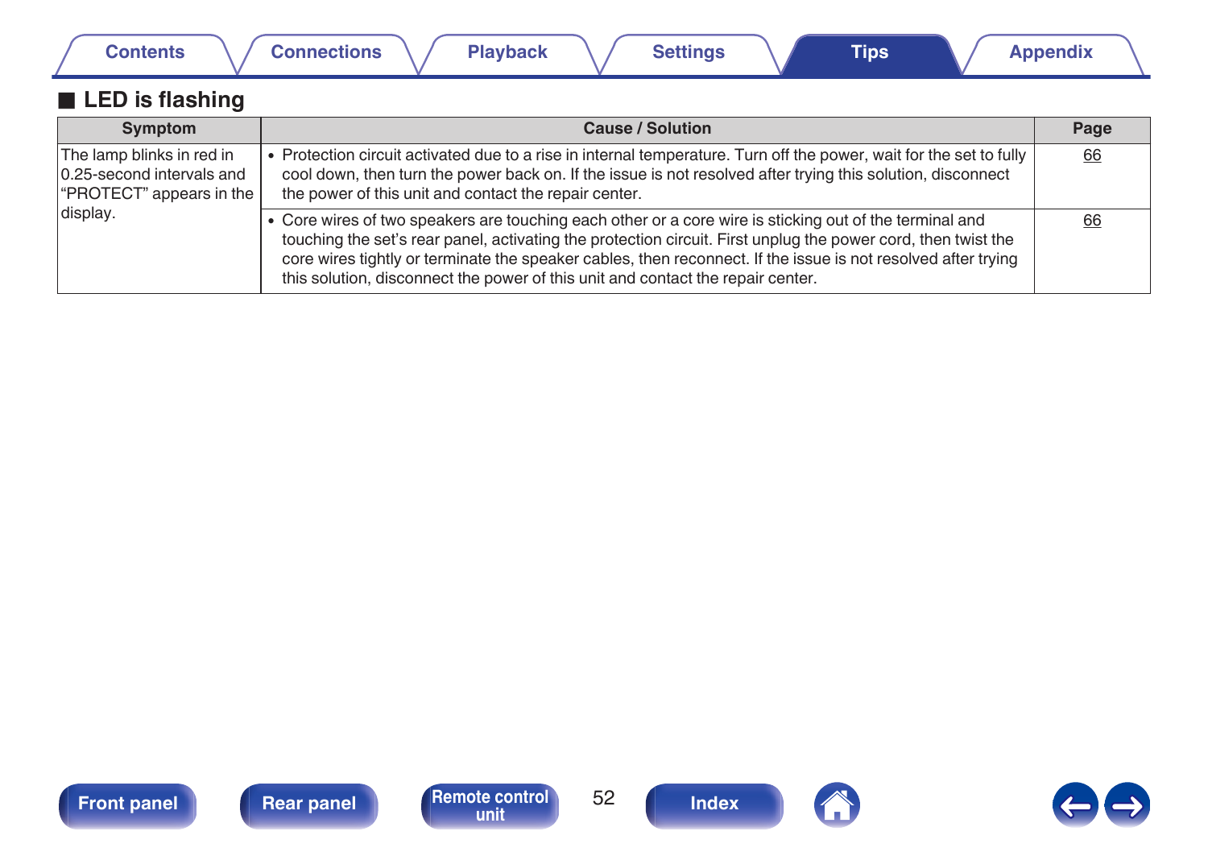## ■ LED is flashing

| Symptom | Cause / Solution | Page |
|---|---|---|
| The lamp blinks in red in 0.25-second intervals and "PROTECT" appears in the display. | • Protection circuit activated due to a rise in internal temperature. Turn off the power, wait for the set to fully cool down, then turn the power back on. If the issue is not resolved after trying this solution, disconnect the power of this unit and contact the repair center. | 66 |
| | • Core wires of two speakers are touching each other or a core wire is sticking out of the terminal and touching the set's rear panel, activating the protection circuit. First unplug the power cord, then twist the core wires tightly or terminate the speaker cables, then reconnect. If the issue is not resolved after trying this solution, disconnect the power of this unit and contact the repair center. | 66 |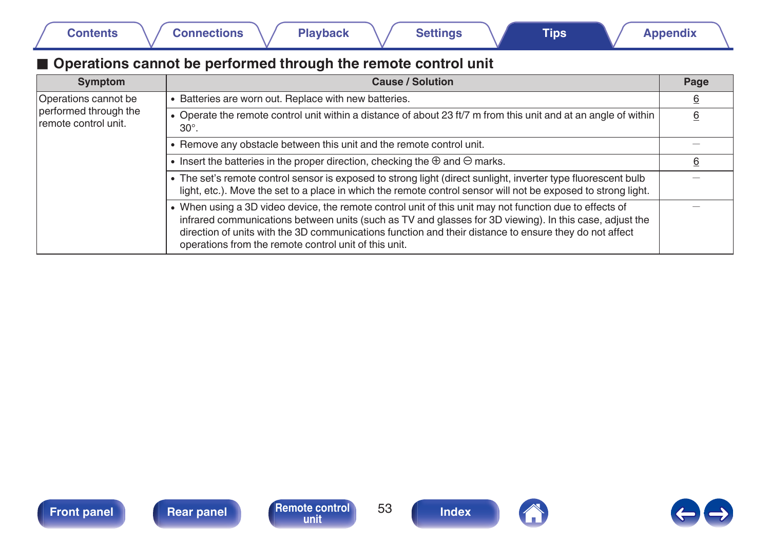## ■ Operations cannot be performed through the remote control unit

| Symptom | Cause / Solution | Page |
|---|---|---|
| Operations cannot be performed through the remote control unit. | • Batteries are worn out. Replace with new batteries. | 6 |
| | • Operate the remote control unit within a distance of about 23 ft/7 m from this unit and at an angle of within 30°. | 6 |
| | • Remove any obstacle between this unit and the remote control unit. | – |
| | • Insert the batteries in the proper direction, checking the ⊕ and ⊖ marks. | 6 |
| | • The set's remote control sensor is exposed to strong light (direct sunlight, inverter type fluorescent bulb light, etc.). Move the set to a place in which the remote control sensor will not be exposed to strong light. | – |
| | • When using a 3D video device, the remote control unit of this unit may not function due to effects of infrared communications between units (such as TV and glasses for 3D viewing). In this case, adjust the direction of units with the 3D communications function and their distance to ensure they do not affect operations from the remote control unit of this unit. | – |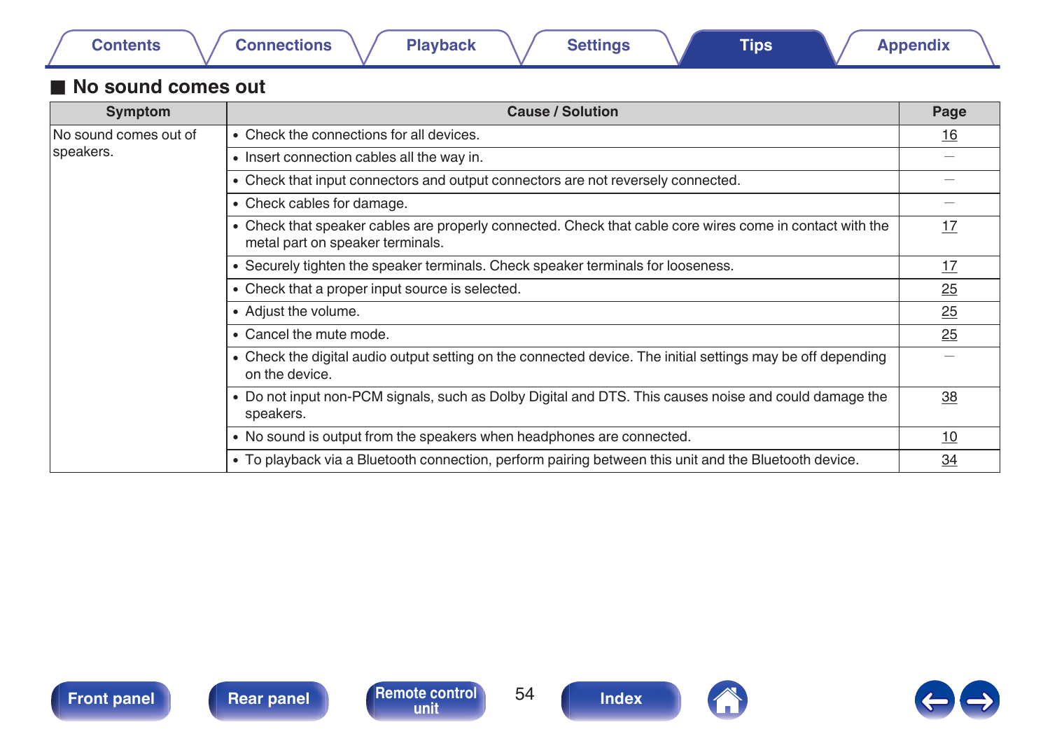## ■ No sound comes out

| Symptom | Cause / Solution | Page |
|---|---|---|
| No sound comes out of speakers. | • Check the connections for all devices. | 16 |
| | • Insert connection cables all the way in. | – |
| | • Check that input connectors and output connectors are not reversely connected. | – |
| | • Check cables for damage. | – |
| | • Check that speaker cables are properly connected. Check that cable core wires come in contact with the metal part on speaker terminals. | 17 |
| | • Securely tighten the speaker terminals. Check speaker terminals for looseness. | 17 |
| | • Check that a proper input source is selected. | 25 |
| | • Adjust the volume. | 25 |
| | • Cancel the mute mode. | 25 |
| | • Check the digital audio output setting on the connected device. The initial settings may be off depending on the device. | – |
| | • Do not input non-PCM signals, such as Dolby Digital and DTS. This causes noise and could damage the speakers. | 38 |
| | • No sound is output from the speakers when headphones are connected. | 10 |
| | • To playback via a Bluetooth connection, perform pairing between this unit and the Bluetooth device. | 34 |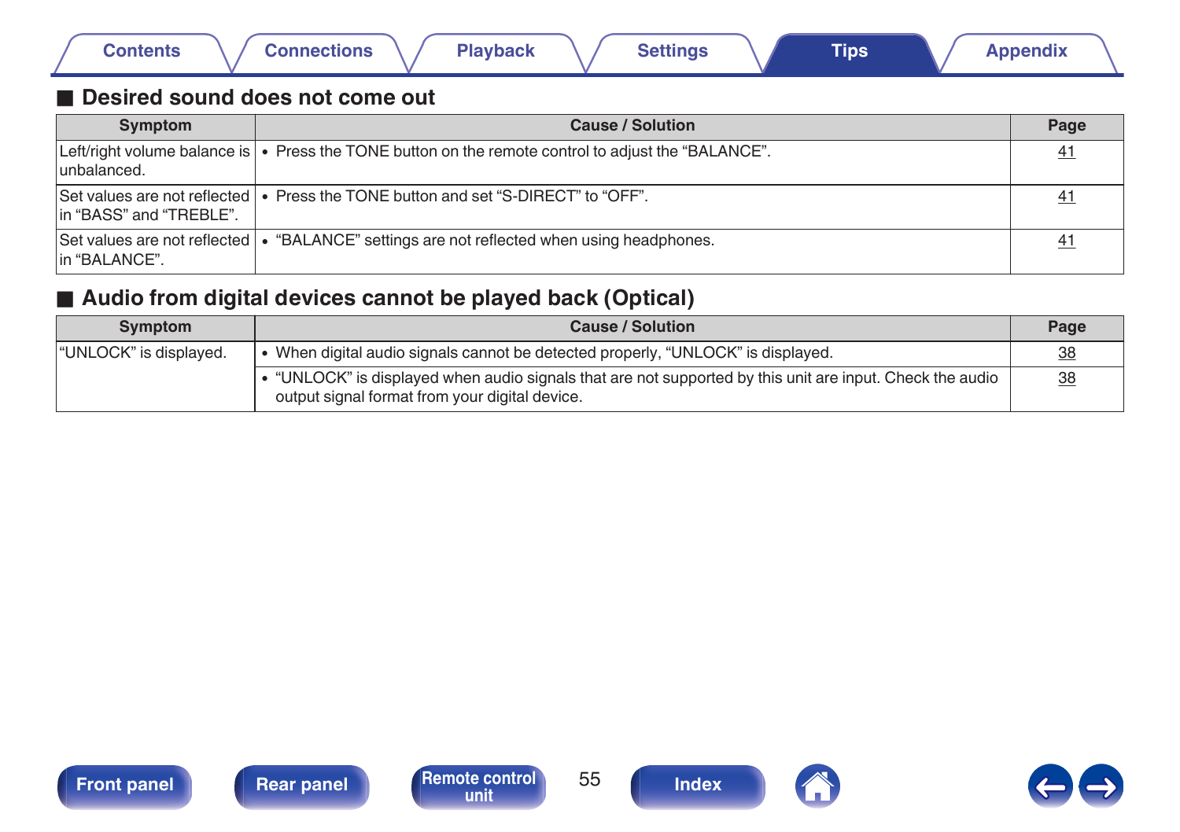## ■ Desired sound does not come out

| Symptom | Cause / Solution | Page |
|---|---|---|
| Left/right volume balance is unbalanced. | • Press the TONE button on the remote control to adjust the “BALANCE”. | 41 |
| Set values are not reflected in “BASS” and “TREBLE”. | • Press the TONE button and set “S-DIRECT” to “OFF”. | 41 |
| Set values are not reflected in “BALANCE”. | • “BALANCE” settings are not reflected when using headphones. | 41 |

## ■ Audio from digital devices cannot be played back (Optical)

| Symptom | Cause / Solution | Page |
|---|---|---|
| “UNLOCK” is displayed. | • When digital audio signals cannot be detected properly, “UNLOCK” is displayed. | 38 |
| | • “UNLOCK” is displayed when audio signals that are not supported by this unit are input. Check the audio output signal format from your digital device. | 38 |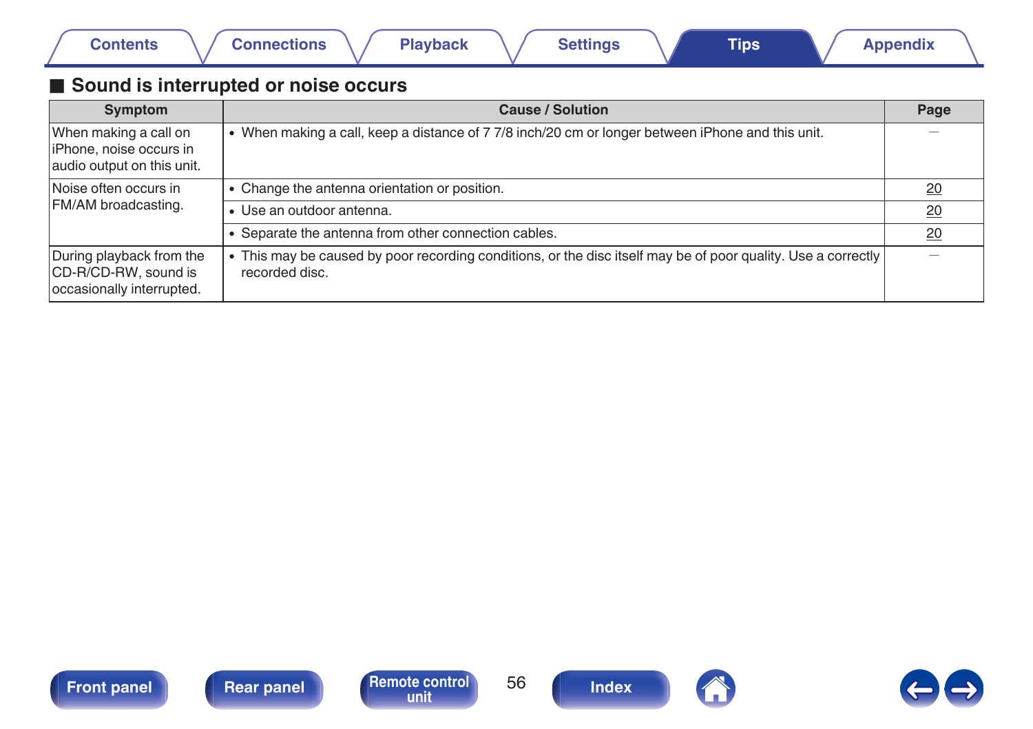## ■ Sound is interrupted or noise occurs

| Symptom | Cause / Solution | Page |
|---|---|---|
| When making a call on iPhone, noise occurs in audio output on this unit. | • When making a call, keep a distance of 7 7/8 inch/20 cm or longer between iPhone and this unit. | – |
| Noise often occurs in FM/AM broadcasting. | • Change the antenna orientation or position. | 20 |
| | • Use an outdoor antenna. | 20 |
| | • Separate the antenna from other connection cables. | 20 |
| During playback from the CD-R/CD-RW, sound is occasionally interrupted. | • This may be caused by poor recording conditions, or the disc itself may be of poor quality. Use a correctly recorded disc. | – |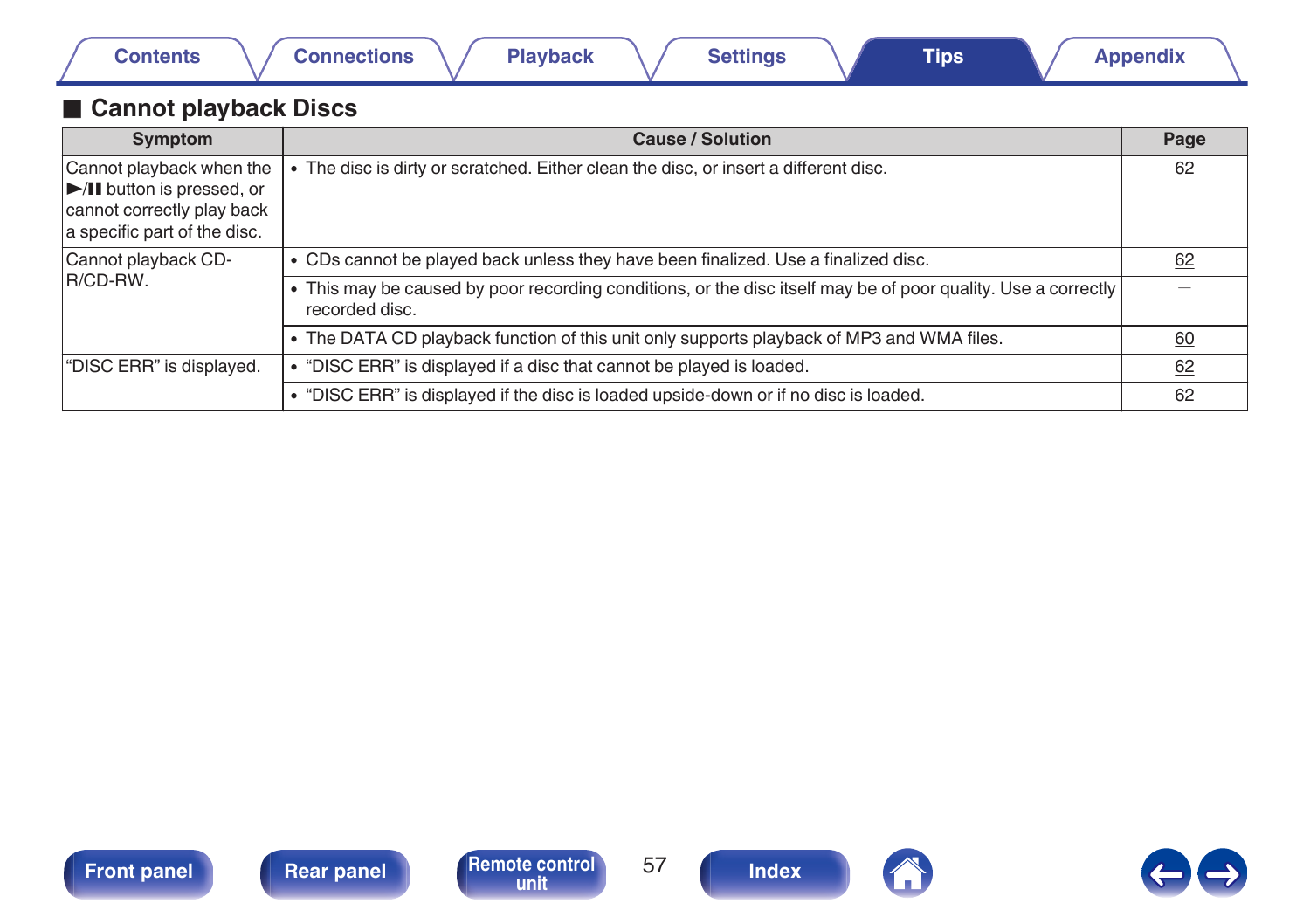## ■ Cannot playback Discs

| Symptom | Cause / Solution | Page |
|---|---|---|
| Cannot playback when the ►/❚❚ button is pressed, or cannot correctly play back a specific part of the disc. | • The disc is dirty or scratched. Either clean the disc, or insert a different disc. | 62 |
| Cannot playback CD-R/CD-RW. | • CDs cannot be played back unless they have been finalized. Use a finalized disc. | 62 |
| | • This may be caused by poor recording conditions, or the disc itself may be of poor quality. Use a correctly recorded disc. | — |
| | • The DATA CD playback function of this unit only supports playback of MP3 and WMA files. | 60 |
| "DISC ERR" is displayed. | • "DISC ERR" is displayed if a disc that cannot be played is loaded. | 62 |
| | • "DISC ERR" is displayed if the disc is loaded upside-down or if no disc is loaded. | 62 |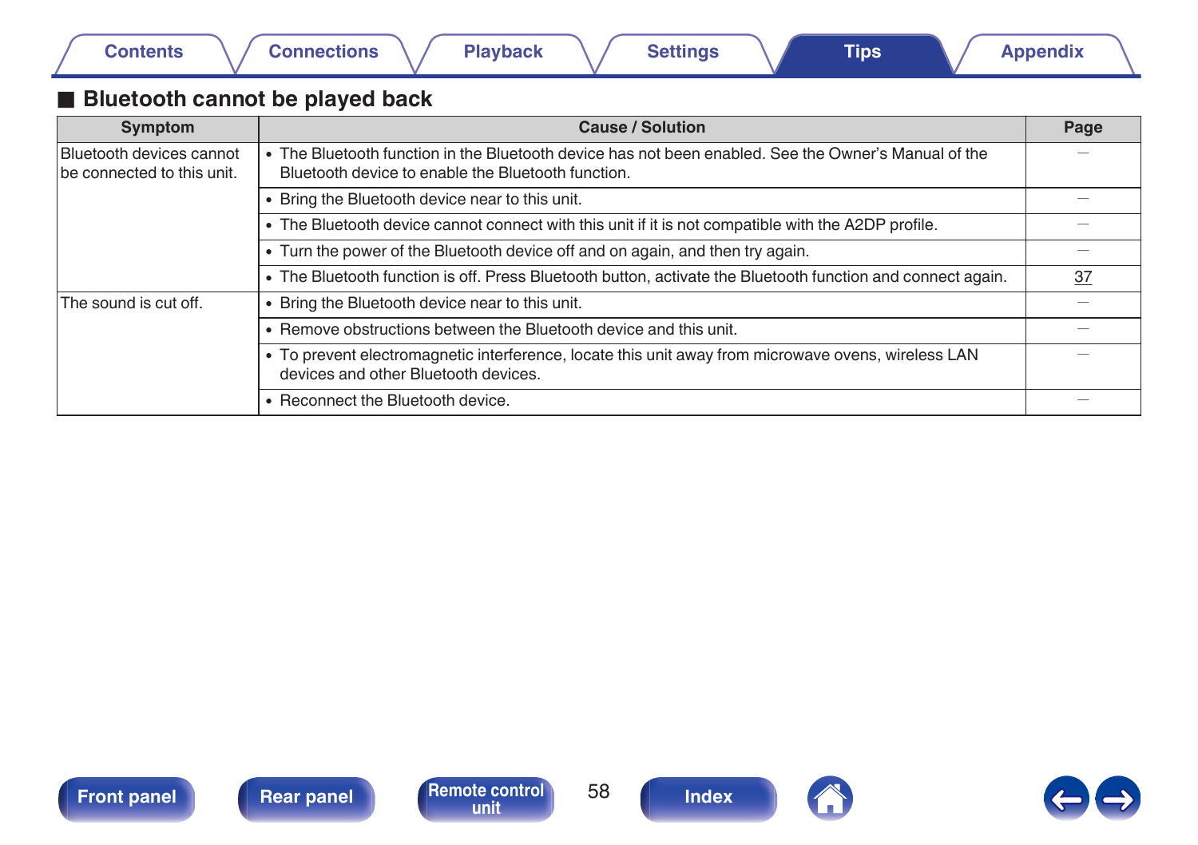## ■ Bluetooth cannot be played back

| Symptom | Cause / Solution | Page |
|---|---|---|
| Bluetooth devices cannot be connected to this unit. | • The Bluetooth function in the Bluetooth device has not been enabled. See the Owner's Manual of the Bluetooth device to enable the Bluetooth function. | – |
| | • Bring the Bluetooth device near to this unit. | – |
| | • The Bluetooth device cannot connect with this unit if it is not compatible with the A2DP profile. | – |
| | • Turn the power of the Bluetooth device off and on again, and then try again. | – |
| | • The Bluetooth function is off. Press Bluetooth button, activate the Bluetooth function and connect again. | 37 |
| The sound is cut off. | • Bring the Bluetooth device near to this unit. | – |
| | • Remove obstructions between the Bluetooth device and this unit. | – |
| | • To prevent electromagnetic interference, locate this unit away from microwave ovens, wireless LAN devices and other Bluetooth devices. | – |
| | • Reconnect the Bluetooth device. | – |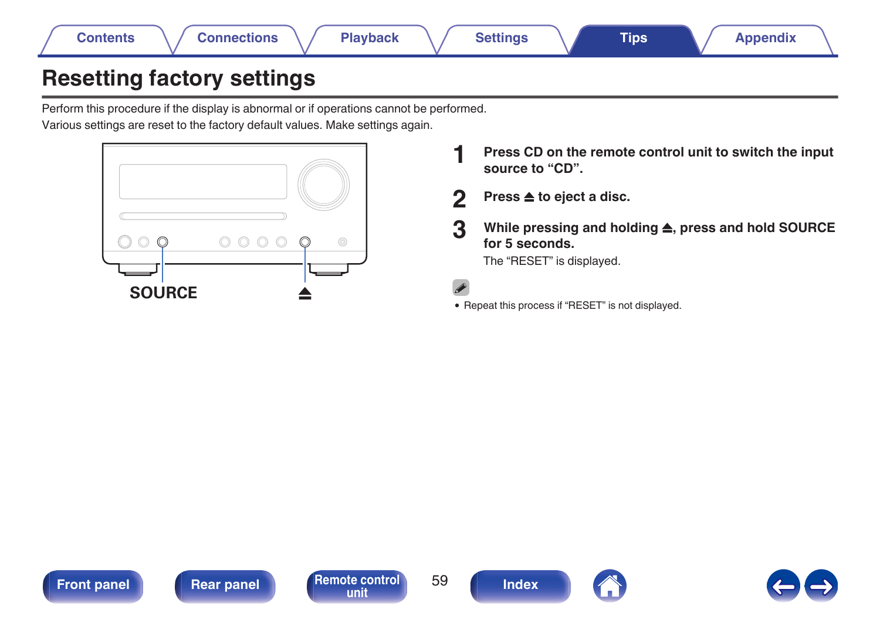# Resetting factory settings

Perform this procedure if the display is abnormal or if operations cannot be performed.
Various settings are reset to the factory default values. Make settings again.

SOURCE ⏏

1. **Press CD on the remote control unit to switch the input source to “CD”.**
2. **Press ⏏ to eject a disc.**
3. **While pressing and holding ⏏, press and hold SOURCE for 5 seconds.**
   The “RESET” is displayed.

- Repeat this process if “RESET” is not displayed.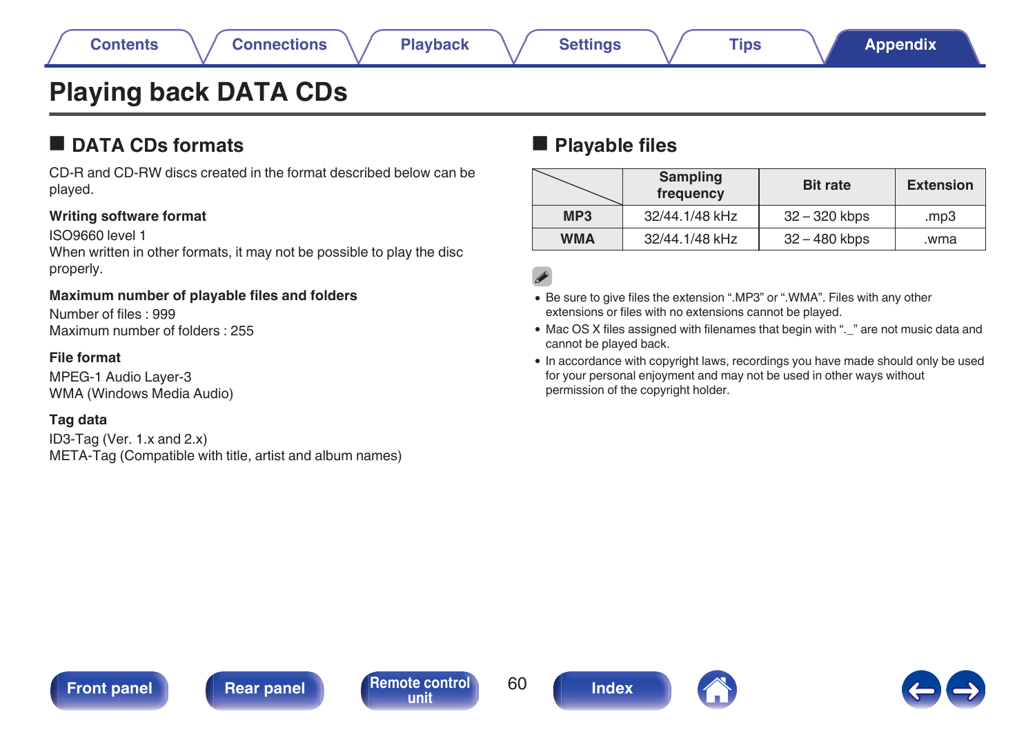# Playing back DATA CDs

## DATA CDs formats

CD-R and CD-RW discs created in the format described below can be played.

**Writing software format**

ISO9660 level 1
When written in other formats, it may not be possible to play the disc properly.

**Maximum number of playable files and folders**

Number of files : 999
Maximum number of folders : 255

**File format**

MPEG-1 Audio Layer-3
WMA (Windows Media Audio)

**Tag data**

ID3-Tag (Ver. 1.x and 2.x)
META-Tag (Compatible with title, artist and album names)

## Playable files

| | Sampling frequency | Bit rate | Extension |
|---|---|---|---|
| **MP3** | 32/44.1/48 kHz | 32 – 320 kbps | .mp3 |
| **WMA** | 32/44.1/48 kHz | 32 – 480 kbps | .wma |

- Be sure to give files the extension ".MP3" or ".WMA". Files with any other extensions or files with no extensions cannot be played.
- Mac OS X files assigned with filenames that begin with "._" are not music data and cannot be played back.
- In accordance with copyright laws, recordings you have made should only be used for your personal enjoyment and may not be used in other ways without permission of the copyright holder.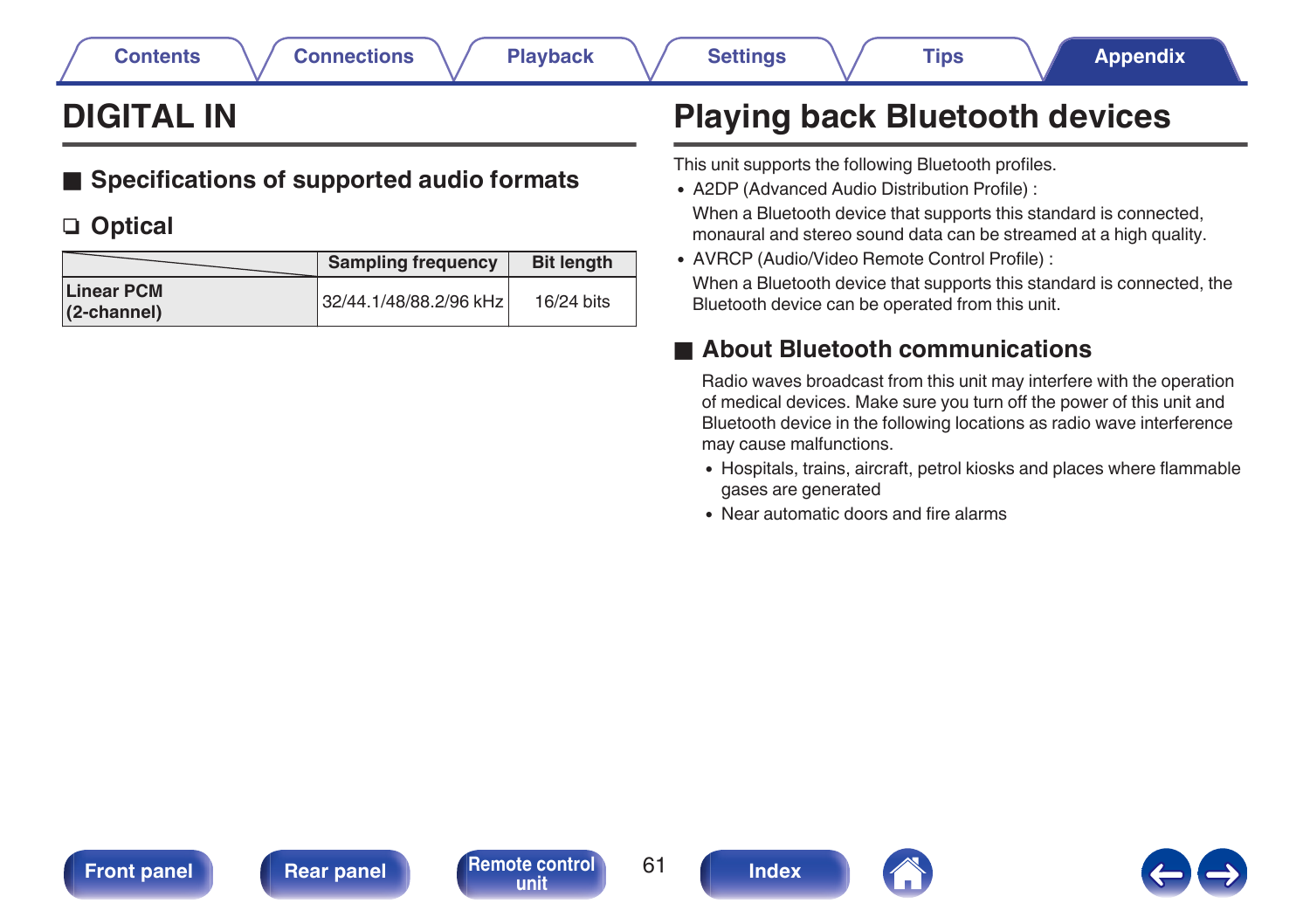# DIGITAL IN

## ■ Specifications of supported audio formats

### ❑ Optical

| | Sampling frequency | Bit length |
|---|---|---|
| **Linear PCM (2-channel)** | 32/44.1/48/88.2/96 kHz | 16/24 bits |

# Playing back Bluetooth devices

This unit supports the following Bluetooth profiles.

- A2DP (Advanced Audio Distribution Profile) :
  When a Bluetooth device that supports this standard is connected, monaural and stereo sound data can be streamed at a high quality.
- AVRCP (Audio/Video Remote Control Profile) :
  When a Bluetooth device that supports this standard is connected, the Bluetooth device can be operated from this unit.

## ■ About Bluetooth communications

Radio waves broadcast from this unit may interfere with the operation of medical devices. Make sure you turn off the power of this unit and Bluetooth device in the following locations as radio wave interference may cause malfunctions.

- Hospitals, trains, aircraft, petrol kiosks and places where flammable gases are generated
- Near automatic doors and fire alarms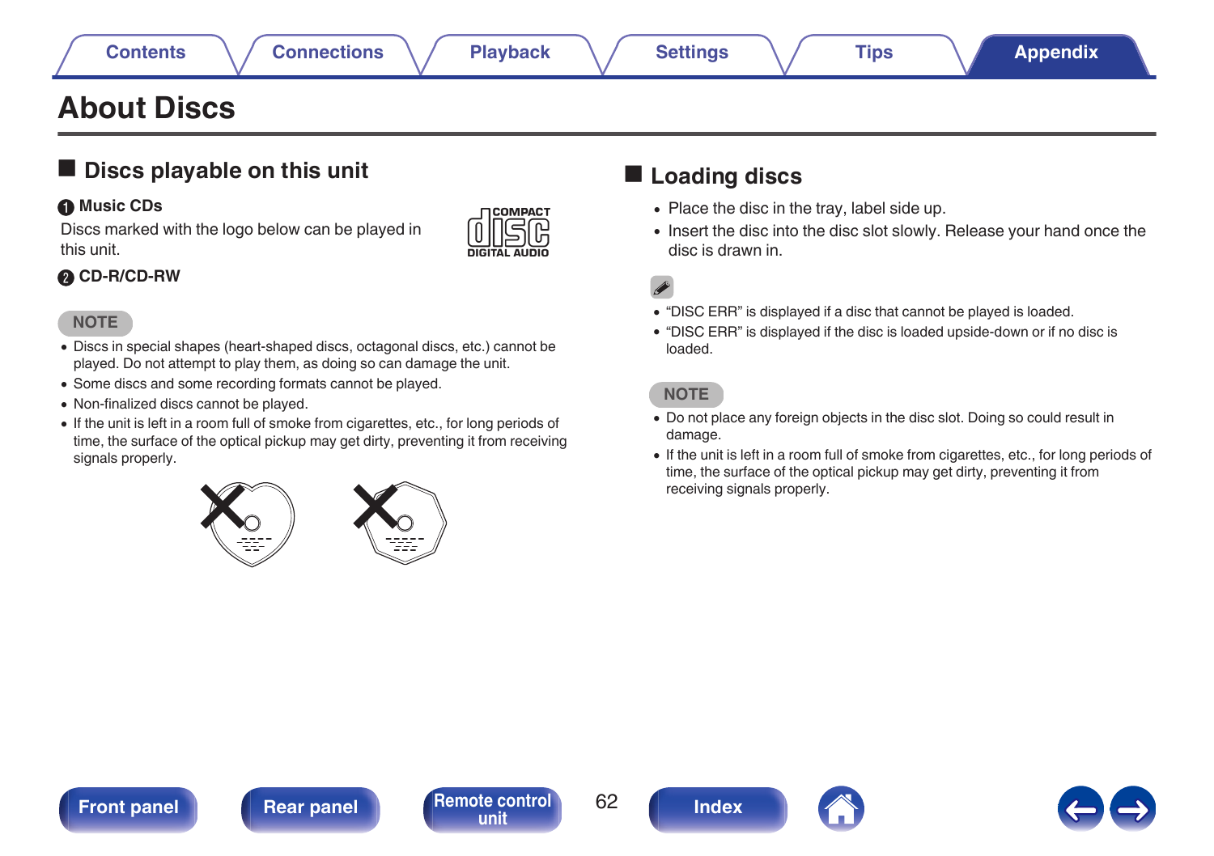# About Discs

## Discs playable on this unit

**1 Music CDs**

Discs marked with the logo below can be played in this unit.

COMPACT disc DIGITAL AUDIO

**2 CD-R/CD-RW**

**NOTE**

- Discs in special shapes (heart-shaped discs, octagonal discs, etc.) cannot be played. Do not attempt to play them, as doing so can damage the unit.
- Some discs and some recording formats cannot be played.
- Non-finalized discs cannot be played.
- If the unit is left in a room full of smoke from cigarettes, etc., for long periods of time, the surface of the optical pickup may get dirty, preventing it from receiving signals properly.

## Loading discs

- Place the disc in the tray, label side up.
- Insert the disc into the disc slot slowly. Release your hand once the disc is drawn in.

- "DISC ERR" is displayed if a disc that cannot be played is loaded.
- "DISC ERR" is displayed if the disc is loaded upside-down or if no disc is loaded.

**NOTE**

- Do not place any foreign objects in the disc slot. Doing so could result in damage.
- If the unit is left in a room full of smoke from cigarettes, etc., for long periods of time, the surface of the optical pickup may get dirty, preventing it from receiving signals properly.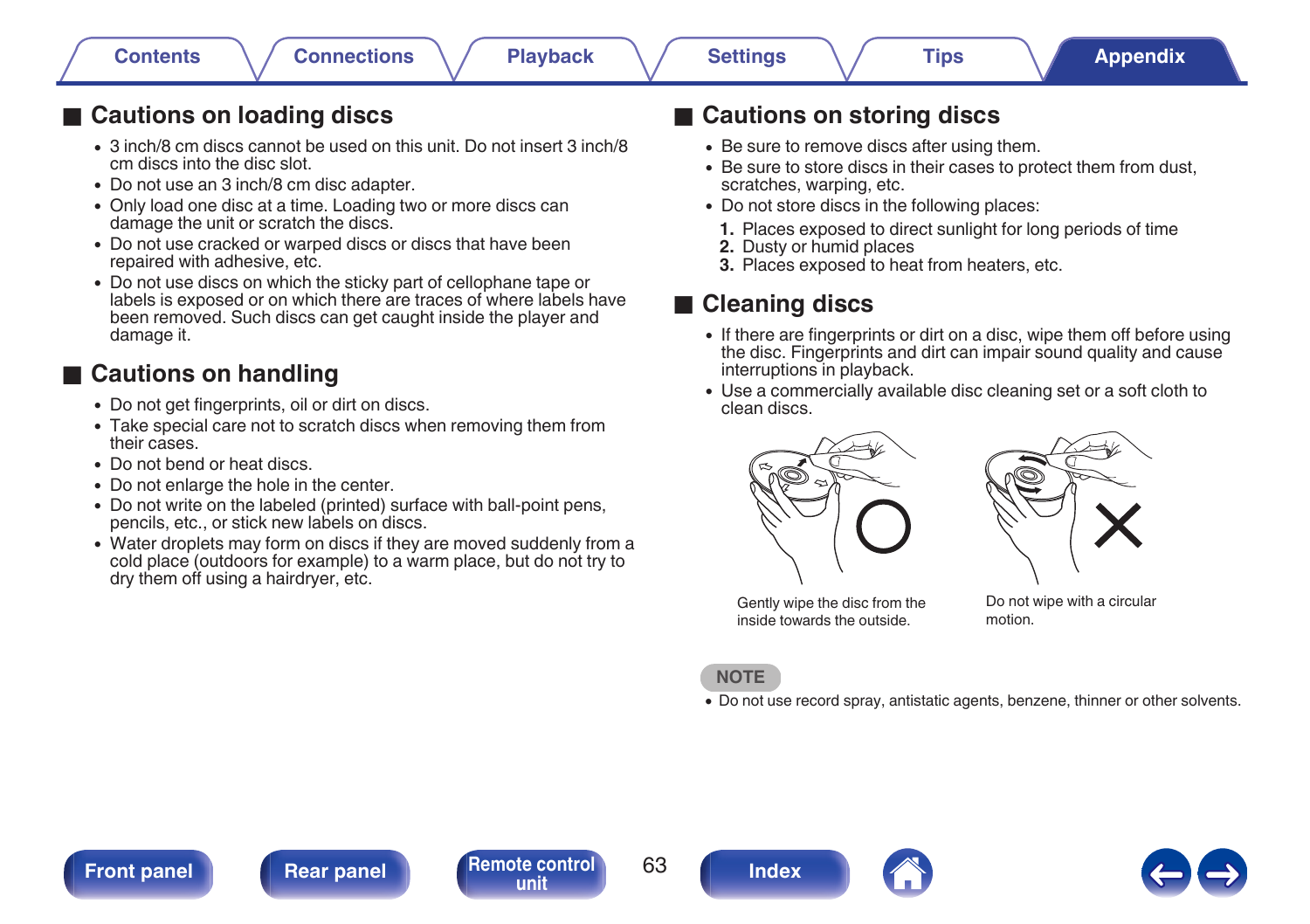## Cautions on loading discs

- 3 inch/8 cm discs cannot be used on this unit. Do not insert 3 inch/8 cm discs into the disc slot.
- Do not use an 3 inch/8 cm disc adapter.
- Only load one disc at a time. Loading two or more discs can damage the unit or scratch the discs.
- Do not use cracked or warped discs or discs that have been repaired with adhesive, etc.
- Do not use discs on which the sticky part of cellophane tape or labels is exposed or on which there are traces of where labels have been removed. Such discs can get caught inside the player and damage it.

## Cautions on handling

- Do not get fingerprints, oil or dirt on discs.
- Take special care not to scratch discs when removing them from their cases.
- Do not bend or heat discs.
- Do not enlarge the hole in the center.
- Do not write on the labeled (printed) surface with ball-point pens, pencils, etc., or stick new labels on discs.
- Water droplets may form on discs if they are moved suddenly from a cold place (outdoors for example) to a warm place, but do not try to dry them off using a hairdryer, etc.

## Cautions on storing discs

- Be sure to remove discs after using them.
- Be sure to store discs in their cases to protect them from dust, scratches, warping, etc.
- Do not store discs in the following places:
  1. Places exposed to direct sunlight for long periods of time
  2. Dusty or humid places
  3. Places exposed to heat from heaters, etc.

## Cleaning discs

- If there are fingerprints or dirt on a disc, wipe them off before using the disc. Fingerprints and dirt can impair sound quality and cause interruptions in playback.
- Use a commercially available disc cleaning set or a soft cloth to clean discs.

Gently wipe the disc from the inside towards the outside.

Do not wipe with a circular motion.

**NOTE**

- Do not use record spray, antistatic agents, benzene, thinner or other solvents.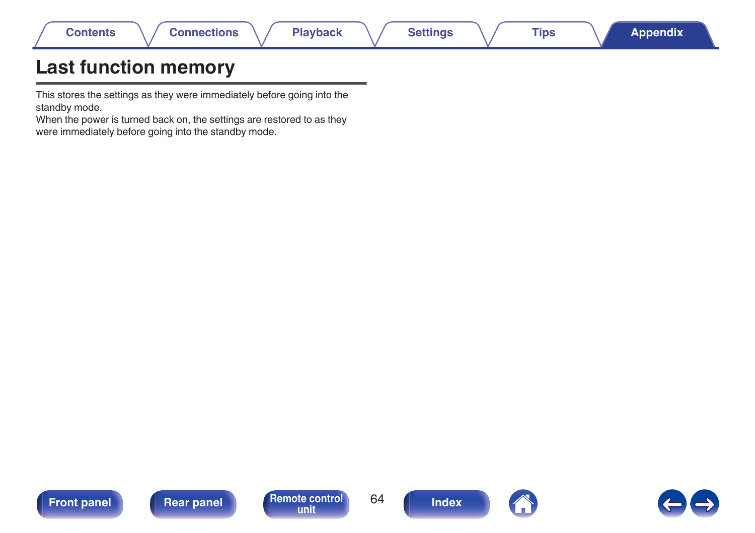# Last function memory

This stores the settings as they were immediately before going into the standby mode.
When the power is turned back on, the settings are restored to as they were immediately before going into the standby mode.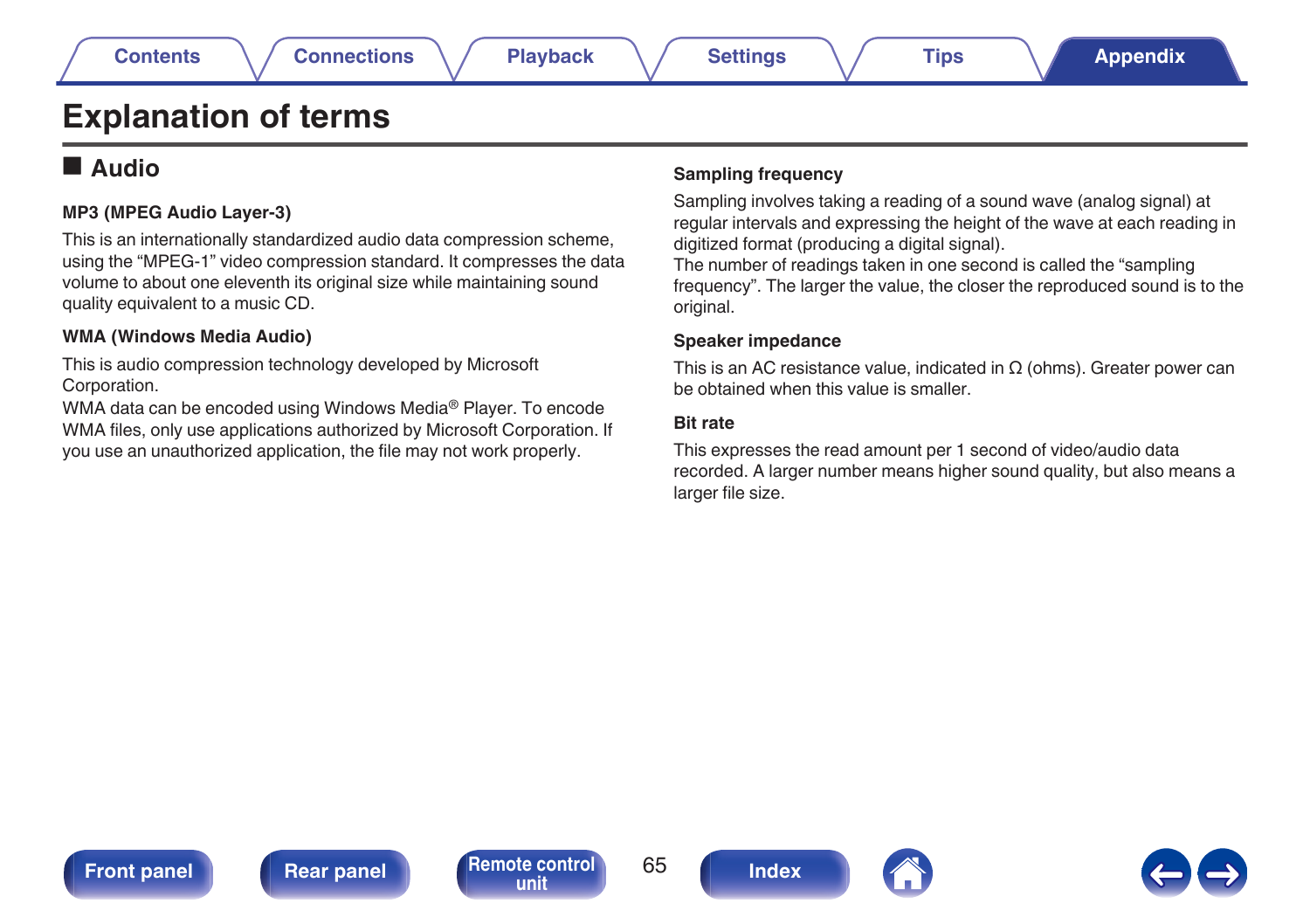# Explanation of terms

## ■ Audio

### MP3 (MPEG Audio Layer-3)

This is an internationally standardized audio data compression scheme, using the “MPEG-1” video compression standard. It compresses the data volume to about one eleventh its original size while maintaining sound quality equivalent to a music CD.

### WMA (Windows Media Audio)

This is audio compression technology developed by Microsoft Corporation.
WMA data can be encoded using Windows Media® Player. To encode WMA files, only use applications authorized by Microsoft Corporation. If you use an unauthorized application, the file may not work properly.

### Sampling frequency

Sampling involves taking a reading of a sound wave (analog signal) at regular intervals and expressing the height of the wave at each reading in digitized format (producing a digital signal).
The number of readings taken in one second is called the “sampling frequency”. The larger the value, the closer the reproduced sound is to the original.

### Speaker impedance

This is an AC resistance value, indicated in Ω (ohms). Greater power can be obtained when this value is smaller.

### Bit rate

This expresses the read amount per 1 second of video/audio data recorded. A larger number means higher sound quality, but also means a larger file size.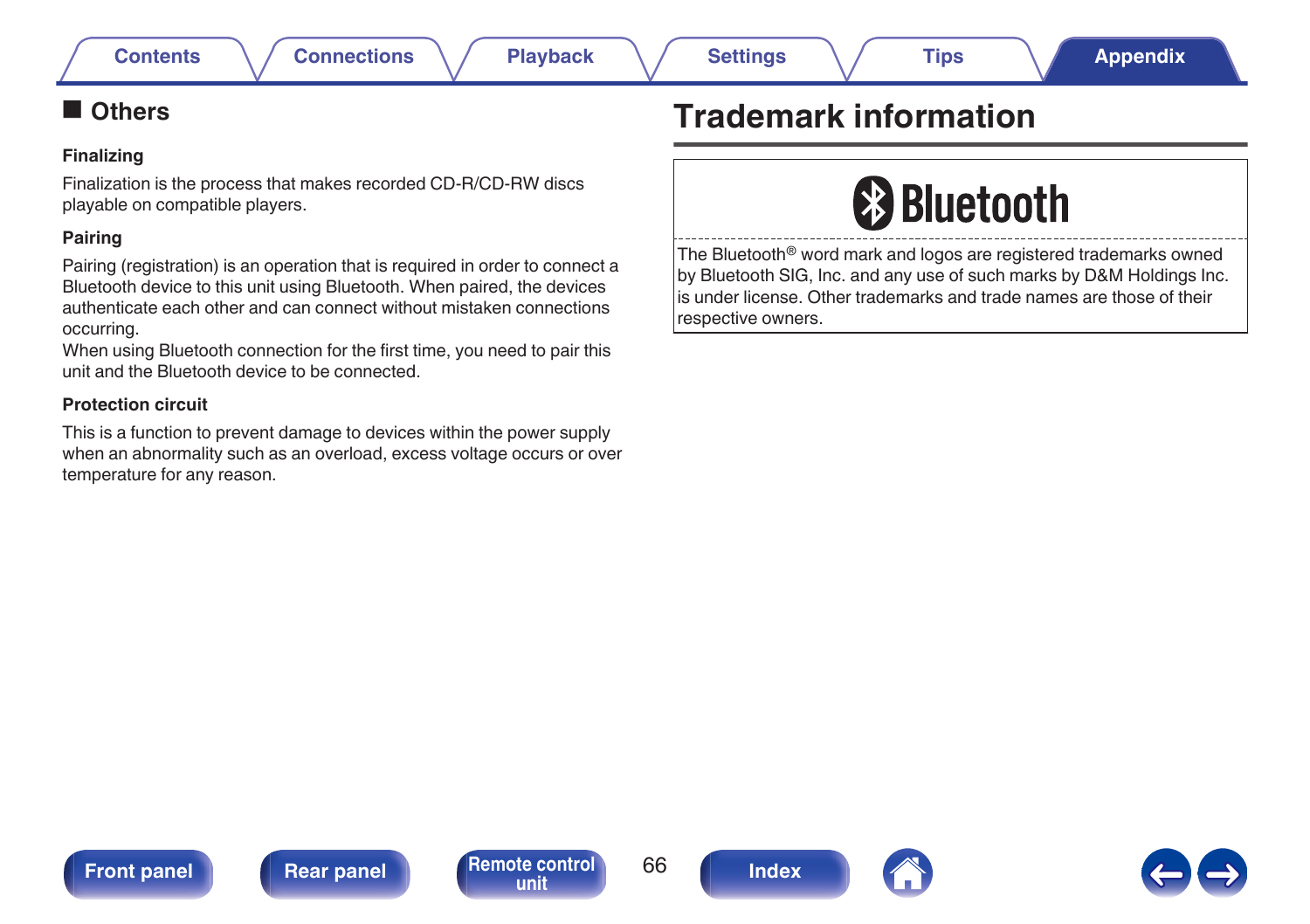## ■ Others

**Finalizing**

Finalization is the process that makes recorded CD-R/CD-RW discs playable on compatible players.

**Pairing**

Pairing (registration) is an operation that is required in order to connect a Bluetooth device to this unit using Bluetooth. When paired, the devices authenticate each other and can connect without mistaken connections occurring.
When using Bluetooth connection for the first time, you need to pair this unit and the Bluetooth device to be connected.

**Protection circuit**

This is a function to prevent damage to devices within the power supply when an abnormality such as an overload, excess voltage occurs or over temperature for any reason.

# Trademark information

Bluetooth

The Bluetooth® word mark and logos are registered trademarks owned by Bluetooth SIG, Inc. and any use of such marks by D&M Holdings Inc. is under license. Other trademarks and trade names are those of their respective owners.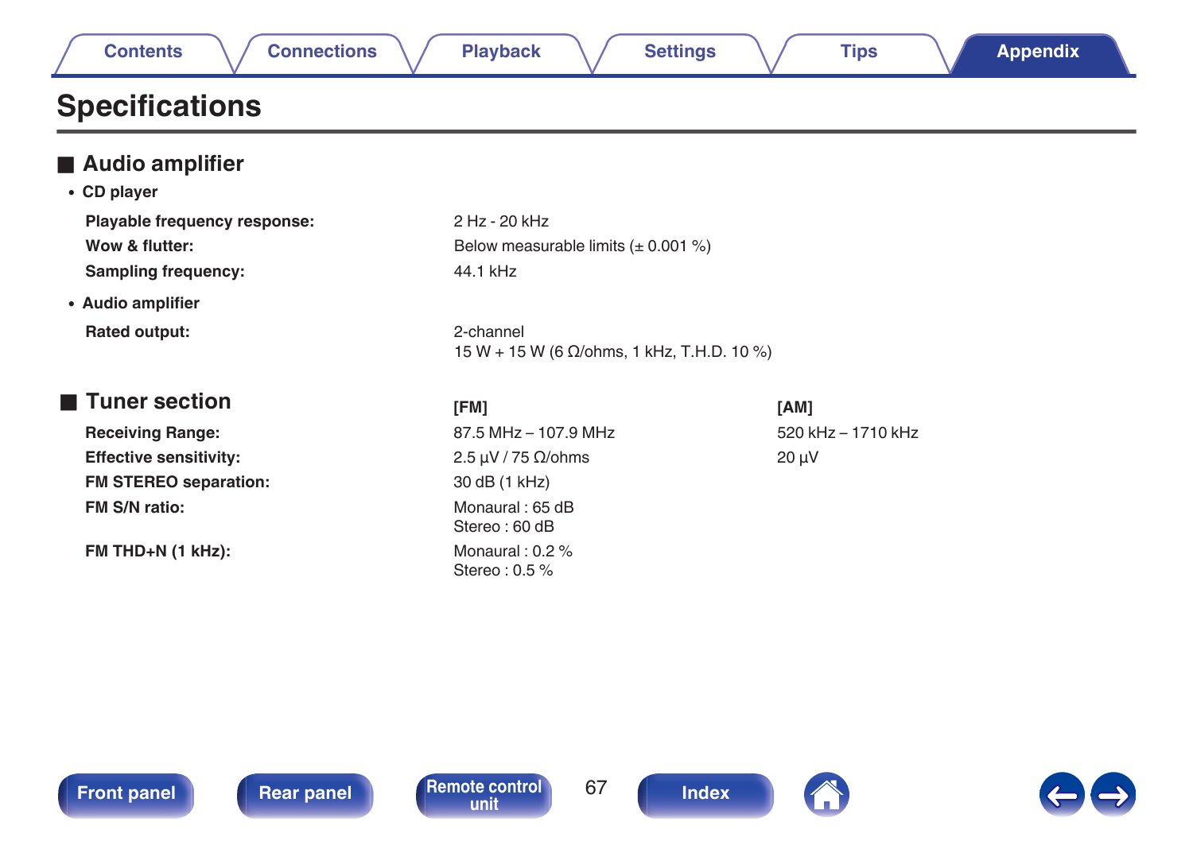# Specifications

## ■ Audio amplifier

- **CD player**

| | |
|---|---|
| **Playable frequency response:** | 2 Hz - 20 kHz |
| **Wow & flutter:** | Below measurable limits (± 0.001 %) |
| **Sampling frequency:** | 44.1 kHz |

- **Audio amplifier**

| | |
|---|---|
| **Rated output:** | 2-channel<br>15 W + 15 W (6 Ω/ohms, 1 kHz, T.H.D. 10 %) |

## ■ Tuner section

| | [FM] | [AM] |
|---|---|---|
| **Receiving Range:** | 87.5 MHz – 107.9 MHz | 520 kHz – 1710 kHz |
| **Effective sensitivity:** | 2.5 µV / 75 Ω/ohms | 20 µV |
| **FM STEREO separation:** | 30 dB (1 kHz) | |
| **FM S/N ratio:** | Monaural : 65 dB<br>Stereo : 60 dB | |
| **FM THD+N (1 kHz):** | Monaural : 0.2 %<br>Stereo : 0.5 % | |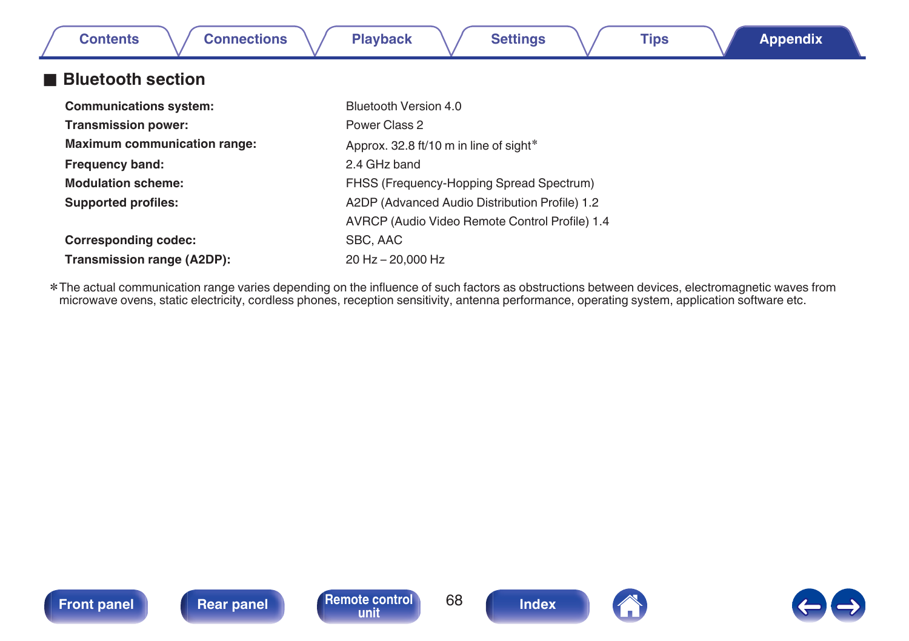## ■ Bluetooth section

| | |
|---|---|
| **Communications system:** | Bluetooth Version 4.0 |
| **Transmission power:** | Power Class 2 |
| **Maximum communication range:** | Approx. 32.8 ft/10 m in line of sight* |
| **Frequency band:** | 2.4 GHz band |
| **Modulation scheme:** | FHSS (Frequency-Hopping Spread Spectrum) |
| **Supported profiles:** | A2DP (Advanced Audio Distribution Profile) 1.2 |
| | AVRCP (Audio Video Remote Control Profile) 1.4 |
| **Corresponding codec:** | SBC, AAC |
| **Transmission range (A2DP):** | 20 Hz – 20,000 Hz |

* The actual communication range varies depending on the influence of such factors as obstructions between devices, electromagnetic waves from microwave ovens, static electricity, cordless phones, reception sensitivity, antenna performance, operating system, application software etc.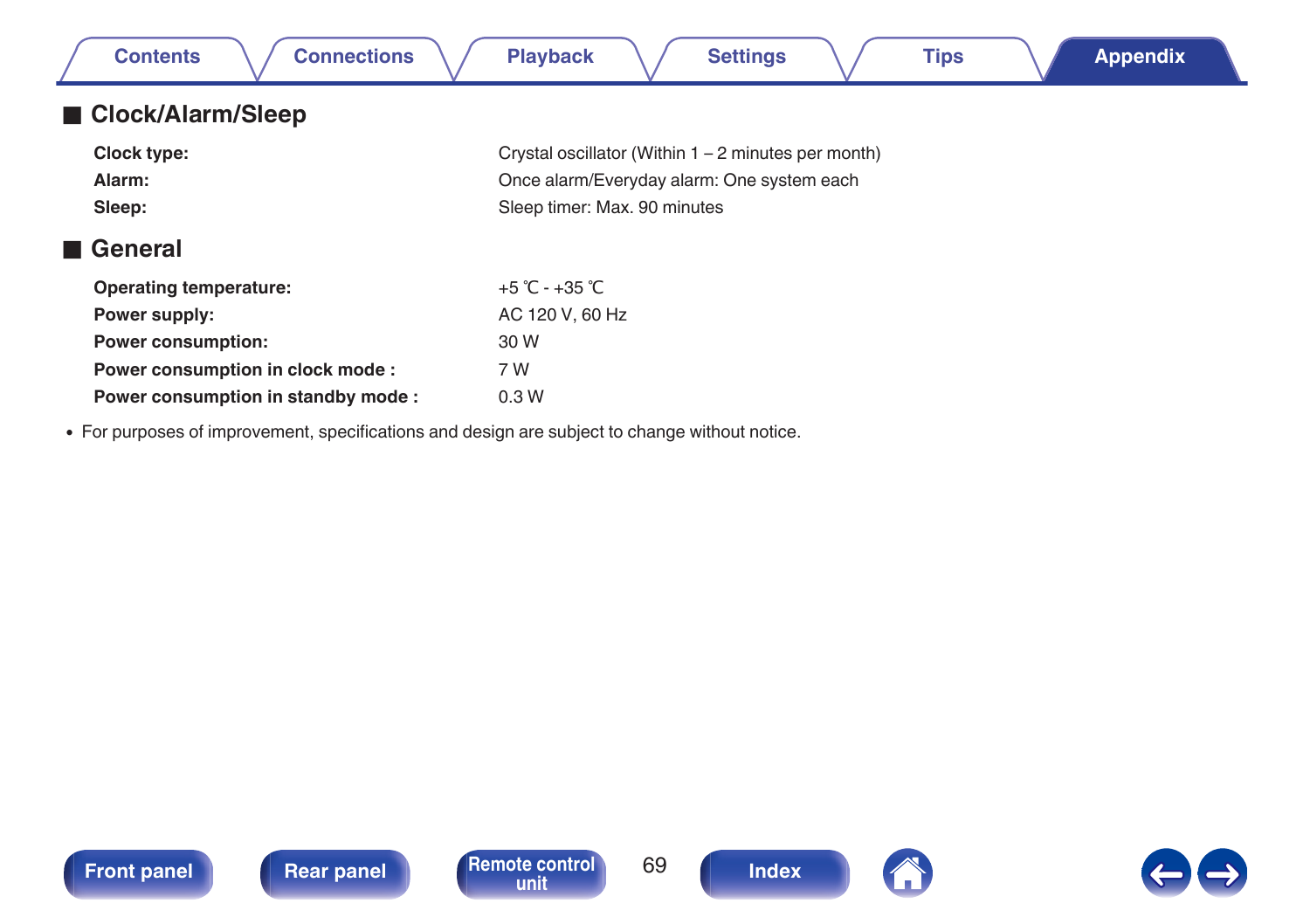## Clock/Alarm/Sleep

| | |
|---|---|
| **Clock type:** | Crystal oscillator (Within 1 – 2 minutes per month) |
| **Alarm:** | Once alarm/Everyday alarm: One system each |
| **Sleep:** | Sleep timer: Max. 90 minutes |

## General

| | |
|---|---|
| **Operating temperature:** | +5 ℃ - +35 ℃ |
| **Power supply:** | AC 120 V, 60 Hz |
| **Power consumption:** | 30 W |
| **Power consumption in clock mode :** | 7 W |
| **Power consumption in standby mode :** | 0.3 W |

- For purposes of improvement, specifications and design are subject to change without notice.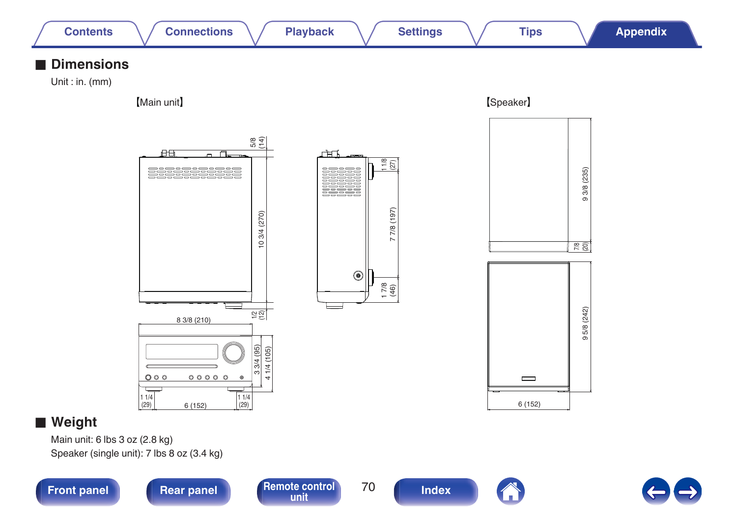## ■ Dimensions

Unit : in. (mm)

【Main unit】

【Speaker】

## ■ Weight

Main unit: 6 lbs 3 oz (2.8 kg)

Speaker (single unit): 7 lbs 8 oz (3.4 kg)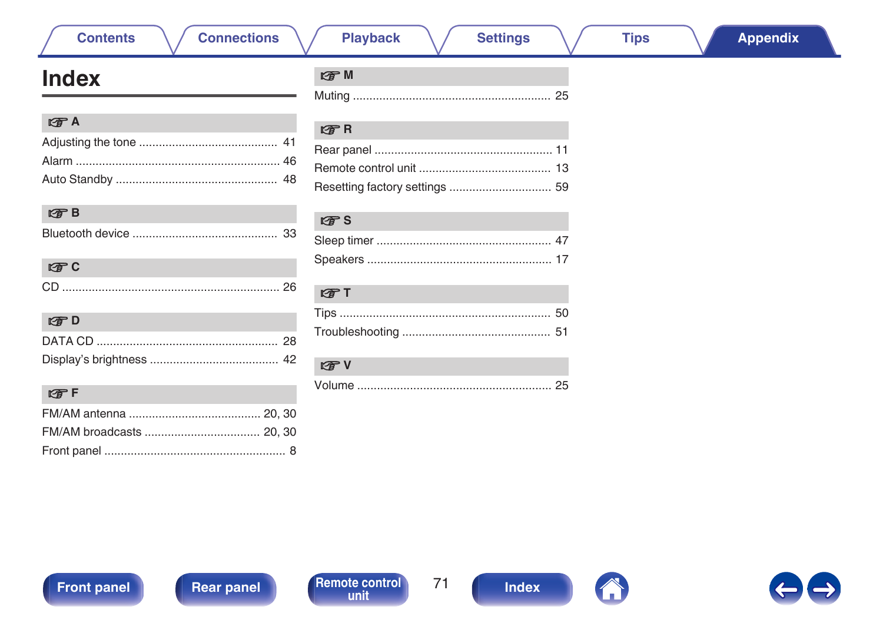# Index

## A

Adjusting the tone .......................................... 41
Alarm ............................................................. 46
Auto Standby ................................................ 48

## B

Bluetooth device ............................................ 33

## C

CD .................................................................. 26

## D

DATA CD ...................................................... 28
Display's brightness ....................................... 42

## F

FM/AM antenna ........................................ 20, 30
FM/AM broadcasts ................................... 20, 30
Front panel ....................................................... 8

## M

Muting ............................................................ 25

## R

Rear panel ...................................................... 11
Remote control unit ........................................ 13
Resetting factory settings ............................... 59

## S

Sleep timer ..................................................... 47
Speakers ........................................................ 17

## T

Tips ................................................................ 50
Troubleshooting ............................................. 51

## V

Volume ........................................................... 25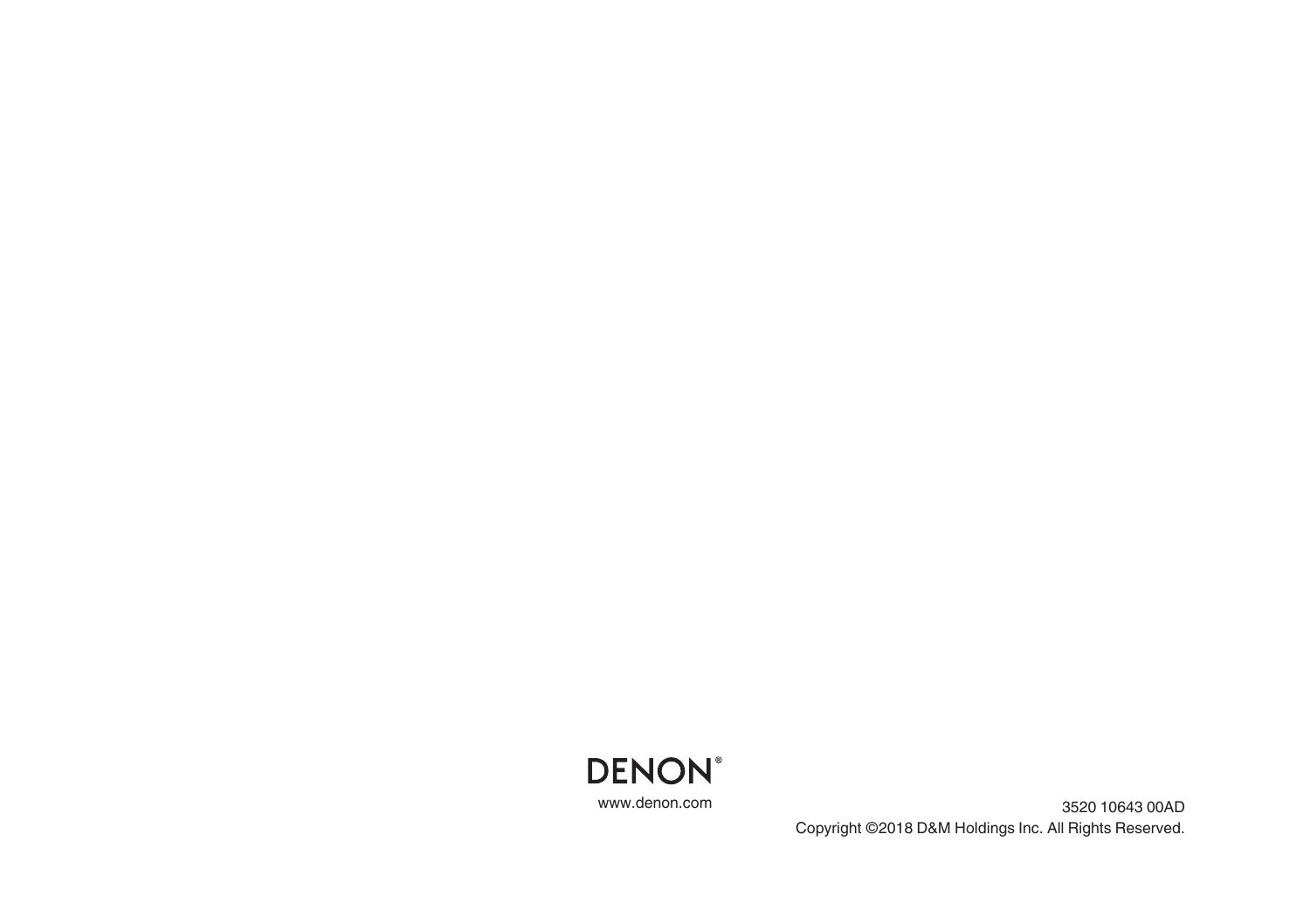DENON®

www.denon.com

3520 10643 00AD

Copyright ©2018 D&M Holdings Inc. All Rights Reserved.